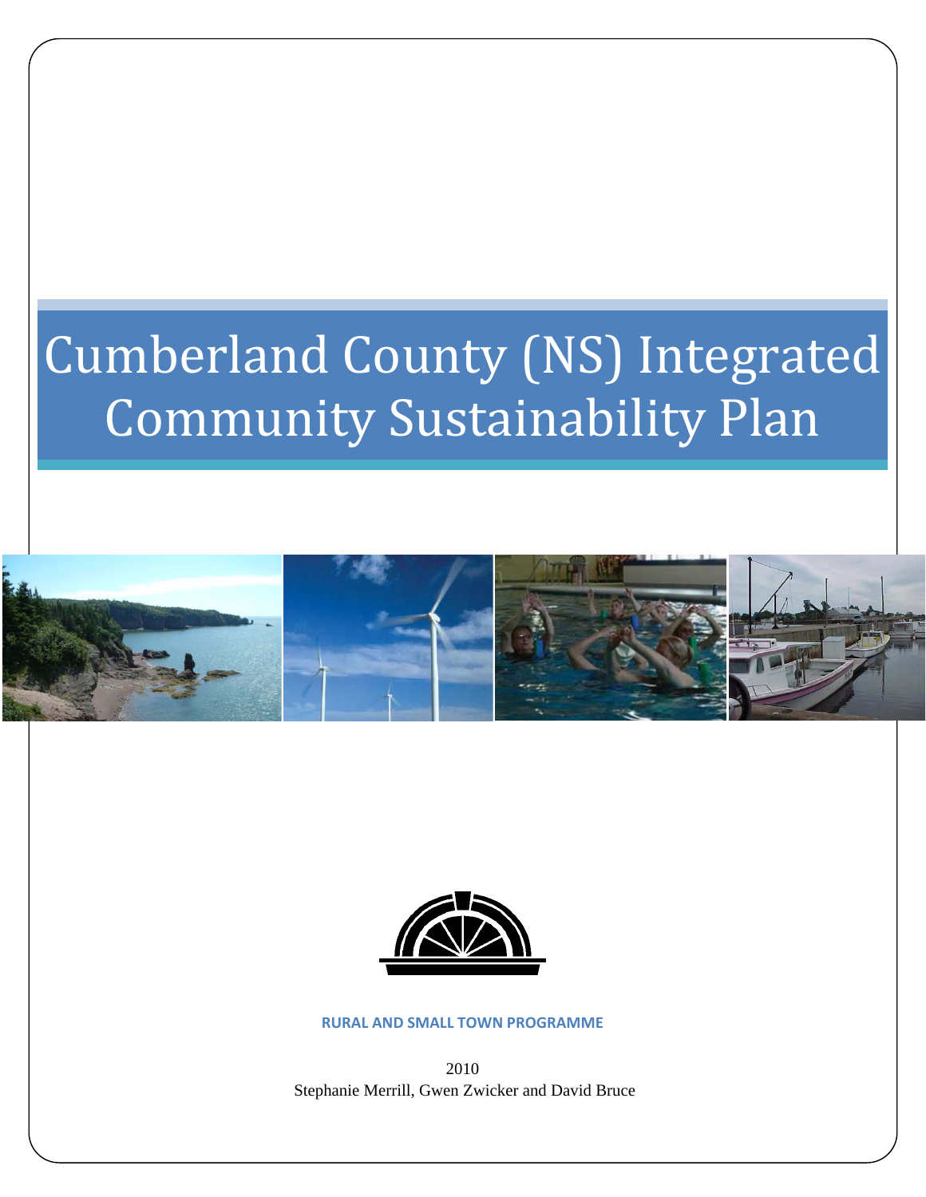# Cumberland County (NS) Integrated Community Sustainability Plan

**RURAL AND SMALL TOWN PROGRAMME**

2010

Stephanie Merrill, Gwen Zwicker and David Bruce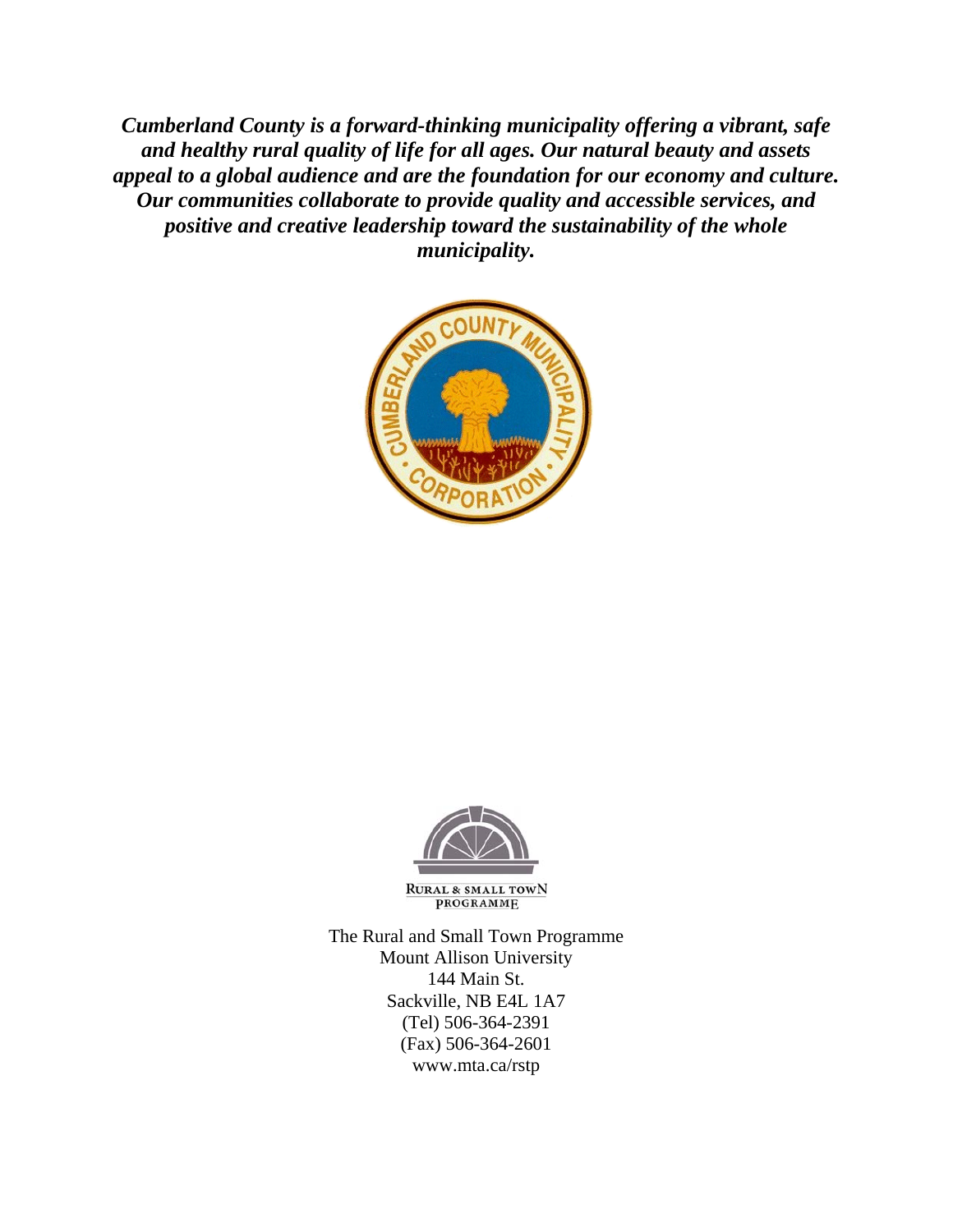***Cumberland County is a forward-thinking municipality offering a vibrant, safe and healthy rural quality of life for all ages. Our natural beauty and assets appeal to a global audience and are the foundation for our economy and culture. Our communities collaborate to provide quality and accessible services, and positive and creative leadership toward the sustainability of the whole municipality.***

The Rural and Small Town Programme
Mount Allison University
144 Main St.
Sackville, NB E4L 1A7
(Tel) 506-364-2391
(Fax) 506-364-2601
www.mta.ca/rstp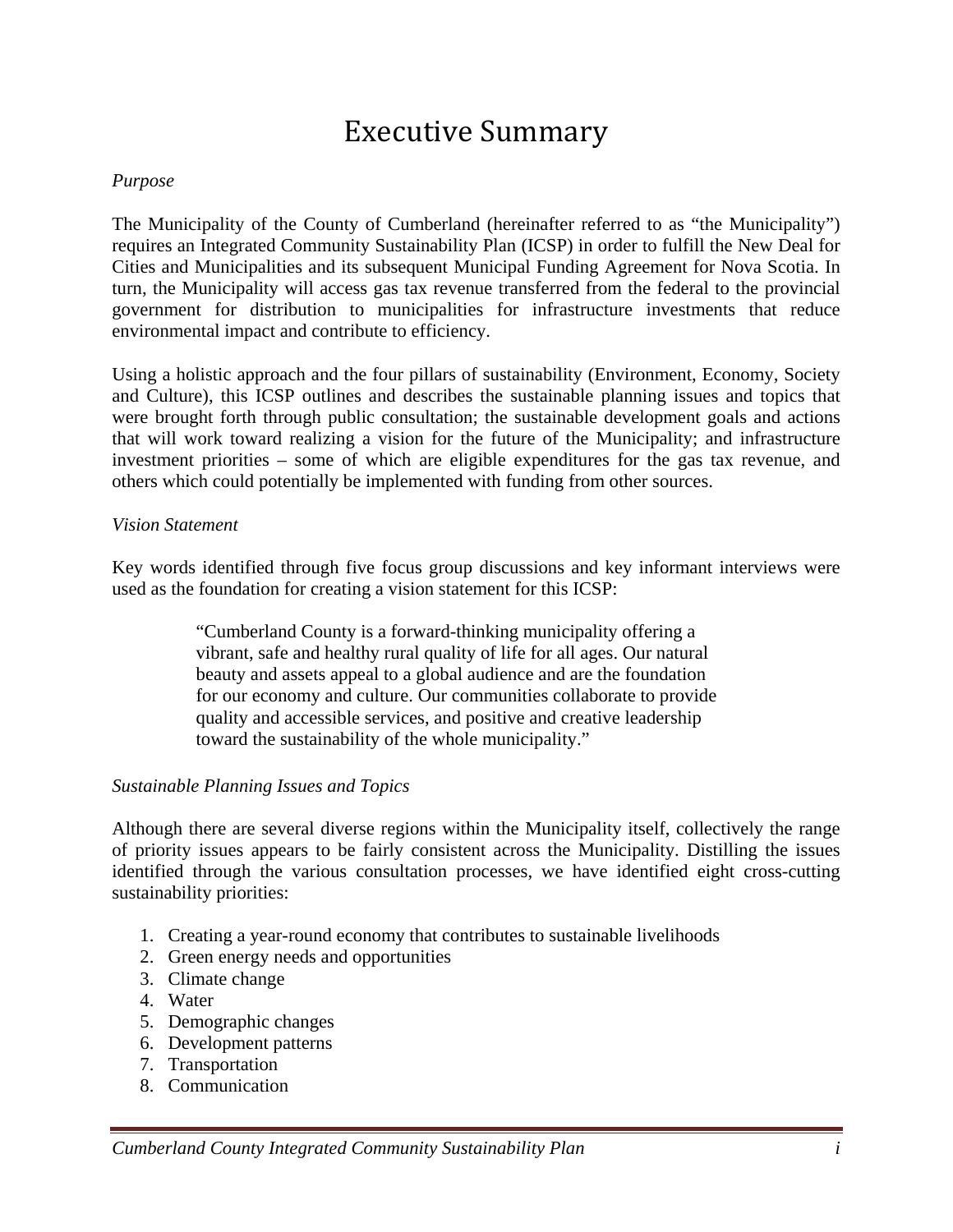# Executive Summary

*Purpose*

The Municipality of the County of Cumberland (hereinafter referred to as "the Municipality") requires an Integrated Community Sustainability Plan (ICSP) in order to fulfill the New Deal for Cities and Municipalities and its subsequent Municipal Funding Agreement for Nova Scotia. In turn, the Municipality will access gas tax revenue transferred from the federal to the provincial government for distribution to municipalities for infrastructure investments that reduce environmental impact and contribute to efficiency.

Using a holistic approach and the four pillars of sustainability (Environment, Economy, Society and Culture), this ICSP outlines and describes the sustainable planning issues and topics that were brought forth through public consultation; the sustainable development goals and actions that will work toward realizing a vision for the future of the Municipality; and infrastructure investment priorities – some of which are eligible expenditures for the gas tax revenue, and others which could potentially be implemented with funding from other sources.

*Vision Statement*

Key words identified through five focus group discussions and key informant interviews were used as the foundation for creating a vision statement for this ICSP:

> "Cumberland County is a forward-thinking municipality offering a vibrant, safe and healthy rural quality of life for all ages. Our natural beauty and assets appeal to a global audience and are the foundation for our economy and culture. Our communities collaborate to provide quality and accessible services, and positive and creative leadership toward the sustainability of the whole municipality."

*Sustainable Planning Issues and Topics*

Although there are several diverse regions within the Municipality itself, collectively the range of priority issues appears to be fairly consistent across the Municipality. Distilling the issues identified through the various consultation processes, we have identified eight cross-cutting sustainability priorities:

1. Creating a year-round economy that contributes to sustainable livelihoods
2. Green energy needs and opportunities
3. Climate change
4. Water
5. Demographic changes
6. Development patterns
7. Transportation
8. Communication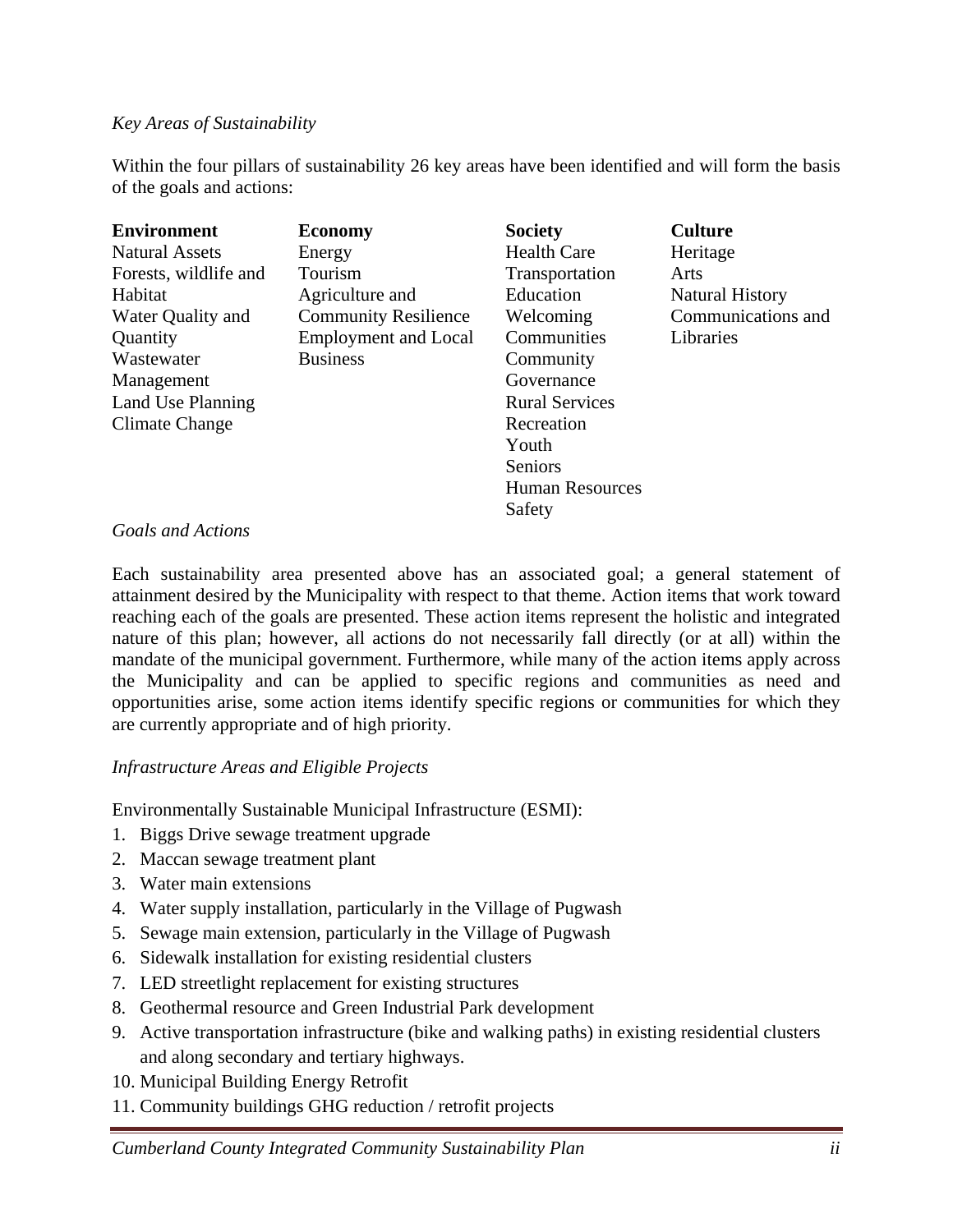*Key Areas of Sustainability*

Within the four pillars of sustainability 26 key areas have been identified and will form the basis of the goals and actions:

| Environment | Economy | Society | Culture |
|---|---|---|---|
| Natural Assets | Energy | Health Care | Heritage |
| Forests, wildlife and Habitat | Tourism | Transportation | Arts |
| Water Quality and Quantity | Agriculture and Community Resilience | Education | Natural History |
| Wastewater Management | Employment and Local Business | Welcoming Communities | Communications and Libraries |
| Land Use Planning | | Community Governance | |
| Climate Change | | Rural Services | |
| | | Recreation | |
| | | Youth | |
| | | Seniors | |
| | | Human Resources | |
| | | Safety | |

*Goals and Actions*

Each sustainability area presented above has an associated goal; a general statement of attainment desired by the Municipality with respect to that theme. Action items that work toward reaching each of the goals are presented. These action items represent the holistic and integrated nature of this plan; however, all actions do not necessarily fall directly (or at all) within the mandate of the municipal government. Furthermore, while many of the action items apply across the Municipality and can be applied to specific regions and communities as need and opportunities arise, some action items identify specific regions or communities for which they are currently appropriate and of high priority.

*Infrastructure Areas and Eligible Projects*

Environmentally Sustainable Municipal Infrastructure (ESMI):

1. Biggs Drive sewage treatment upgrade
2. Maccan sewage treatment plant
3. Water main extensions
4. Water supply installation, particularly in the Village of Pugwash
5. Sewage main extension, particularly in the Village of Pugwash
6. Sidewalk installation for existing residential clusters
7. LED streetlight replacement for existing structures
8. Geothermal resource and Green Industrial Park development
9. Active transportation infrastructure (bike and walking paths) in existing residential clusters and along secondary and tertiary highways.
10. Municipal Building Energy Retrofit
11. Community buildings GHG reduction / retrofit projects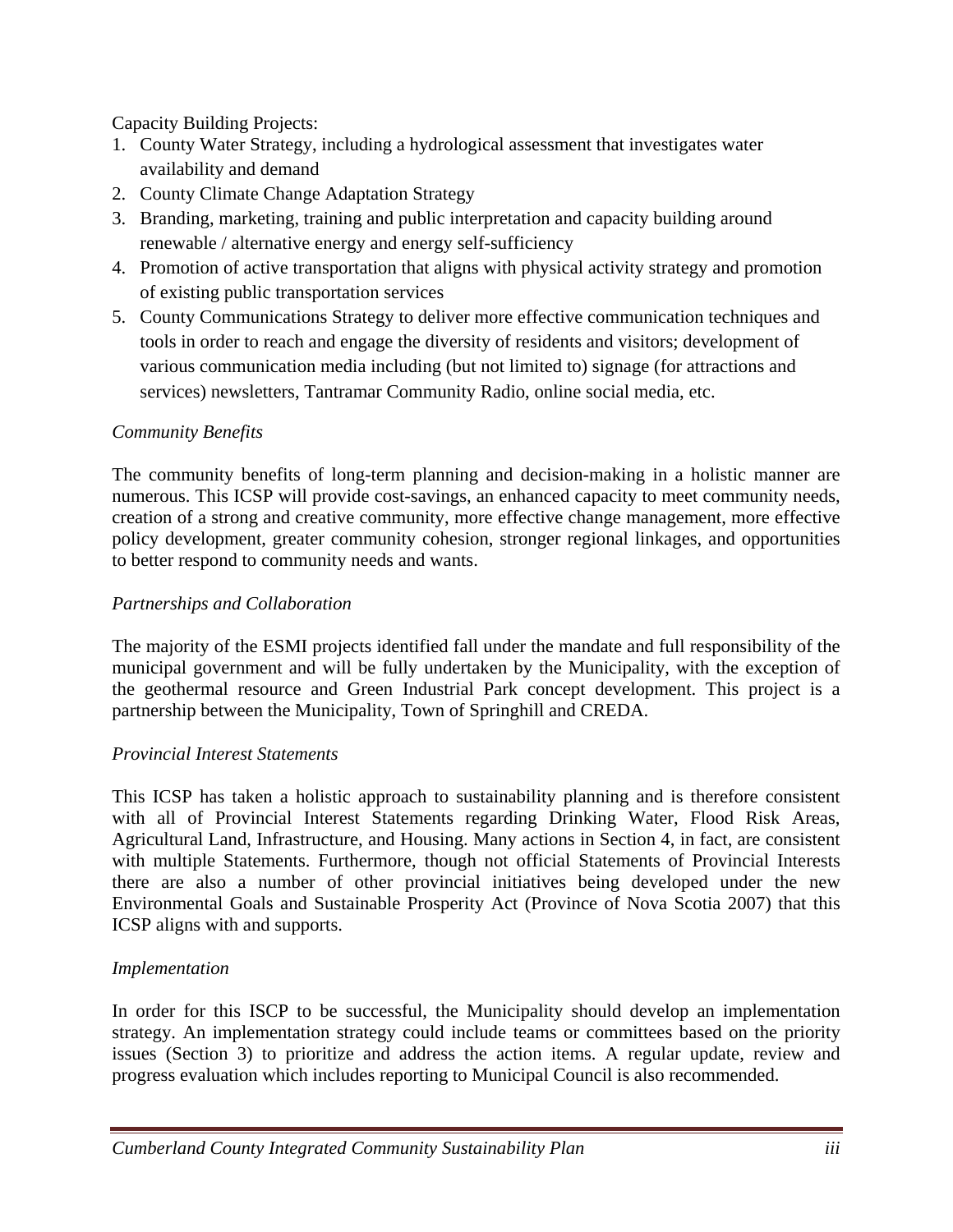Capacity Building Projects:

1. County Water Strategy, including a hydrological assessment that investigates water availability and demand
2. County Climate Change Adaptation Strategy
3. Branding, marketing, training and public interpretation and capacity building around renewable / alternative energy and energy self-sufficiency
4. Promotion of active transportation that aligns with physical activity strategy and promotion of existing public transportation services
5. County Communications Strategy to deliver more effective communication techniques and tools in order to reach and engage the diversity of residents and visitors; development of various communication media including (but not limited to) signage (for attractions and services) newsletters, Tantramar Community Radio, online social media, etc.

*Community Benefits*

The community benefits of long-term planning and decision-making in a holistic manner are numerous. This ICSP will provide cost-savings, an enhanced capacity to meet community needs, creation of a strong and creative community, more effective change management, more effective policy development, greater community cohesion, stronger regional linkages, and opportunities to better respond to community needs and wants.

*Partnerships and Collaboration*

The majority of the ESMI projects identified fall under the mandate and full responsibility of the municipal government and will be fully undertaken by the Municipality, with the exception of the geothermal resource and Green Industrial Park concept development. This project is a partnership between the Municipality, Town of Springhill and CREDA.

*Provincial Interest Statements*

This ICSP has taken a holistic approach to sustainability planning and is therefore consistent with all of Provincial Interest Statements regarding Drinking Water, Flood Risk Areas, Agricultural Land, Infrastructure, and Housing. Many actions in Section 4, in fact, are consistent with multiple Statements. Furthermore, though not official Statements of Provincial Interests there are also a number of other provincial initiatives being developed under the new Environmental Goals and Sustainable Prosperity Act (Province of Nova Scotia 2007) that this ICSP aligns with and supports.

*Implementation*

In order for this ISCP to be successful, the Municipality should develop an implementation strategy. An implementation strategy could include teams or committees based on the priority issues (Section 3) to prioritize and address the action items. A regular update, review and progress evaluation which includes reporting to Municipal Council is also recommended.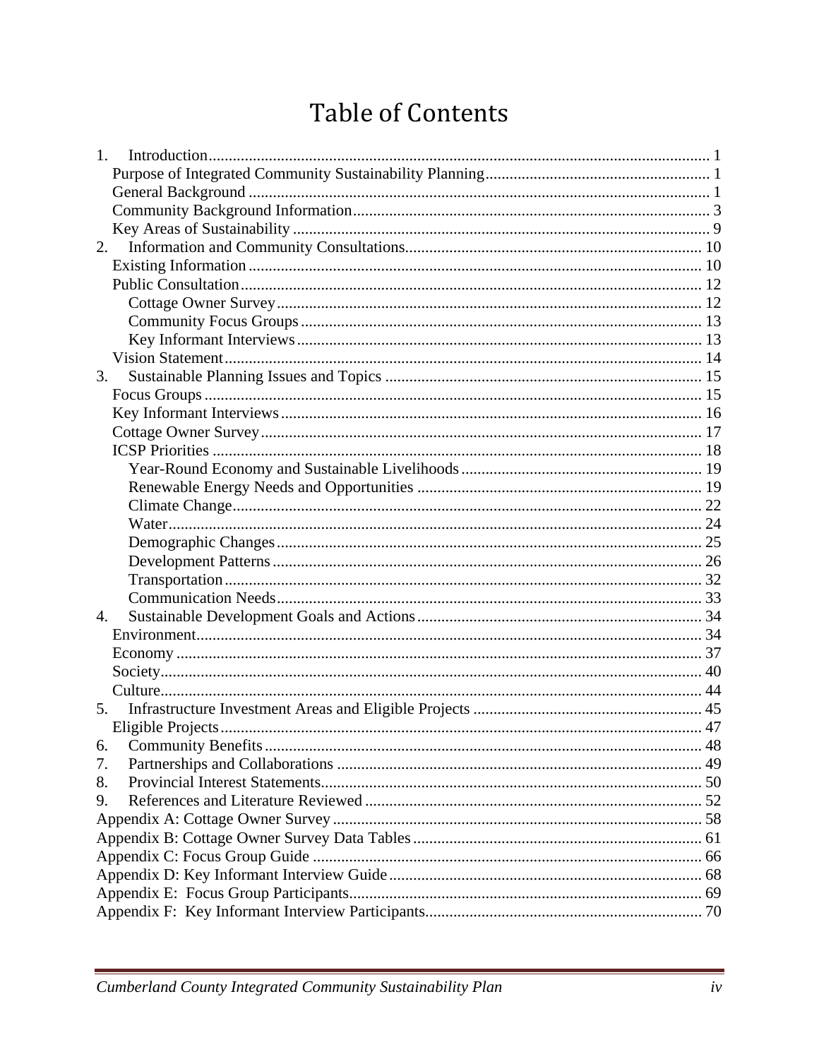# Table of Contents

1. Introduction ........................................................ 1
   - Purpose of Integrated Community Sustainability Planning ........................................................ 1
   - General Background ........................................................ 1
   - Community Background Information ........................................................ 3
   - Key Areas of Sustainability ........................................................ 9
2. Information and Community Consultations ........................................................ 10
   - Existing Information ........................................................ 10
   - Public Consultation ........................................................ 12
     - Cottage Owner Survey ........................................................ 12
     - Community Focus Groups ........................................................ 13
     - Key Informant Interviews ........................................................ 13
   - Vision Statement ........................................................ 14
3. Sustainable Planning Issues and Topics ........................................................ 15
   - Focus Groups ........................................................ 15
   - Key Informant Interviews ........................................................ 16
   - Cottage Owner Survey ........................................................ 17
   - ICSP Priorities ........................................................ 18
     - Year-Round Economy and Sustainable Livelihoods ........................................................ 19
     - Renewable Energy Needs and Opportunities ........................................................ 19
     - Climate Change ........................................................ 22
     - Water ........................................................ 24
     - Demographic Changes ........................................................ 25
     - Development Patterns ........................................................ 26
     - Transportation ........................................................ 32
     - Communication Needs ........................................................ 33
4. Sustainable Development Goals and Actions ........................................................ 34
   - Environment ........................................................ 34
   - Economy ........................................................ 37
   - Society ........................................................ 40
   - Culture ........................................................ 44
5. Infrastructure Investment Areas and Eligible Projects ........................................................ 45
   - Eligible Projects ........................................................ 47
6. Community Benefits ........................................................ 48
7. Partnerships and Collaborations ........................................................ 49
8. Provincial Interest Statements ........................................................ 50
9. References and Literature Reviewed ........................................................ 52

Appendix A: Cottage Owner Survey ........................................................ 58

Appendix B: Cottage Owner Survey Data Tables ........................................................ 61

Appendix C: Focus Group Guide ........................................................ 66

Appendix D: Key Informant Interview Guide ........................................................ 68

Appendix E: Focus Group Participants ........................................................ 69

Appendix F: Key Informant Interview Participants ........................................................ 70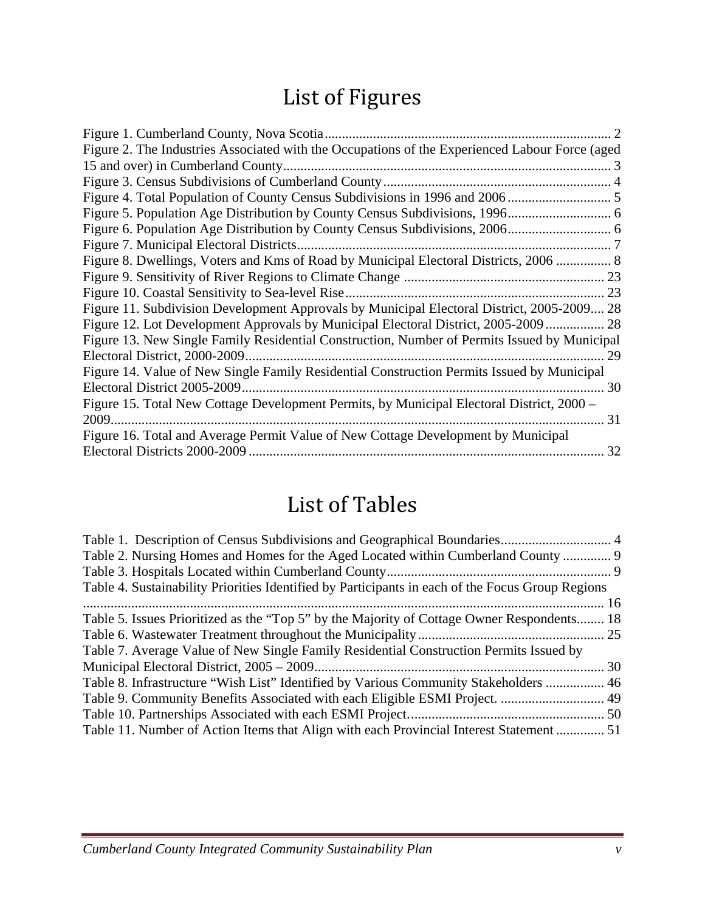# List of Figures

Figure 1. Cumberland County, Nova Scotia ........................................................................................ 2
Figure 2. The Industries Associated with the Occupations of the Experienced Labour Force (aged 15 and over) in Cumberland County ................................................................................................ 3
Figure 3. Census Subdivisions of Cumberland County .................................................................. 4
Figure 4. Total Population of County Census Subdivisions in 1996 and 2006 .............................. 5
Figure 5. Population Age Distribution by County Census Subdivisions, 1996 .............................. 6
Figure 6. Population Age Distribution by County Census Subdivisions, 2006 .............................. 6
Figure 7. Municipal Electoral Districts ........................................................................................... 7
Figure 8. Dwellings, Voters and Kms of Road by Municipal Electoral Districts, 2006 ................ 8
Figure 9. Sensitivity of River Regions to Climate Change .......................................................... 23
Figure 10. Coastal Sensitivity to Sea-level Rise ........................................................................... 23
Figure 11. Subdivision Development Approvals by Municipal Electoral District, 2005-2009 .... 28
Figure 12. Lot Development Approvals by Municipal Electoral District, 2005-2009 ................. 28
Figure 13. New Single Family Residential Construction, Number of Permits Issued by Municipal Electoral District, 2000-2009 ........................................................................................................ 29
Figure 14. Value of New Single Family Residential Construction Permits Issued by Municipal Electoral District 2005-2009 ......................................................................................................... 30
Figure 15. Total New Cottage Development Permits, by Municipal Electoral District, 2000 – 2009 .............................................................................................................................................. 31
Figure 16. Total and Average Permit Value of New Cottage Development by Municipal Electoral Districts 2000-2009 ....................................................................................................... 32

# List of Tables

Table 1. Description of Census Subdivisions and Geographical Boundaries ................................ 4
Table 2. Nursing Homes and Homes for the Aged Located within Cumberland County .............. 9
Table 3. Hospitals Located within Cumberland County ................................................................. 9
Table 4. Sustainability Priorities Identified by Participants in each of the Focus Group Regions ...................................................................................................................................................... 16
Table 5. Issues Prioritized as the "Top 5" by the Majority of Cottage Owner Respondents ........ 18
Table 6. Wastewater Treatment throughout the Municipality ...................................................... 25
Table 7. Average Value of New Single Family Residential Construction Permits Issued by Municipal Electoral District, 2005 – 2009 .................................................................................... 30
Table 8. Infrastructure "Wish List" Identified by Various Community Stakeholders ................. 46
Table 9. Community Benefits Associated with each Eligible ESMI Project. .............................. 49
Table 10. Partnerships Associated with each ESMI Project. ........................................................ 50
Table 11. Number of Action Items that Align with each Provincial Interest Statement .............. 51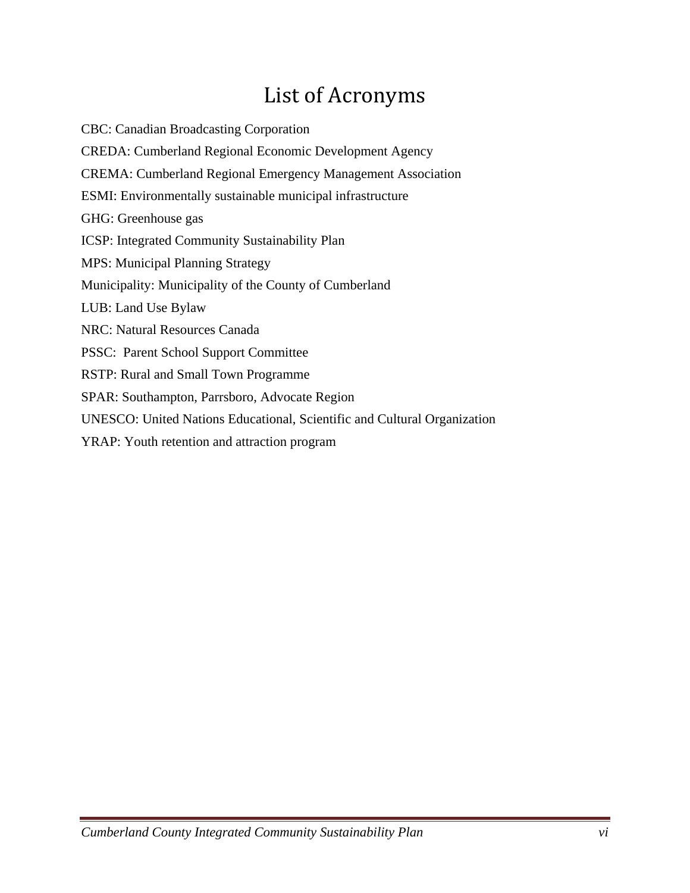# List of Acronyms

CBC: Canadian Broadcasting Corporation

CREDA: Cumberland Regional Economic Development Agency

CREMA: Cumberland Regional Emergency Management Association

ESMI: Environmentally sustainable municipal infrastructure

GHG: Greenhouse gas

ICSP: Integrated Community Sustainability Plan

MPS: Municipal Planning Strategy

Municipality: Municipality of the County of Cumberland

LUB: Land Use Bylaw

NRC: Natural Resources Canada

PSSC: Parent School Support Committee

RSTP: Rural and Small Town Programme

SPAR: Southampton, Parrsboro, Advocate Region

UNESCO: United Nations Educational, Scientific and Cultural Organization

YRAP: Youth retention and attraction program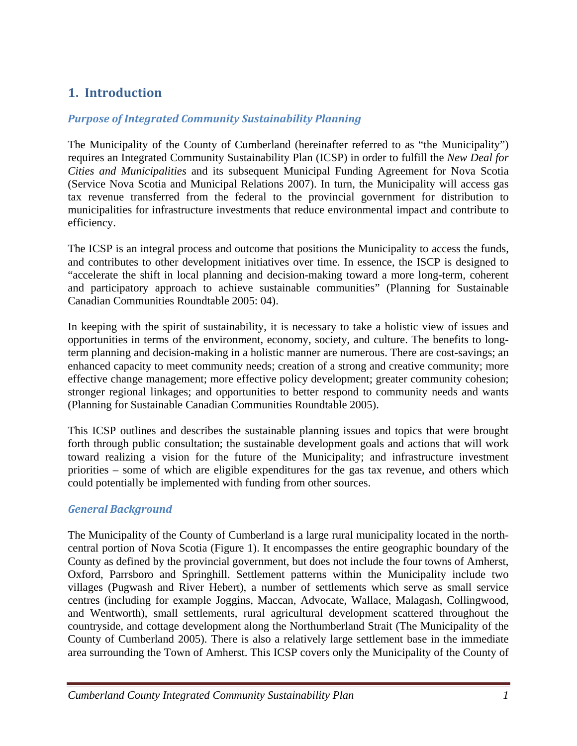# 1. Introduction

### *Purpose of Integrated Community Sustainability Planning*

The Municipality of the County of Cumberland (hereinafter referred to as "the Municipality") requires an Integrated Community Sustainability Plan (ICSP) in order to fulfill the *New Deal for Cities and Municipalities* and its subsequent Municipal Funding Agreement for Nova Scotia (Service Nova Scotia and Municipal Relations 2007). In turn, the Municipality will access gas tax revenue transferred from the federal to the provincial government for distribution to municipalities for infrastructure investments that reduce environmental impact and contribute to efficiency.

The ICSP is an integral process and outcome that positions the Municipality to access the funds, and contributes to other development initiatives over time. In essence, the ISCP is designed to "accelerate the shift in local planning and decision-making toward a more long-term, coherent and participatory approach to achieve sustainable communities" (Planning for Sustainable Canadian Communities Roundtable 2005: 04).

In keeping with the spirit of sustainability, it is necessary to take a holistic view of issues and opportunities in terms of the environment, economy, society, and culture. The benefits to long-term planning and decision-making in a holistic manner are numerous. There are cost-savings; an enhanced capacity to meet community needs; creation of a strong and creative community; more effective change management; more effective policy development; greater community cohesion; stronger regional linkages; and opportunities to better respond to community needs and wants (Planning for Sustainable Canadian Communities Roundtable 2005).

This ICSP outlines and describes the sustainable planning issues and topics that were brought forth through public consultation; the sustainable development goals and actions that will work toward realizing a vision for the future of the Municipality; and infrastructure investment priorities – some of which are eligible expenditures for the gas tax revenue, and others which could potentially be implemented with funding from other sources.

### *General Background*

The Municipality of the County of Cumberland is a large rural municipality located in the north-central portion of Nova Scotia (Figure 1). It encompasses the entire geographic boundary of the County as defined by the provincial government, but does not include the four towns of Amherst, Oxford, Parrsboro and Springhill. Settlement patterns within the Municipality include two villages (Pugwash and River Hebert), a number of settlements which serve as small service centres (including for example Joggins, Maccan, Advocate, Wallace, Malagash, Collingwood, and Wentworth), small settlements, rural agricultural development scattered throughout the countryside, and cottage development along the Northumberland Strait (The Municipality of the County of Cumberland 2005). There is also a relatively large settlement base in the immediate area surrounding the Town of Amherst. This ICSP covers only the Municipality of the County of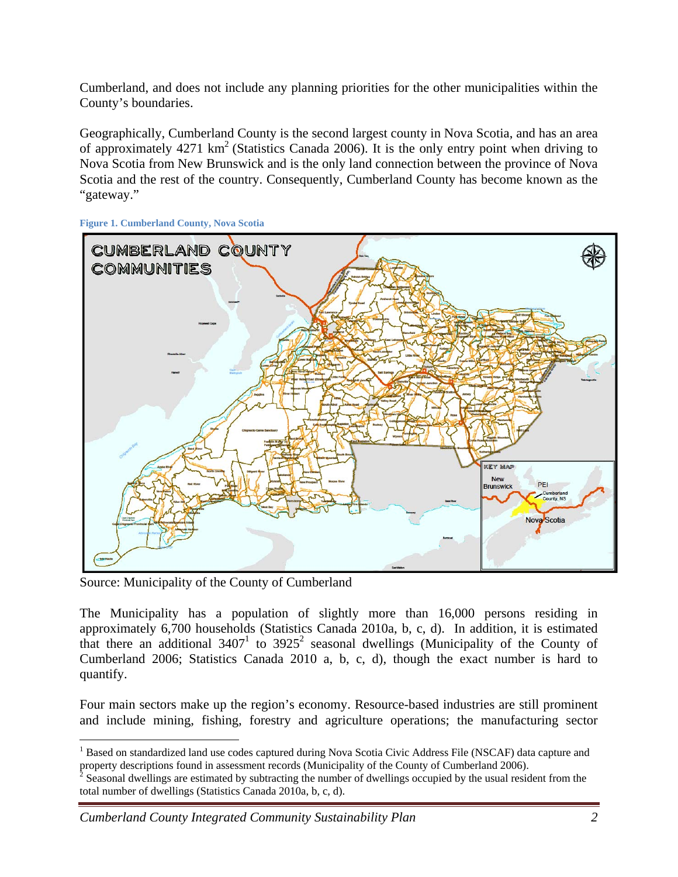Cumberland, and does not include any planning priorities for the other municipalities within the County's boundaries.

Geographically, Cumberland County is the second largest county in Nova Scotia, and has an area of approximately 4271 km$^2$ (Statistics Canada 2006). It is the only entry point when driving to Nova Scotia from New Brunswick and is the only land connection between the province of Nova Scotia and the rest of the country. Consequently, Cumberland County has become known as the "gateway."

**Figure 1. Cumberland County, Nova Scotia**

Source: Municipality of the County of Cumberland

The Municipality has a population of slightly more than 16,000 persons residing in approximately 6,700 households (Statistics Canada 2010a, b, c, d). In addition, it is estimated that there an additional 3407[1] to 3925[2] seasonal dwellings (Municipality of the County of Cumberland 2006; Statistics Canada 2010 a, b, c, d), though the exact number is hard to quantify.

Four main sectors make up the region's economy. Resource-based industries are still prominent and include mining, fishing, forestry and agriculture operations; the manufacturing sector

---

[1] Based on standardized land use codes captured during Nova Scotia Civic Address File (NSCAF) data capture and property descriptions found in assessment records (Municipality of the County of Cumberland 2006).

[2] Seasonal dwellings are estimated by subtracting the number of dwellings occupied by the usual resident from the total number of dwellings (Statistics Canada 2010a, b, c, d).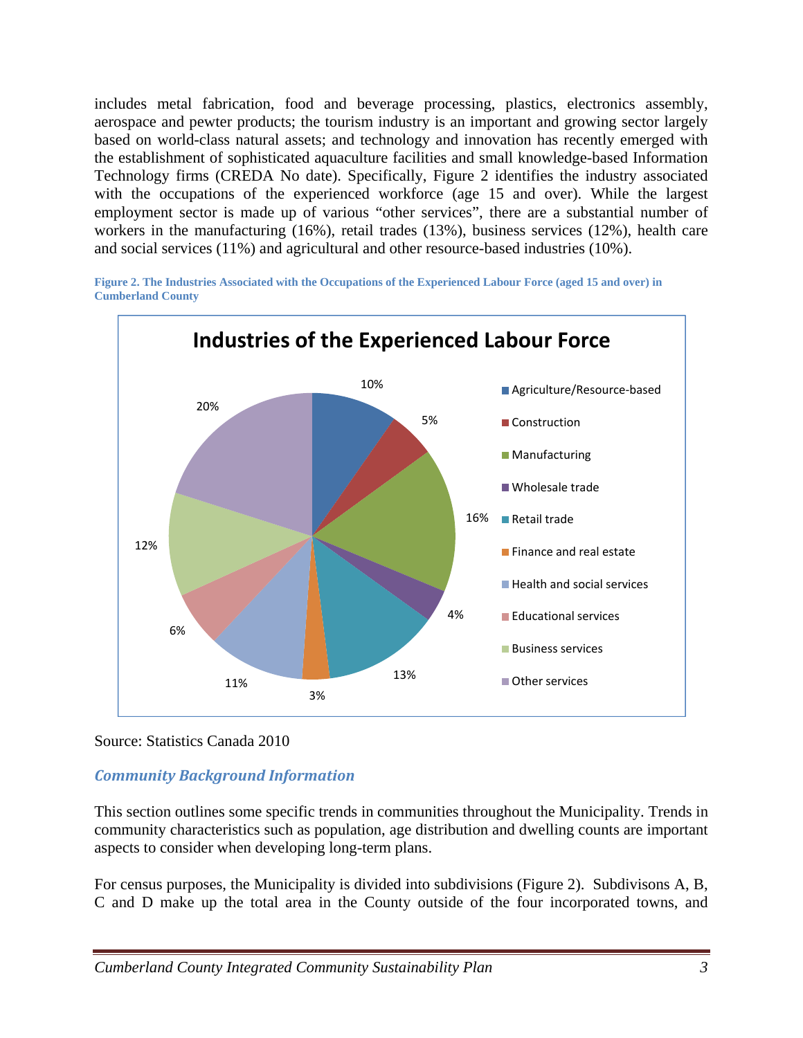includes metal fabrication, food and beverage processing, plastics, electronics assembly, aerospace and pewter products; the tourism industry is an important and growing sector largely based on world-class natural assets; and technology and innovation has recently emerged with the establishment of sophisticated aquaculture facilities and small knowledge-based Information Technology firms (CREDA No date). Specifically, Figure 2 identifies the industry associated with the occupations of the experienced workforce (age 15 and over). While the largest employment sector is made up of various "other services", there are a substantial number of workers in the manufacturing (16%), retail trades (13%), business services (12%), health care and social services (11%) and agricultural and other resource-based industries (10%).

**Figure 2. The Industries Associated with the Occupations of the Experienced Labour Force (aged 15 and over) in Cumberland County**

**Industries of the Experienced Labour Force**

| Industry | Share |
|---|---|
| Agriculture/Resource-based | 10% |
| Construction | 5% |
| Manufacturing | 16% |
| Wholesale trade | 4% |
| Retail trade | 13% |
| Finance and real estate | 3% |
| Health and social services | 11% |
| Educational services | 6% |
| Business services | 12% |
| Other services | 20% |

Source: Statistics Canada 2010

### *Community Background Information*

This section outlines some specific trends in communities throughout the Municipality. Trends in community characteristics such as population, age distribution and dwelling counts are important aspects to consider when developing long-term plans.

For census purposes, the Municipality is divided into subdivisions (Figure 2). Subdivisons A, B, C and D make up the total area in the County outside of the four incorporated towns, and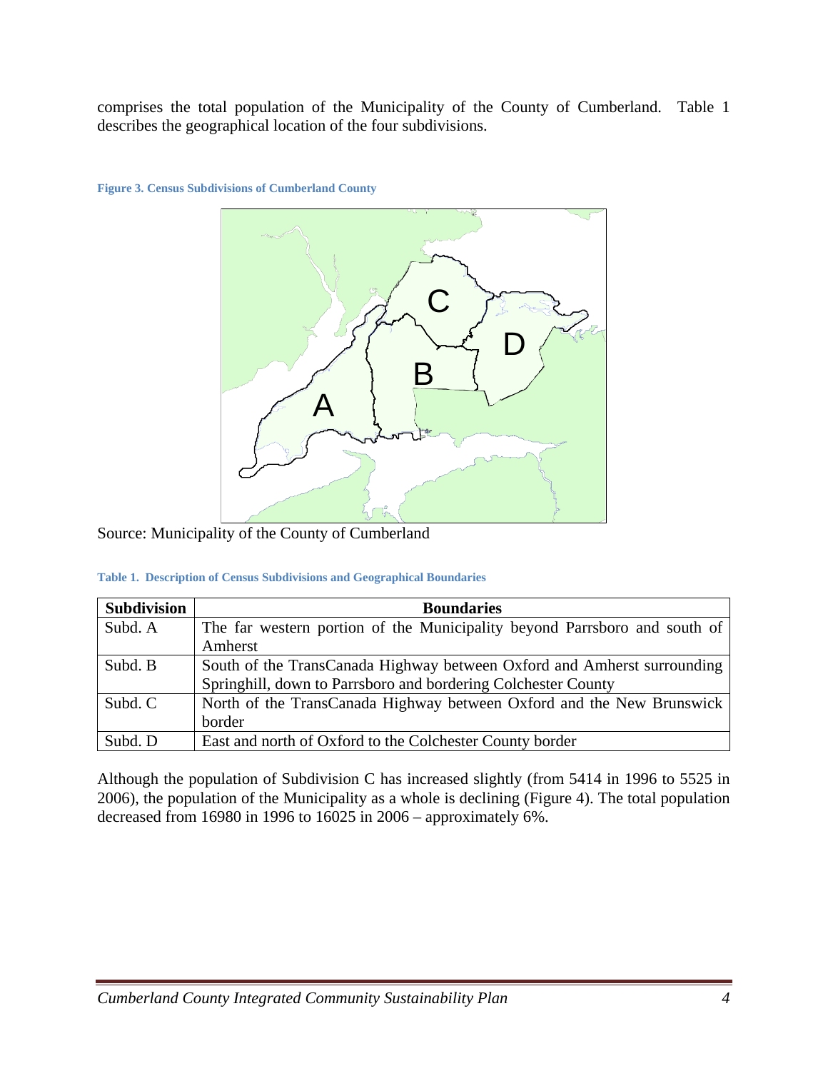comprises the total population of the Municipality of the County of Cumberland. Table 1 describes the geographical location of the four subdivisions.

**Figure 3. Census Subdivisions of Cumberland County**

Source: Municipality of the County of Cumberland

**Table 1. Description of Census Subdivisions and Geographical Boundaries**

| Subdivision | Boundaries |
| --- | --- |
| Subd. A | The far western portion of the Municipality beyond Parrsboro and south of Amherst |
| Subd. B | South of the TransCanada Highway between Oxford and Amherst surrounding Springhill, down to Parrsboro and bordering Colchester County |
| Subd. C | North of the TransCanada Highway between Oxford and the New Brunswick border |
| Subd. D | East and north of Oxford to the Colchester County border |

Although the population of Subdivision C has increased slightly (from 5414 in 1996 to 5525 in 2006), the population of the Municipality as a whole is declining (Figure 4). The total population decreased from 16980 in 1996 to 16025 in 2006 – approximately 6%.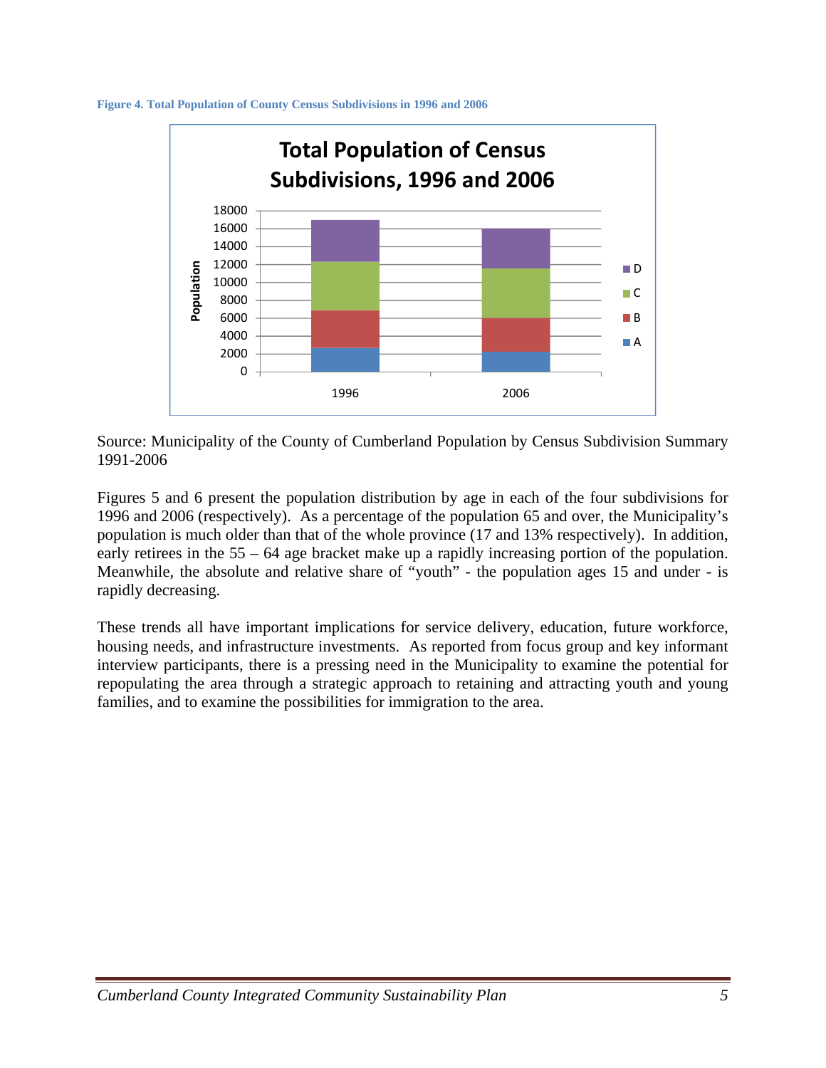**Figure 4. Total Population of County Census Subdivisions in 1996 and 2006**

Source: Municipality of the County of Cumberland Population by Census Subdivision Summary 1991-2006

Figures 5 and 6 present the population distribution by age in each of the four subdivisions for 1996 and 2006 (respectively). As a percentage of the population 65 and over, the Municipality's population is much older than that of the whole province (17 and 13% respectively). In addition, early retirees in the 55 – 64 age bracket make up a rapidly increasing portion of the population. Meanwhile, the absolute and relative share of "youth" - the population ages 15 and under - is rapidly decreasing.

These trends all have important implications for service delivery, education, future workforce, housing needs, and infrastructure investments. As reported from focus group and key informant interview participants, there is a pressing need in the Municipality to examine the potential for repopulating the area through a strategic approach to retaining and attracting youth and young families, and to examine the possibilities for immigration to the area.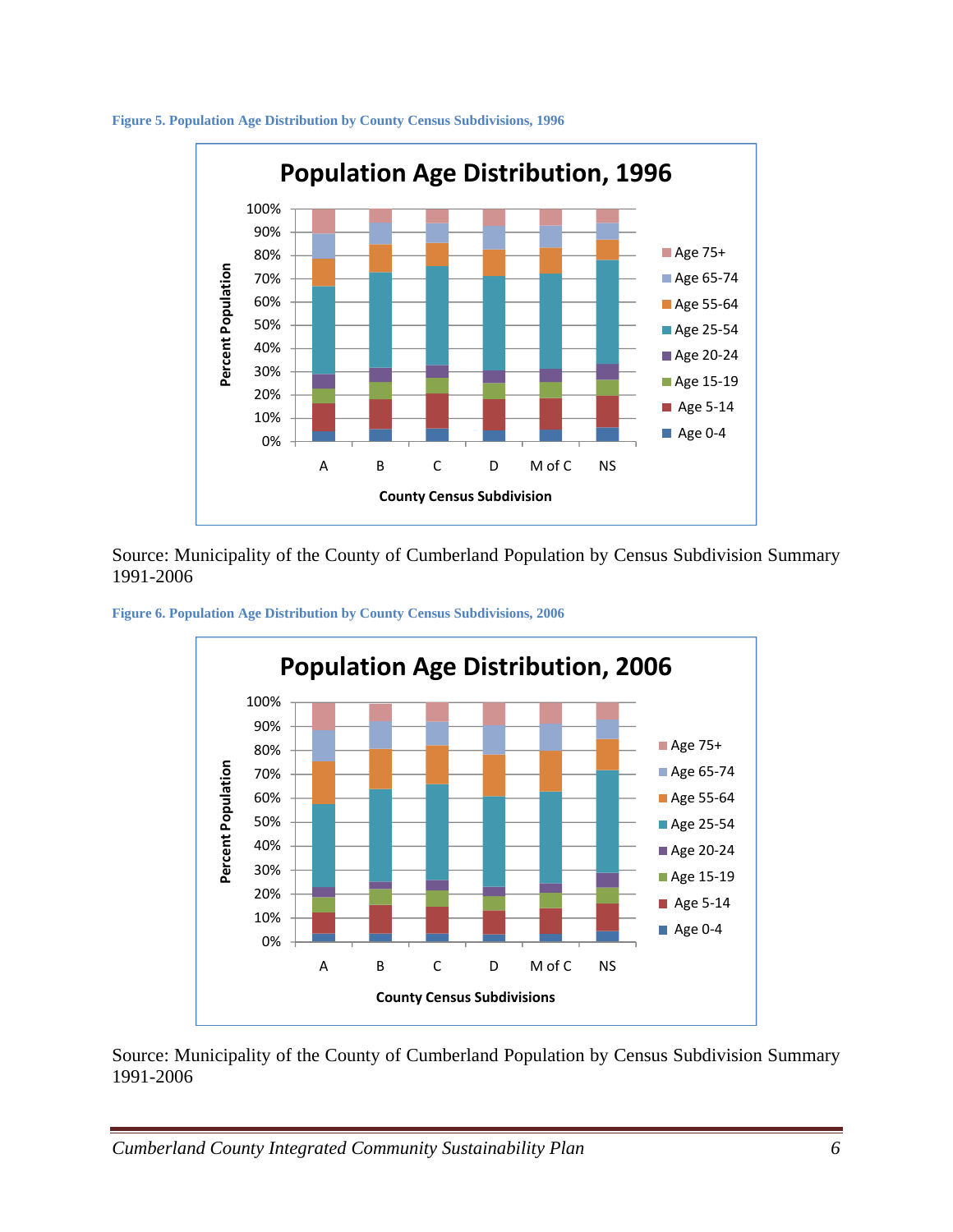Figure 5. Population Age Distribution by County Census Subdivisions, 1996

Source: Municipality of the County of Cumberland Population by Census Subdivision Summary 1991-2006

Figure 6. Population Age Distribution by County Census Subdivisions, 2006

Source: Municipality of the County of Cumberland Population by Census Subdivision Summary 1991-2006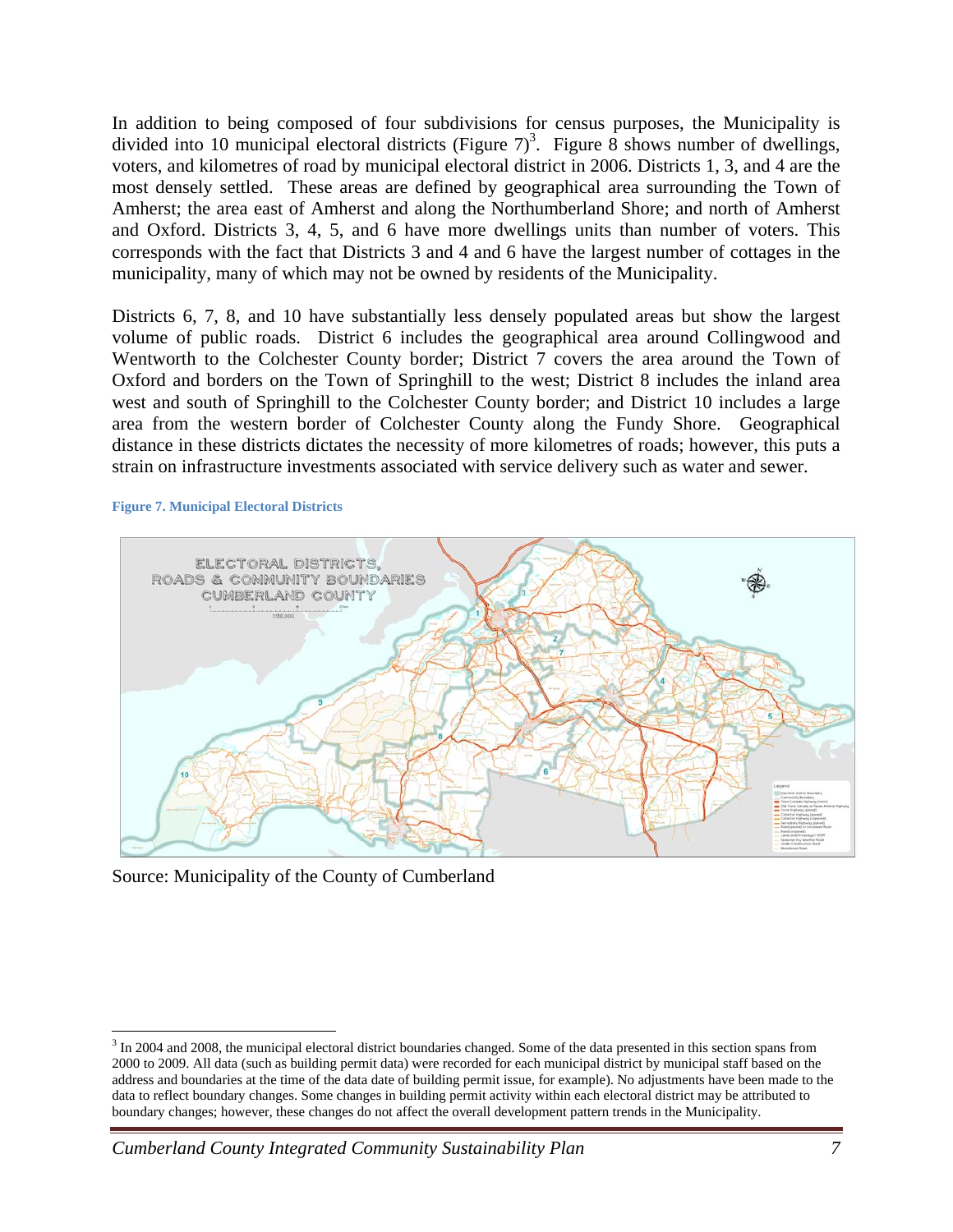In addition to being composed of four subdivisions for census purposes, the Municipality is divided into 10 municipal electoral districts (Figure 7)[3]. Figure 8 shows number of dwellings, voters, and kilometres of road by municipal electoral district in 2006. Districts 1, 3, and 4 are the most densely settled. These areas are defined by geographical area surrounding the Town of Amherst; the area east of Amherst and along the Northumberland Shore; and north of Amherst and Oxford. Districts 3, 4, 5, and 6 have more dwellings units than number of voters. This corresponds with the fact that Districts 3 and 4 and 6 have the largest number of cottages in the municipality, many of which may not be owned by residents of the Municipality.

Districts 6, 7, 8, and 10 have substantially less densely populated areas but show the largest volume of public roads. District 6 includes the geographical area around Collingwood and Wentworth to the Colchester County border; District 7 covers the area around the Town of Oxford and borders on the Town of Springhill to the west; District 8 includes the inland area west and south of Springhill to the Colchester County border; and District 10 includes a large area from the western border of Colchester County along the Fundy Shore. Geographical distance in these districts dictates the necessity of more kilometres of roads; however, this puts a strain on infrastructure investments associated with service delivery such as water and sewer.

**Figure 7. Municipal Electoral Districts**

Source: Municipality of the County of Cumberland

[3] In 2004 and 2008, the municipal electoral district boundaries changed. Some of the data presented in this section spans from 2000 to 2009. All data (such as building permit data) were recorded for each municipal district by municipal staff based on the address and boundaries at the time of the data date of building permit issue, for example). No adjustments have been made to the data to reflect boundary changes. Some changes in building permit activity within each electoral district may be attributed to boundary changes; however, these changes do not affect the overall development pattern trends in the Municipality.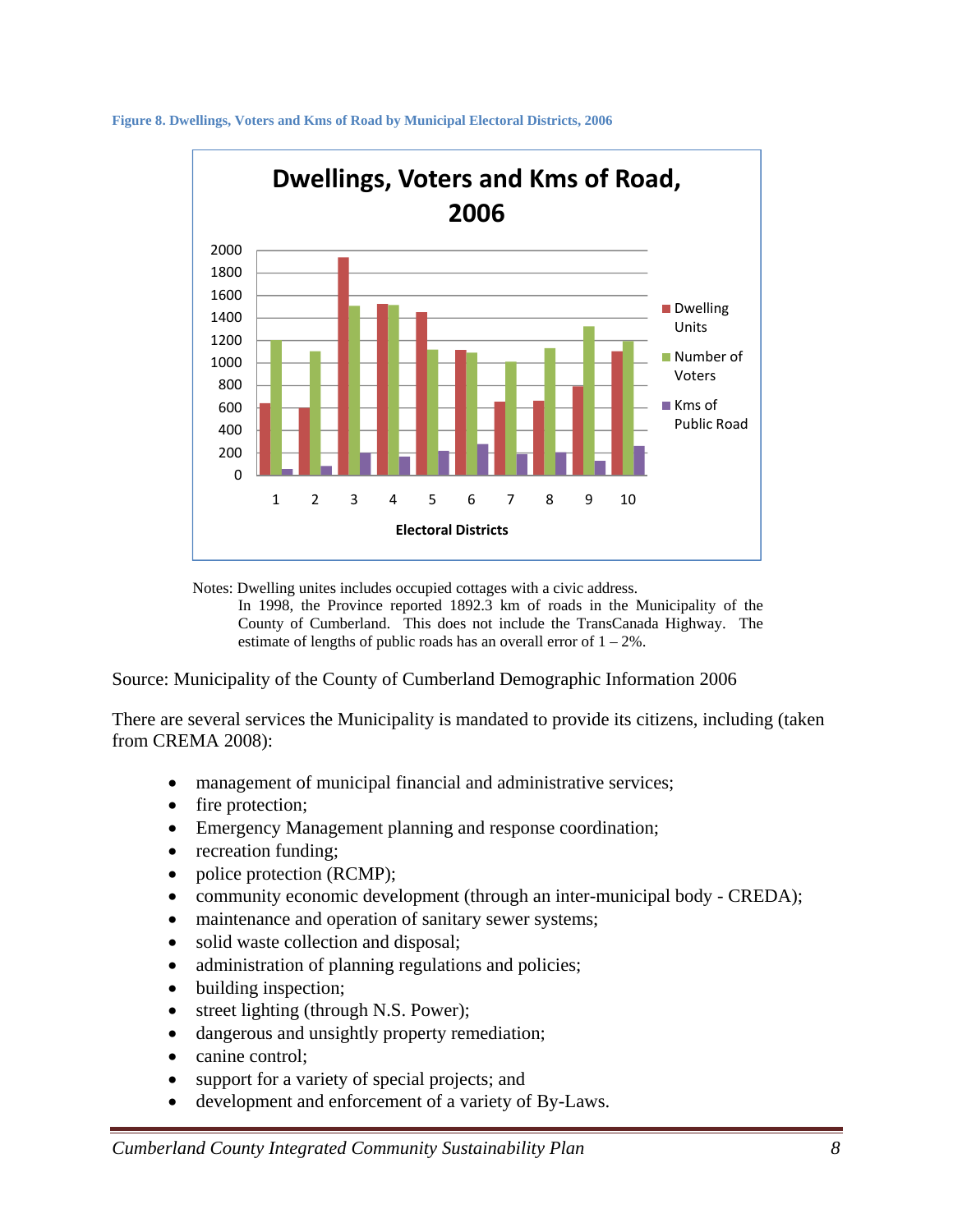**Figure 8. Dwellings, Voters and Kms of Road by Municipal Electoral Districts, 2006**

Notes: Dwelling unites includes occupied cottages with a civic address.
In 1998, the Province reported 1892.3 km of roads in the Municipality of the County of Cumberland. This does not include the TransCanada Highway. The estimate of lengths of public roads has an overall error of 1 – 2%.

Source: Municipality of the County of Cumberland Demographic Information 2006

There are several services the Municipality is mandated to provide its citizens, including (taken from CREMA 2008):

- management of municipal financial and administrative services;
- fire protection;
- Emergency Management planning and response coordination;
- recreation funding;
- police protection (RCMP);
- community economic development (through an inter-municipal body - CREDA);
- maintenance and operation of sanitary sewer systems;
- solid waste collection and disposal;
- administration of planning regulations and policies;
- building inspection;
- street lighting (through N.S. Power);
- dangerous and unsightly property remediation;
- canine control;
- support for a variety of special projects; and
- development and enforcement of a variety of By-Laws.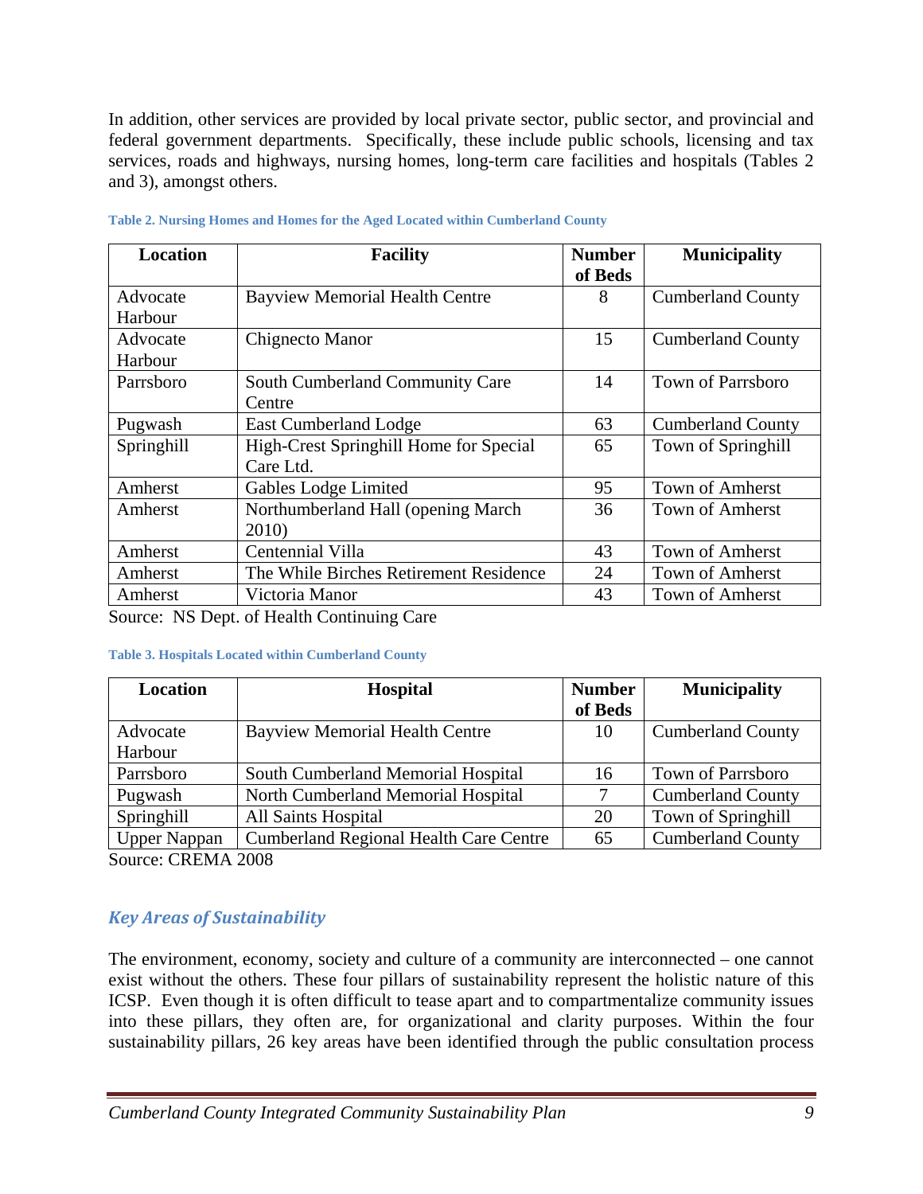In addition, other services are provided by local private sector, public sector, and provincial and federal government departments. Specifically, these include public schools, licensing and tax services, roads and highways, nursing homes, long-term care facilities and hospitals (Tables 2 and 3), amongst others.

**Table 2. Nursing Homes and Homes for the Aged Located within Cumberland County**

| Location | Facility | Number of Beds | Municipality |
|---|---|---|---|
| Advocate Harbour | Bayview Memorial Health Centre | 8 | Cumberland County |
| Advocate Harbour | Chignecto Manor | 15 | Cumberland County |
| Parrsboro | South Cumberland Community Care Centre | 14 | Town of Parrsboro |
| Pugwash | East Cumberland Lodge | 63 | Cumberland County |
| Springhill | High-Crest Springhill Home for Special Care Ltd. | 65 | Town of Springhill |
| Amherst | Gables Lodge Limited | 95 | Town of Amherst |
| Amherst | Northumberland Hall (opening March 2010) | 36 | Town of Amherst |
| Amherst | Centennial Villa | 43 | Town of Amherst |
| Amherst | The While Birches Retirement Residence | 24 | Town of Amherst |
| Amherst | Victoria Manor | 43 | Town of Amherst |

Source: NS Dept. of Health Continuing Care

**Table 3. Hospitals Located within Cumberland County**

| Location | Hospital | Number of Beds | Municipality |
|---|---|---|---|
| Advocate Harbour | Bayview Memorial Health Centre | 10 | Cumberland County |
| Parrsboro | South Cumberland Memorial Hospital | 16 | Town of Parrsboro |
| Pugwash | North Cumberland Memorial Hospital | 7 | Cumberland County |
| Springhill | All Saints Hospital | 20 | Town of Springhill |
| Upper Nappan | Cumberland Regional Health Care Centre | 65 | Cumberland County |

Source: CREMA 2008

## *Key Areas of Sustainability*

The environment, economy, society and culture of a community are interconnected – one cannot exist without the others. These four pillars of sustainability represent the holistic nature of this ICSP. Even though it is often difficult to tease apart and to compartmentalize community issues into these pillars, they often are, for organizational and clarity purposes. Within the four sustainability pillars, 26 key areas have been identified through the public consultation process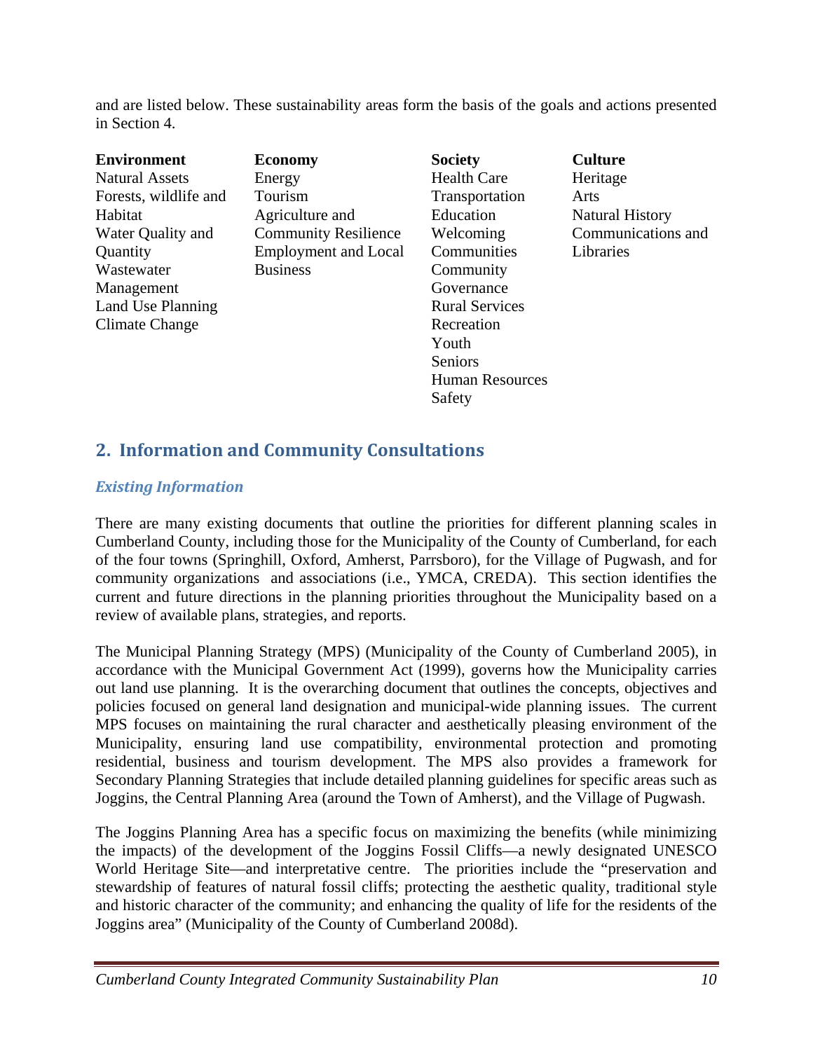and are listed below. These sustainability areas form the basis of the goals and actions presented in Section 4.

| Environment | Economy | Society | Culture |
| --- | --- | --- | --- |
| Natural Assets | Energy | Health Care | Heritage |
| Forests, wildlife and Habitat | Tourism | Transportation | Arts |
| Water Quality and Quantity | Agriculture and Community Resilience | Education | Natural History |
| Wastewater Management | Employment and Local Business | Welcoming Communities | Communications and Libraries |
| Land Use Planning | | Community Governance | |
| Climate Change | | Rural Services | |
| | | Recreation | |
| | | Youth | |
| | | Seniors | |
| | | Human Resources | |
| | | Safety | |

## 2. Information and Community Consultations

### *Existing Information*

There are many existing documents that outline the priorities for different planning scales in Cumberland County, including those for the Municipality of the County of Cumberland, for each of the four towns (Springhill, Oxford, Amherst, Parrsboro), for the Village of Pugwash, and for community organizations and associations (i.e., YMCA, CREDA). This section identifies the current and future directions in the planning priorities throughout the Municipality based on a review of available plans, strategies, and reports.

The Municipal Planning Strategy (MPS) (Municipality of the County of Cumberland 2005), in accordance with the Municipal Government Act (1999), governs how the Municipality carries out land use planning. It is the overarching document that outlines the concepts, objectives and policies focused on general land designation and municipal-wide planning issues. The current MPS focuses on maintaining the rural character and aesthetically pleasing environment of the Municipality, ensuring land use compatibility, environmental protection and promoting residential, business and tourism development. The MPS also provides a framework for Secondary Planning Strategies that include detailed planning guidelines for specific areas such as Joggins, the Central Planning Area (around the Town of Amherst), and the Village of Pugwash.

The Joggins Planning Area has a specific focus on maximizing the benefits (while minimizing the impacts) of the development of the Joggins Fossil Cliffs—a newly designated UNESCO World Heritage Site—and interpretative centre. The priorities include the "preservation and stewardship of features of natural fossil cliffs; protecting the aesthetic quality, traditional style and historic character of the community; and enhancing the quality of life for the residents of the Joggins area" (Municipality of the County of Cumberland 2008d).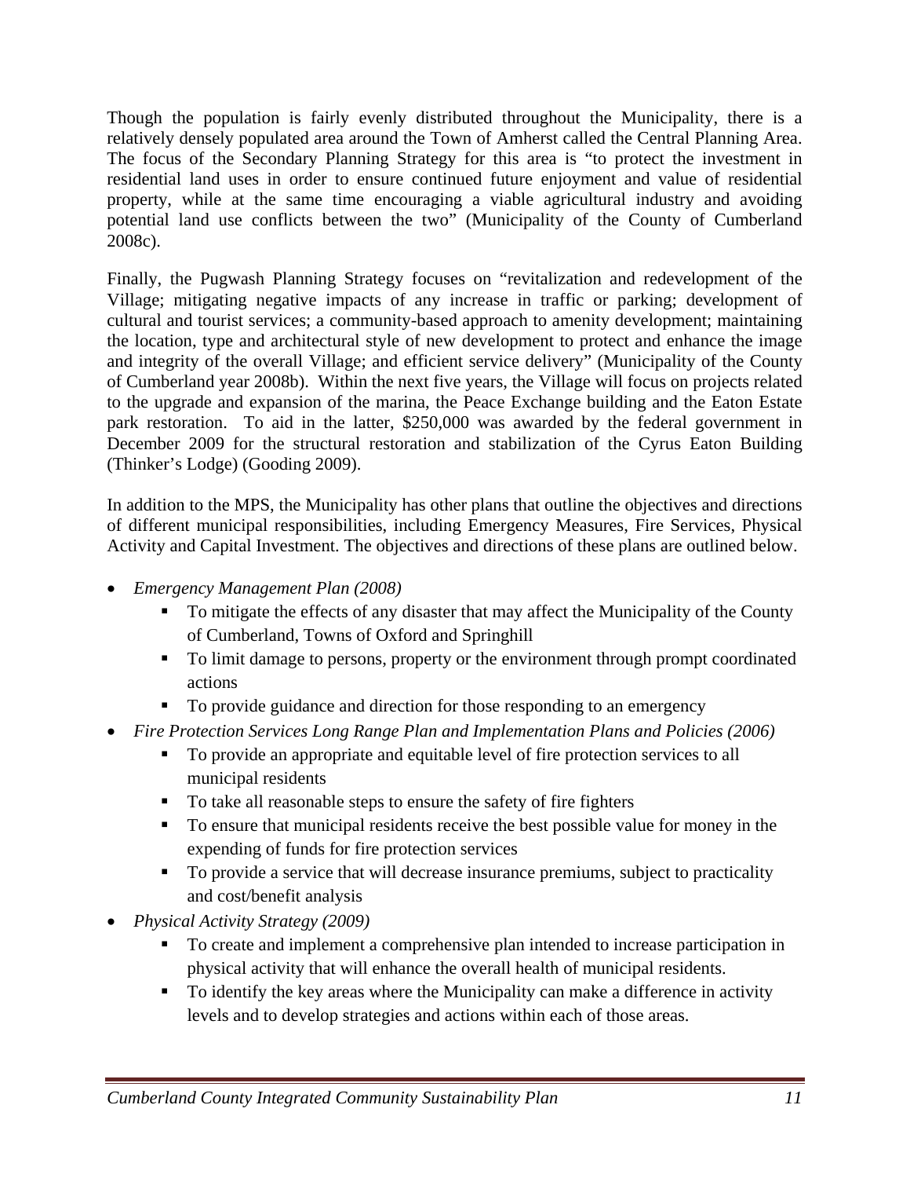Though the population is fairly evenly distributed throughout the Municipality, there is a relatively densely populated area around the Town of Amherst called the Central Planning Area. The focus of the Secondary Planning Strategy for this area is "to protect the investment in residential land uses in order to ensure continued future enjoyment and value of residential property, while at the same time encouraging a viable agricultural industry and avoiding potential land use conflicts between the two" (Municipality of the County of Cumberland 2008c).

Finally, the Pugwash Planning Strategy focuses on "revitalization and redevelopment of the Village; mitigating negative impacts of any increase in traffic or parking; development of cultural and tourist services; a community-based approach to amenity development; maintaining the location, type and architectural style of new development to protect and enhance the image and integrity of the overall Village; and efficient service delivery" (Municipality of the County of Cumberland year 2008b). Within the next five years, the Village will focus on projects related to the upgrade and expansion of the marina, the Peace Exchange building and the Eaton Estate park restoration. To aid in the latter, $250,000 was awarded by the federal government in December 2009 for the structural restoration and stabilization of the Cyrus Eaton Building (Thinker's Lodge) (Gooding 2009).

In addition to the MPS, the Municipality has other plans that outline the objectives and directions of different municipal responsibilities, including Emergency Measures, Fire Services, Physical Activity and Capital Investment. The objectives and directions of these plans are outlined below.

- *Emergency Management Plan (2008)*
  - To mitigate the effects of any disaster that may affect the Municipality of the County of Cumberland, Towns of Oxford and Springhill
  - To limit damage to persons, property or the environment through prompt coordinated actions
  - To provide guidance and direction for those responding to an emergency
- *Fire Protection Services Long Range Plan and Implementation Plans and Policies (2006)*
  - To provide an appropriate and equitable level of fire protection services to all municipal residents
  - To take all reasonable steps to ensure the safety of fire fighters
  - To ensure that municipal residents receive the best possible value for money in the expending of funds for fire protection services
  - To provide a service that will decrease insurance premiums, subject to practicality and cost/benefit analysis
- *Physical Activity Strategy (2009)*
  - To create and implement a comprehensive plan intended to increase participation in physical activity that will enhance the overall health of municipal residents.
  - To identify the key areas where the Municipality can make a difference in activity levels and to develop strategies and actions within each of those areas.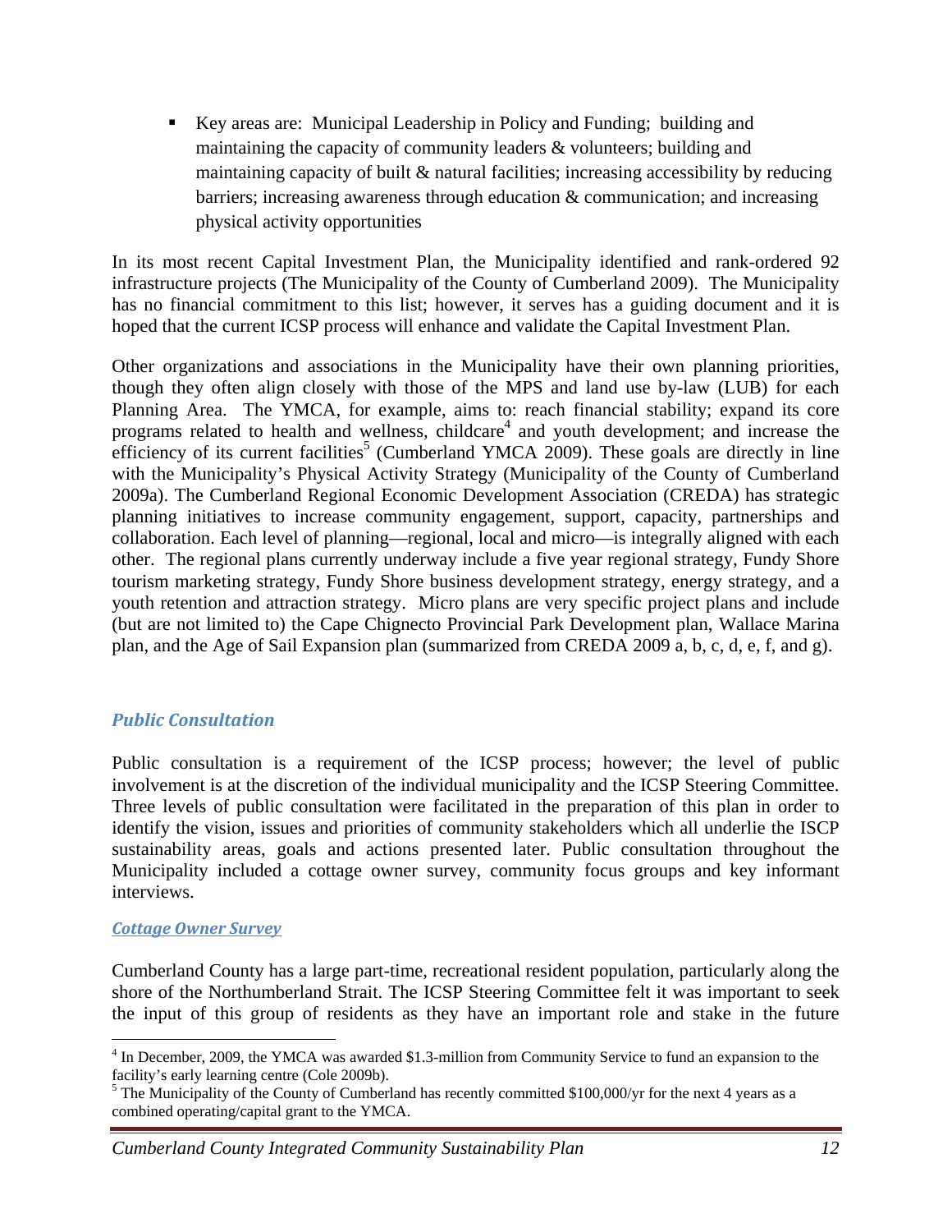- Key areas are: Municipal Leadership in Policy and Funding; building and maintaining the capacity of community leaders & volunteers; building and maintaining capacity of built & natural facilities; increasing accessibility by reducing barriers; increasing awareness through education & communication; and increasing physical activity opportunities

In its most recent Capital Investment Plan, the Municipality identified and rank-ordered 92 infrastructure projects (The Municipality of the County of Cumberland 2009). The Municipality has no financial commitment to this list; however, it serves has a guiding document and it is hoped that the current ICSP process will enhance and validate the Capital Investment Plan.

Other organizations and associations in the Municipality have their own planning priorities, though they often align closely with those of the MPS and land use by-law (LUB) for each Planning Area. The YMCA, for example, aims to: reach financial stability; expand its core programs related to health and wellness, childcare[4] and youth development; and increase the efficiency of its current facilities[5] (Cumberland YMCA 2009). These goals are directly in line with the Municipality's Physical Activity Strategy (Municipality of the County of Cumberland 2009a). The Cumberland Regional Economic Development Association (CREDA) has strategic planning initiatives to increase community engagement, support, capacity, partnerships and collaboration. Each level of planning—regional, local and micro—is integrally aligned with each other. The regional plans currently underway include a five year regional strategy, Fundy Shore tourism marketing strategy, Fundy Shore business development strategy, energy strategy, and a youth retention and attraction strategy. Micro plans are very specific project plans and include (but are not limited to) the Cape Chignecto Provincial Park Development plan, Wallace Marina plan, and the Age of Sail Expansion plan (summarized from CREDA 2009 a, b, c, d, e, f, and g).

## *Public Consultation*

Public consultation is a requirement of the ICSP process; however; the level of public involvement is at the discretion of the individual municipality and the ICSP Steering Committee. Three levels of public consultation were facilitated in the preparation of this plan in order to identify the vision, issues and priorities of community stakeholders which all underlie the ISCP sustainability areas, goals and actions presented later. Public consultation throughout the Municipality included a cottage owner survey, community focus groups and key informant interviews.

### *Cottage Owner Survey*

Cumberland County has a large part-time, recreational resident population, particularly along the shore of the Northumberland Strait. The ICSP Steering Committee felt it was important to seek the input of this group of residents as they have an important role and stake in the future

---

[4] In December, 2009, the YMCA was awarded $1.3-million from Community Service to fund an expansion to the facility's early learning centre (Cole 2009b).

[5] The Municipality of the County of Cumberland has recently committed $100,000/yr for the next 4 years as a combined operating/capital grant to the YMCA.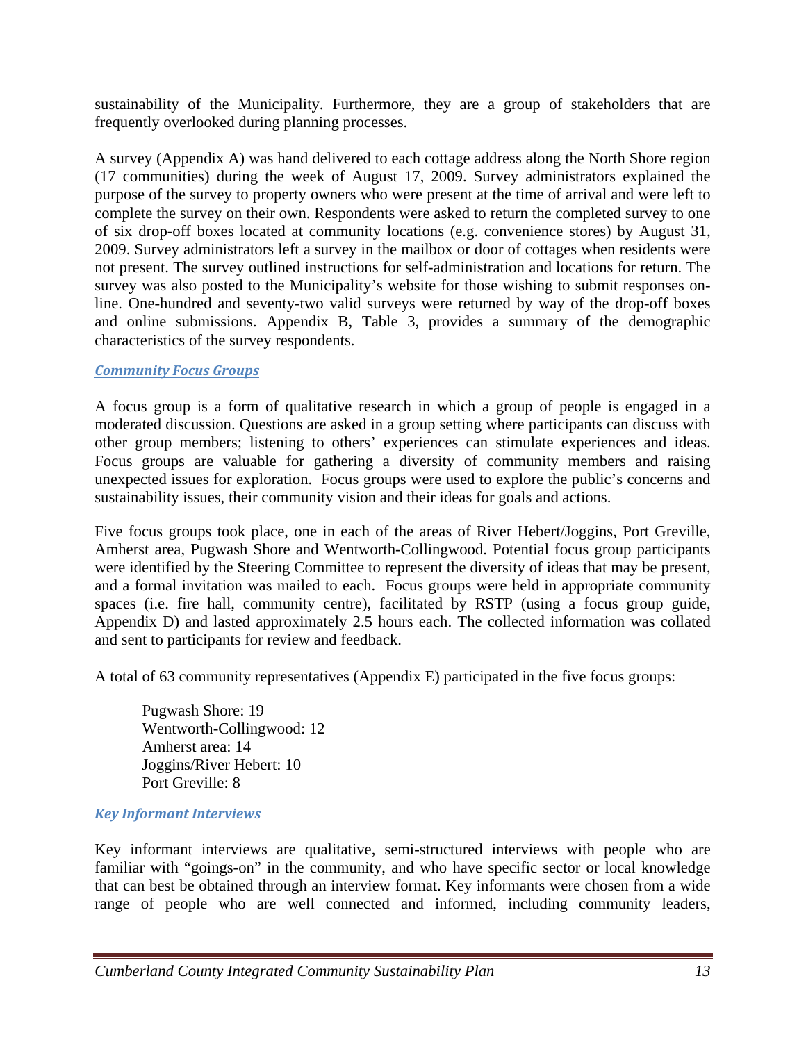sustainability of the Municipality. Furthermore, they are a group of stakeholders that are frequently overlooked during planning processes.

A survey (Appendix A) was hand delivered to each cottage address along the North Shore region (17 communities) during the week of August 17, 2009. Survey administrators explained the purpose of the survey to property owners who were present at the time of arrival and were left to complete the survey on their own. Respondents were asked to return the completed survey to one of six drop-off boxes located at community locations (e.g. convenience stores) by August 31, 2009. Survey administrators left a survey in the mailbox or door of cottages when residents were not present. The survey outlined instructions for self-administration and locations for return. The survey was also posted to the Municipality's website for those wishing to submit responses on-line. One-hundred and seventy-two valid surveys were returned by way of the drop-off boxes and online submissions. Appendix B, Table 3, provides a summary of the demographic characteristics of the survey respondents.

#### *Community Focus Groups*

A focus group is a form of qualitative research in which a group of people is engaged in a moderated discussion. Questions are asked in a group setting where participants can discuss with other group members; listening to others' experiences can stimulate experiences and ideas. Focus groups are valuable for gathering a diversity of community members and raising unexpected issues for exploration. Focus groups were used to explore the public's concerns and sustainability issues, their community vision and their ideas for goals and actions.

Five focus groups took place, one in each of the areas of River Hebert/Joggins, Port Greville, Amherst area, Pugwash Shore and Wentworth-Collingwood. Potential focus group participants were identified by the Steering Committee to represent the diversity of ideas that may be present, and a formal invitation was mailed to each. Focus groups were held in appropriate community spaces (i.e. fire hall, community centre), facilitated by RSTP (using a focus group guide, Appendix D) and lasted approximately 2.5 hours each. The collected information was collated and sent to participants for review and feedback.

A total of 63 community representatives (Appendix E) participated in the five focus groups:

Pugwash Shore: 19
Wentworth-Collingwood: 12
Amherst area: 14
Joggins/River Hebert: 10
Port Greville: 8

#### *Key Informant Interviews*

Key informant interviews are qualitative, semi-structured interviews with people who are familiar with "goings-on" in the community, and who have specific sector or local knowledge that can best be obtained through an interview format. Key informants were chosen from a wide range of people who are well connected and informed, including community leaders,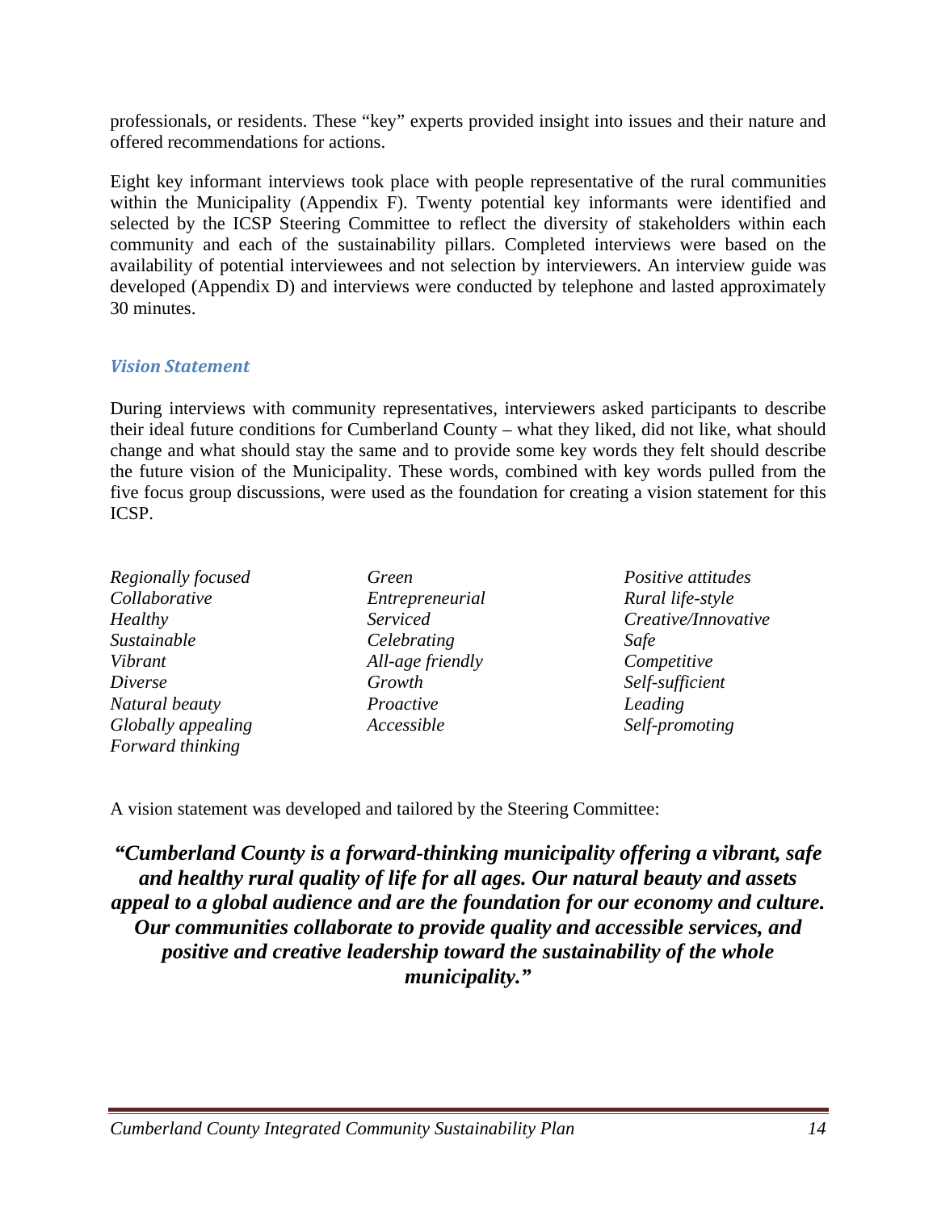professionals, or residents. These "key" experts provided insight into issues and their nature and offered recommendations for actions.

Eight key informant interviews took place with people representative of the rural communities within the Municipality (Appendix F). Twenty potential key informants were identified and selected by the ICSP Steering Committee to reflect the diversity of stakeholders within each community and each of the sustainability pillars. Completed interviews were based on the availability of potential interviewees and not selection by interviewers. An interview guide was developed (Appendix D) and interviews were conducted by telephone and lasted approximately 30 minutes.

### *Vision Statement*

During interviews with community representatives, interviewers asked participants to describe their ideal future conditions for Cumberland County – what they liked, did not like, what should change and what should stay the same and to provide some key words they felt should describe the future vision of the Municipality. These words, combined with key words pulled from the five focus group discussions, were used as the foundation for creating a vision statement for this ICSP.

| | | |
|---|---|---|
| *Regionally focused* | *Green* | *Positive attitudes* |
| *Collaborative* | *Entrepreneurial* | *Rural life-style* |
| *Healthy* | *Serviced* | *Creative/Innovative* |
| *Sustainable* | *Celebrating* | *Safe* |
| *Vibrant* | *All-age friendly* | *Competitive* |
| *Diverse* | *Growth* | *Self-sufficient* |
| *Natural beauty* | *Proactive* | *Leading* |
| *Globally appealing* | *Accessible* | *Self-promoting* |
| *Forward thinking* | | |

A vision statement was developed and tailored by the Steering Committee:

***"Cumberland County is a forward-thinking municipality offering a vibrant, safe and healthy rural quality of life for all ages. Our natural beauty and assets appeal to a global audience and are the foundation for our economy and culture. Our communities collaborate to provide quality and accessible services, and positive and creative leadership toward the sustainability of the whole municipality."***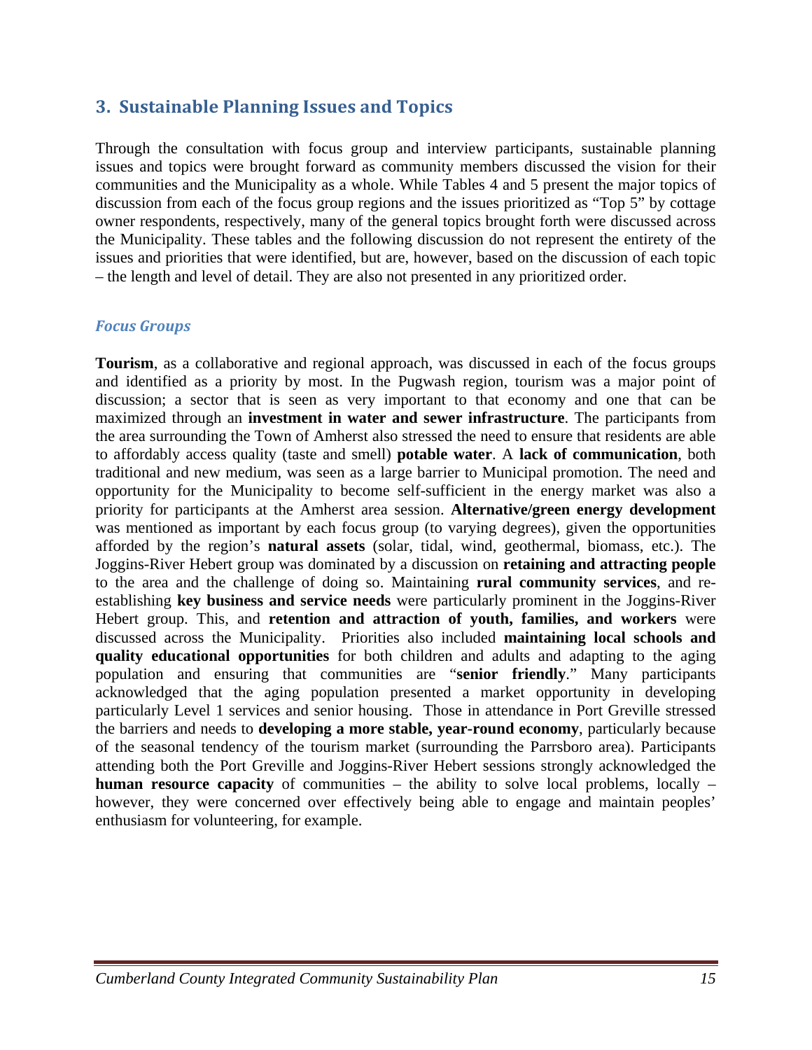## 3. Sustainable Planning Issues and Topics

Through the consultation with focus group and interview participants, sustainable planning issues and topics were brought forward as community members discussed the vision for their communities and the Municipality as a whole. While Tables 4 and 5 present the major topics of discussion from each of the focus group regions and the issues prioritized as "Top 5" by cottage owner respondents, respectively, many of the general topics brought forth were discussed across the Municipality. These tables and the following discussion do not represent the entirety of the issues and priorities that were identified, but are, however, based on the discussion of each topic – the length and level of detail. They are also not presented in any prioritized order.

### *Focus Groups*

**Tourism**, as a collaborative and regional approach, was discussed in each of the focus groups and identified as a priority by most. In the Pugwash region, tourism was a major point of discussion; a sector that is seen as very important to that economy and one that can be maximized through an **investment in water and sewer infrastructure**. The participants from the area surrounding the Town of Amherst also stressed the need to ensure that residents are able to affordably access quality (taste and smell) **potable water**. A **lack of communication**, both traditional and new medium, was seen as a large barrier to Municipal promotion. The need and opportunity for the Municipality to become self-sufficient in the energy market was also a priority for participants at the Amherst area session. **Alternative/green energy development** was mentioned as important by each focus group (to varying degrees), given the opportunities afforded by the region's **natural assets** (solar, tidal, wind, geothermal, biomass, etc.). The Joggins-River Hebert group was dominated by a discussion on **retaining and attracting people** to the area and the challenge of doing so. Maintaining **rural community services**, and re-establishing **key business and service needs** were particularly prominent in the Joggins-River Hebert group. This, and **retention and attraction of youth, families, and workers** were discussed across the Municipality. Priorities also included **maintaining local schools and quality educational opportunities** for both children and adults and adapting to the aging population and ensuring that communities are "**senior friendly**." Many participants acknowledged that the aging population presented a market opportunity in developing particularly Level 1 services and senior housing. Those in attendance in Port Greville stressed the barriers and needs to **developing a more stable, year-round economy**, particularly because of the seasonal tendency of the tourism market (surrounding the Parrsboro area). Participants attending both the Port Greville and Joggins-River Hebert sessions strongly acknowledged the **human resource capacity** of communities – the ability to solve local problems, locally – however, they were concerned over effectively being able to engage and maintain peoples' enthusiasm for volunteering, for example.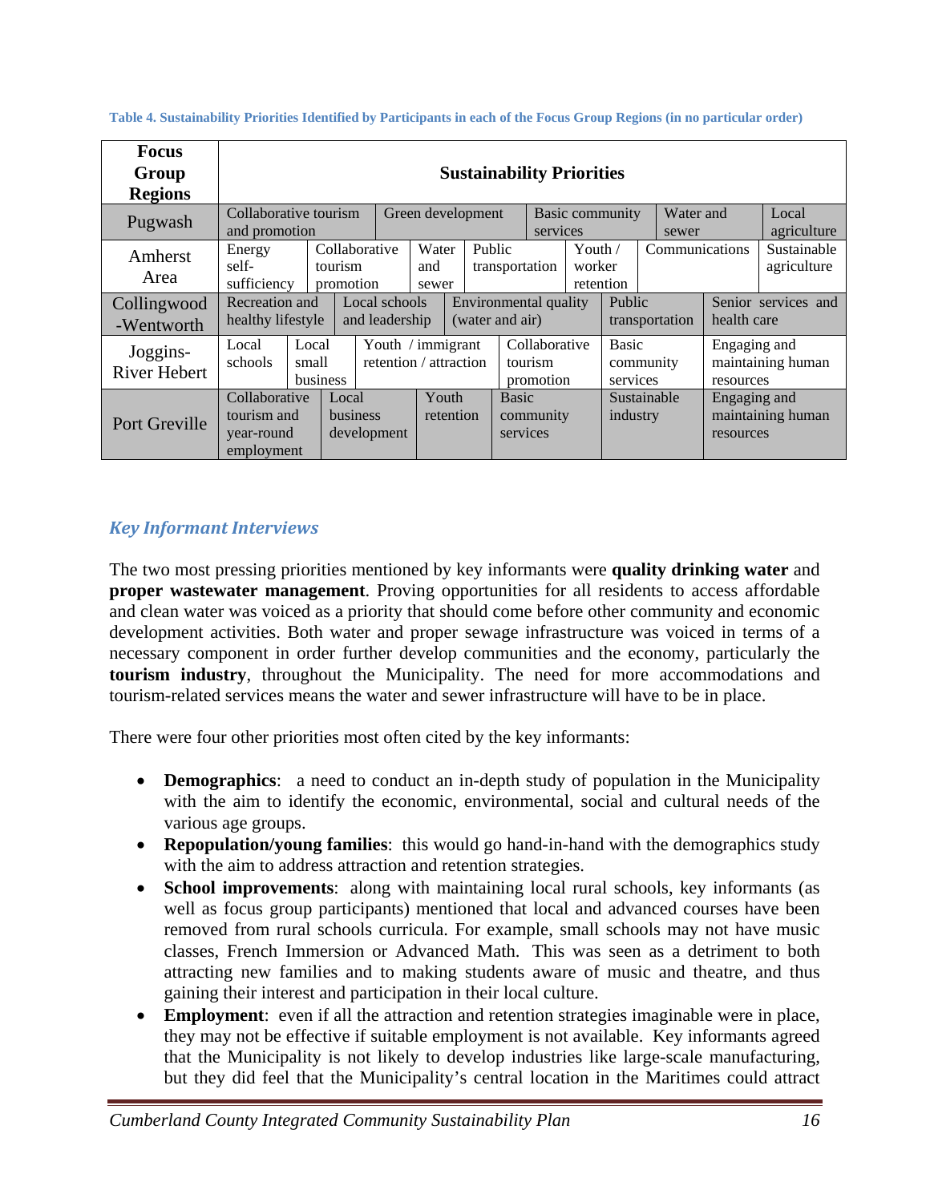**Table 4. Sustainability Priorities Identified by Participants in each of the Focus Group Regions (in no particular order)**

| Focus Group Regions | Sustainability Priorities | | | | | | |
|---|---|---|---|---|---|---|---|
| Pugwash | Collaborative tourism and promotion | Green development | Basic community services | Water and sewer | Local agriculture | | |
| Amherst Area | Energy self-sufficiency | Collaborative tourism promotion | Water and sewer | Public transportation | Youth / worker retention | Communications | Sustainable agriculture |
| Collingwood -Wentworth | Recreation and healthy lifestyle | Local schools and leadership | Environmental quality (water and air) | Public transportation | Senior services and health care | | |
| Joggins-River Hebert | Local schools | Local small business | Youth / immigrant retention / attraction | Collaborative tourism promotion | Basic community services | Engaging and maintaining human resources | |
| Port Greville | Collaborative tourism and year-round employment | Local business development | Youth retention | Basic community services | Sustainable industry | Engaging and maintaining human resources | |

## *Key Informant Interviews*

The two most pressing priorities mentioned by key informants were **quality drinking water** and **proper wastewater management**. Proving opportunities for all residents to access affordable and clean water was voiced as a priority that should come before other community and economic development activities. Both water and proper sewage infrastructure was voiced in terms of a necessary component in order further develop communities and the economy, particularly the **tourism industry**, throughout the Municipality. The need for more accommodations and tourism-related services means the water and sewer infrastructure will have to be in place.

There were four other priorities most often cited by the key informants:

- **Demographics**: a need to conduct an in-depth study of population in the Municipality with the aim to identify the economic, environmental, social and cultural needs of the various age groups.
- **Repopulation/young families**: this would go hand-in-hand with the demographics study with the aim to address attraction and retention strategies.
- **School improvements**: along with maintaining local rural schools, key informants (as well as focus group participants) mentioned that local and advanced courses have been removed from rural schools curricula. For example, small schools may not have music classes, French Immersion or Advanced Math. This was seen as a detriment to both attracting new families and to making students aware of music and theatre, and thus gaining their interest and participation in their local culture.
- **Employment**: even if all the attraction and retention strategies imaginable were in place, they may not be effective if suitable employment is not available. Key informants agreed that the Municipality is not likely to develop industries like large-scale manufacturing, but they did feel that the Municipality's central location in the Maritimes could attract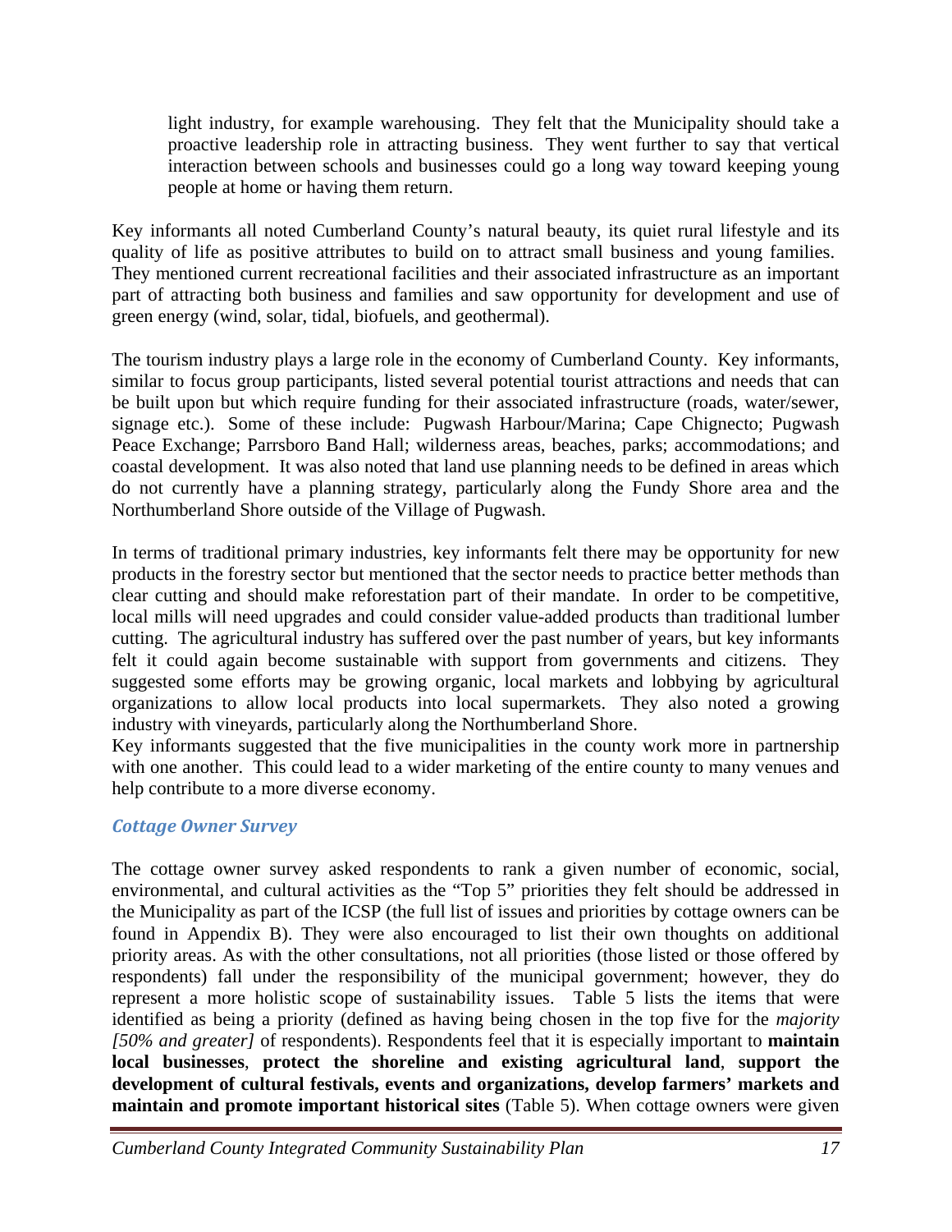light industry, for example warehousing. They felt that the Municipality should take a proactive leadership role in attracting business. They went further to say that vertical interaction between schools and businesses could go a long way toward keeping young people at home or having them return.

Key informants all noted Cumberland County's natural beauty, its quiet rural lifestyle and its quality of life as positive attributes to build on to attract small business and young families. They mentioned current recreational facilities and their associated infrastructure as an important part of attracting both business and families and saw opportunity for development and use of green energy (wind, solar, tidal, biofuels, and geothermal).

The tourism industry plays a large role in the economy of Cumberland County. Key informants, similar to focus group participants, listed several potential tourist attractions and needs that can be built upon but which require funding for their associated infrastructure (roads, water/sewer, signage etc.). Some of these include: Pugwash Harbour/Marina; Cape Chignecto; Pugwash Peace Exchange; Parrsboro Band Hall; wilderness areas, beaches, parks; accommodations; and coastal development. It was also noted that land use planning needs to be defined in areas which do not currently have a planning strategy, particularly along the Fundy Shore area and the Northumberland Shore outside of the Village of Pugwash.

In terms of traditional primary industries, key informants felt there may be opportunity for new products in the forestry sector but mentioned that the sector needs to practice better methods than clear cutting and should make reforestation part of their mandate. In order to be competitive, local mills will need upgrades and could consider value-added products than traditional lumber cutting. The agricultural industry has suffered over the past number of years, but key informants felt it could again become sustainable with support from governments and citizens. They suggested some efforts may be growing organic, local markets and lobbying by agricultural organizations to allow local products into local supermarkets. They also noted a growing industry with vineyards, particularly along the Northumberland Shore.

Key informants suggested that the five municipalities in the county work more in partnership with one another. This could lead to a wider marketing of the entire county to many venues and help contribute to a more diverse economy.

### *Cottage Owner Survey*

The cottage owner survey asked respondents to rank a given number of economic, social, environmental, and cultural activities as the "Top 5" priorities they felt should be addressed in the Municipality as part of the ICSP (the full list of issues and priorities by cottage owners can be found in Appendix B). They were also encouraged to list their own thoughts on additional priority areas. As with the other consultations, not all priorities (those listed or those offered by respondents) fall under the responsibility of the municipal government; however, they do represent a more holistic scope of sustainability issues. Table 5 lists the items that were identified as being a priority (defined as having being chosen in the top five for the *majority [50% and greater]* of respondents). Respondents feel that it is especially important to **maintain local businesses**, **protect the shoreline and existing agricultural land**, **support the development of cultural festivals, events and organizations, develop farmers' markets and maintain and promote important historical sites** (Table 5). When cottage owners were given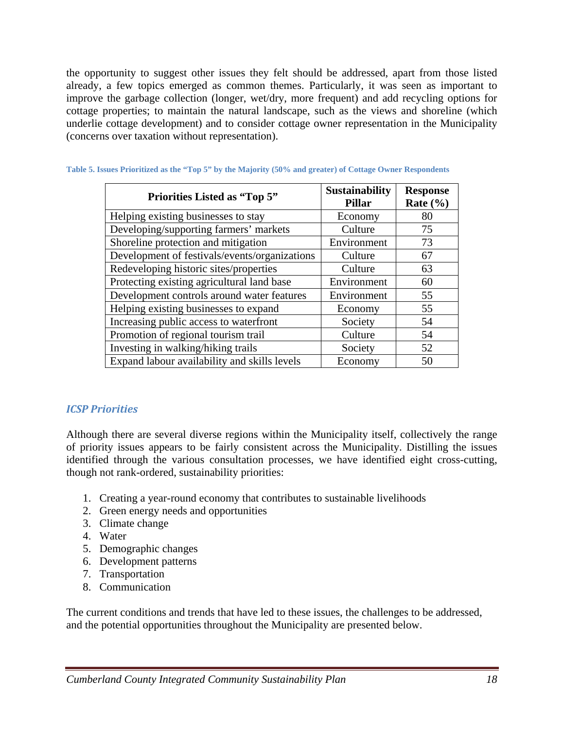the opportunity to suggest other issues they felt should be addressed, apart from those listed already, a few topics emerged as common themes. Particularly, it was seen as important to improve the garbage collection (longer, wet/dry, more frequent) and add recycling options for cottage properties; to maintain the natural landscape, such as the views and shoreline (which underlie cottage development) and to consider cottage owner representation in the Municipality (concerns over taxation without representation).

**Table 5. Issues Prioritized as the "Top 5" by the Majority (50% and greater) of Cottage Owner Respondents**

| Priorities Listed as "Top 5" | Sustainability Pillar | Response Rate (%) |
|---|---|---|
| Helping existing businesses to stay | Economy | 80 |
| Developing/supporting farmers' markets | Culture | 75 |
| Shoreline protection and mitigation | Environment | 73 |
| Development of festivals/events/organizations | Culture | 67 |
| Redeveloping historic sites/properties | Culture | 63 |
| Protecting existing agricultural land base | Environment | 60 |
| Development controls around water features | Environment | 55 |
| Helping existing businesses to expand | Economy | 55 |
| Increasing public access to waterfront | Society | 54 |
| Promotion of regional tourism trail | Culture | 54 |
| Investing in walking/hiking trails | Society | 52 |
| Expand labour availability and skills levels | Economy | 50 |

### *ICSP Priorities*

Although there are several diverse regions within the Municipality itself, collectively the range of priority issues appears to be fairly consistent across the Municipality. Distilling the issues identified through the various consultation processes, we have identified eight cross-cutting, though not rank-ordered, sustainability priorities:

1. Creating a year-round economy that contributes to sustainable livelihoods
2. Green energy needs and opportunities
3. Climate change
4. Water
5. Demographic changes
6. Development patterns
7. Transportation
8. Communication

The current conditions and trends that have led to these issues, the challenges to be addressed, and the potential opportunities throughout the Municipality are presented below.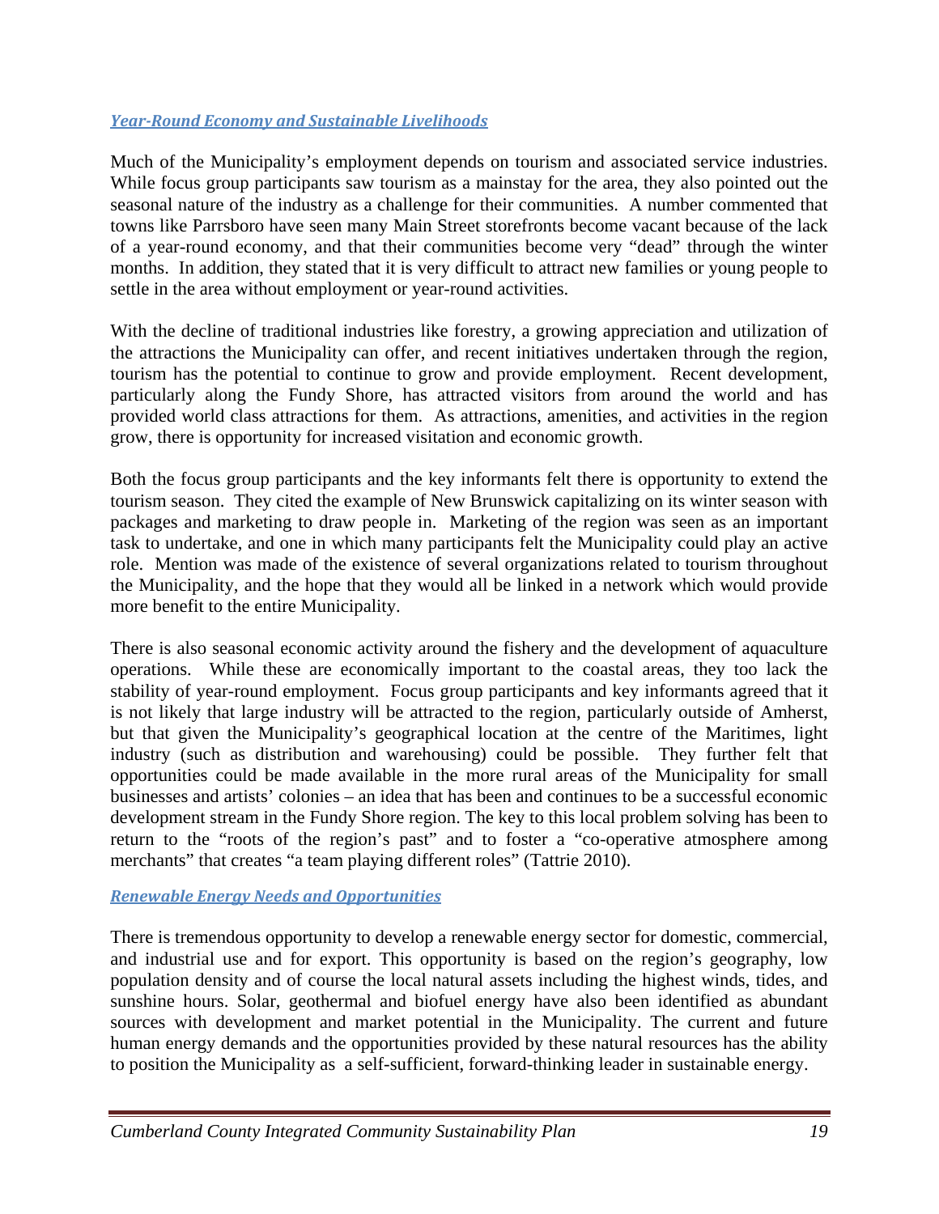### *Year-Round Economy and Sustainable Livelihoods*

Much of the Municipality's employment depends on tourism and associated service industries. While focus group participants saw tourism as a mainstay for the area, they also pointed out the seasonal nature of the industry as a challenge for their communities. A number commented that towns like Parrsboro have seen many Main Street storefronts become vacant because of the lack of a year-round economy, and that their communities become very "dead" through the winter months. In addition, they stated that it is very difficult to attract new families or young people to settle in the area without employment or year-round activities.

With the decline of traditional industries like forestry, a growing appreciation and utilization of the attractions the Municipality can offer, and recent initiatives undertaken through the region, tourism has the potential to continue to grow and provide employment. Recent development, particularly along the Fundy Shore, has attracted visitors from around the world and has provided world class attractions for them. As attractions, amenities, and activities in the region grow, there is opportunity for increased visitation and economic growth.

Both the focus group participants and the key informants felt there is opportunity to extend the tourism season. They cited the example of New Brunswick capitalizing on its winter season with packages and marketing to draw people in. Marketing of the region was seen as an important task to undertake, and one in which many participants felt the Municipality could play an active role. Mention was made of the existence of several organizations related to tourism throughout the Municipality, and the hope that they would all be linked in a network which would provide more benefit to the entire Municipality.

There is also seasonal economic activity around the fishery and the development of aquaculture operations. While these are economically important to the coastal areas, they too lack the stability of year-round employment. Focus group participants and key informants agreed that it is not likely that large industry will be attracted to the region, particularly outside of Amherst, but that given the Municipality's geographical location at the centre of the Maritimes, light industry (such as distribution and warehousing) could be possible. They further felt that opportunities could be made available in the more rural areas of the Municipality for small businesses and artists' colonies – an idea that has been and continues to be a successful economic development stream in the Fundy Shore region. The key to this local problem solving has been to return to the "roots of the region's past" and to foster a "co-operative atmosphere among merchants" that creates "a team playing different roles" (Tattrie 2010).

### *Renewable Energy Needs and Opportunities*

There is tremendous opportunity to develop a renewable energy sector for domestic, commercial, and industrial use and for export. This opportunity is based on the region's geography, low population density and of course the local natural assets including the highest winds, tides, and sunshine hours. Solar, geothermal and biofuel energy have also been identified as abundant sources with development and market potential in the Municipality. The current and future human energy demands and the opportunities provided by these natural resources has the ability to position the Municipality as a self-sufficient, forward-thinking leader in sustainable energy.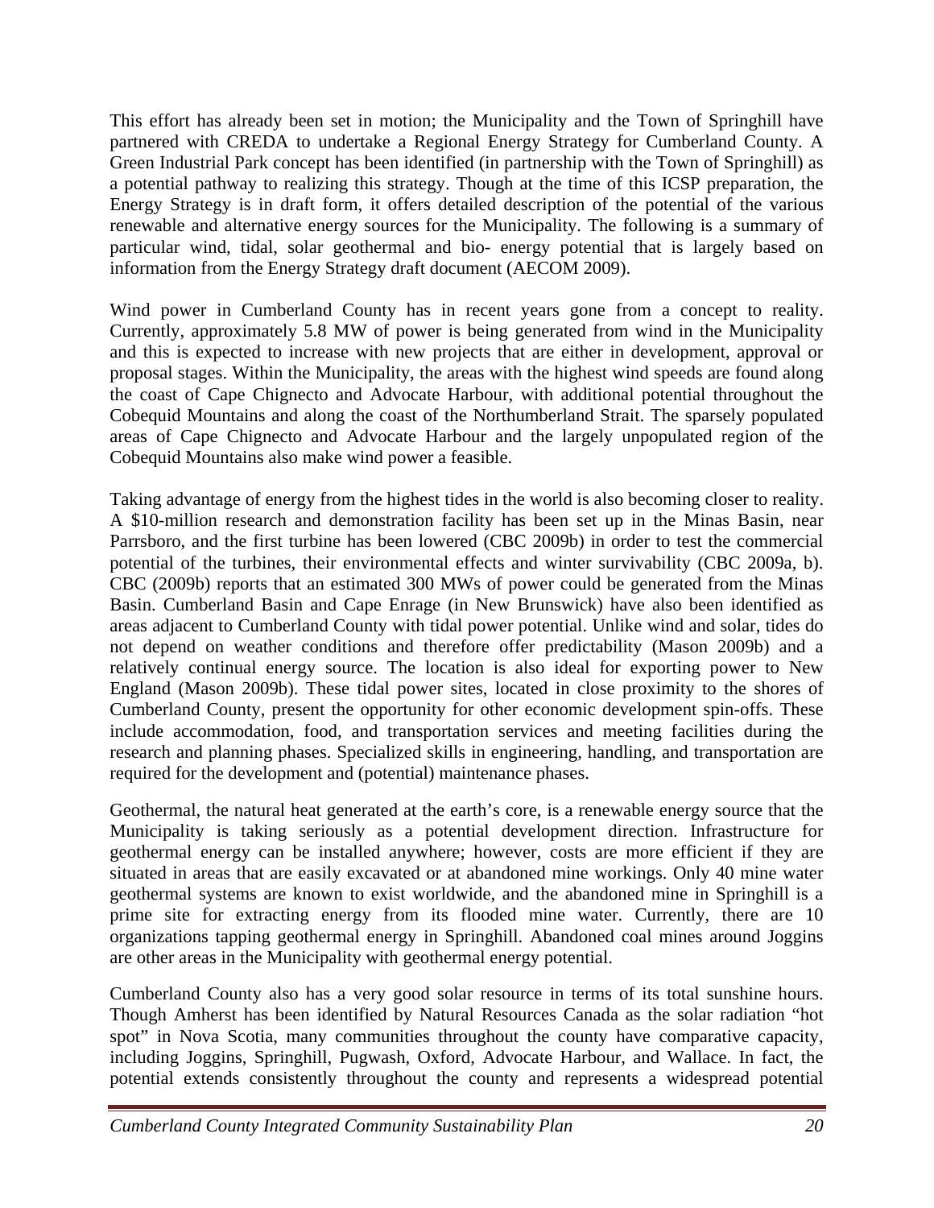This effort has already been set in motion; the Municipality and the Town of Springhill have partnered with CREDA to undertake a Regional Energy Strategy for Cumberland County. A Green Industrial Park concept has been identified (in partnership with the Town of Springhill) as a potential pathway to realizing this strategy. Though at the time of this ICSP preparation, the Energy Strategy is in draft form, it offers detailed description of the potential of the various renewable and alternative energy sources for the Municipality. The following is a summary of particular wind, tidal, solar geothermal and bio- energy potential that is largely based on information from the Energy Strategy draft document (AECOM 2009).

Wind power in Cumberland County has in recent years gone from a concept to reality. Currently, approximately 5.8 MW of power is being generated from wind in the Municipality and this is expected to increase with new projects that are either in development, approval or proposal stages. Within the Municipality, the areas with the highest wind speeds are found along the coast of Cape Chignecto and Advocate Harbour, with additional potential throughout the Cobequid Mountains and along the coast of the Northumberland Strait. The sparsely populated areas of Cape Chignecto and Advocate Harbour and the largely unpopulated region of the Cobequid Mountains also make wind power a feasible.

Taking advantage of energy from the highest tides in the world is also becoming closer to reality. A $10-million research and demonstration facility has been set up in the Minas Basin, near Parrsboro, and the first turbine has been lowered (CBC 2009b) in order to test the commercial potential of the turbines, their environmental effects and winter survivability (CBC 2009a, b). CBC (2009b) reports that an estimated 300 MWs of power could be generated from the Minas Basin. Cumberland Basin and Cape Enrage (in New Brunswick) have also been identified as areas adjacent to Cumberland County with tidal power potential. Unlike wind and solar, tides do not depend on weather conditions and therefore offer predictability (Mason 2009b) and a relatively continual energy source. The location is also ideal for exporting power to New England (Mason 2009b). These tidal power sites, located in close proximity to the shores of Cumberland County, present the opportunity for other economic development spin-offs. These include accommodation, food, and transportation services and meeting facilities during the research and planning phases. Specialized skills in engineering, handling, and transportation are required for the development and (potential) maintenance phases.

Geothermal, the natural heat generated at the earth's core, is a renewable energy source that the Municipality is taking seriously as a potential development direction. Infrastructure for geothermal energy can be installed anywhere; however, costs are more efficient if they are situated in areas that are easily excavated or at abandoned mine workings. Only 40 mine water geothermal systems are known to exist worldwide, and the abandoned mine in Springhill is a prime site for extracting energy from its flooded mine water. Currently, there are 10 organizations tapping geothermal energy in Springhill. Abandoned coal mines around Joggins are other areas in the Municipality with geothermal energy potential.

Cumberland County also has a very good solar resource in terms of its total sunshine hours. Though Amherst has been identified by Natural Resources Canada as the solar radiation "hot spot" in Nova Scotia, many communities throughout the county have comparative capacity, including Joggins, Springhill, Pugwash, Oxford, Advocate Harbour, and Wallace. In fact, the potential extends consistently throughout the county and represents a widespread potential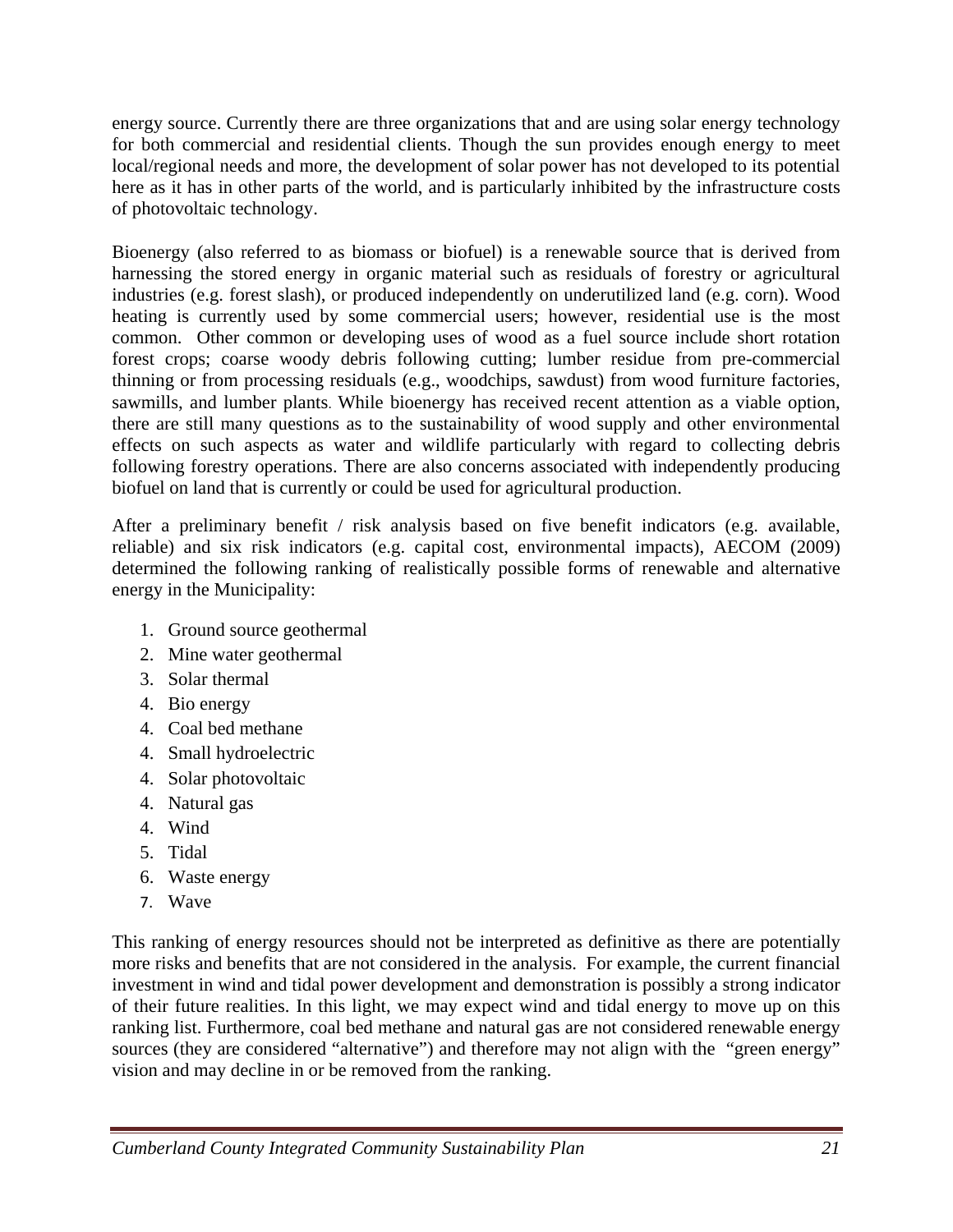energy source. Currently there are three organizations that and are using solar energy technology for both commercial and residential clients. Though the sun provides enough energy to meet local/regional needs and more, the development of solar power has not developed to its potential here as it has in other parts of the world, and is particularly inhibited by the infrastructure costs of photovoltaic technology.

Bioenergy (also referred to as biomass or biofuel) is a renewable source that is derived from harnessing the stored energy in organic material such as residuals of forestry or agricultural industries (e.g. forest slash), or produced independently on underutilized land (e.g. corn). Wood heating is currently used by some commercial users; however, residential use is the most common. Other common or developing uses of wood as a fuel source include short rotation forest crops; coarse woody debris following cutting; lumber residue from pre-commercial thinning or from processing residuals (e.g., woodchips, sawdust) from wood furniture factories, sawmills, and lumber plants. While bioenergy has received recent attention as a viable option, there are still many questions as to the sustainability of wood supply and other environmental effects on such aspects as water and wildlife particularly with regard to collecting debris following forestry operations. There are also concerns associated with independently producing biofuel on land that is currently or could be used for agricultural production.

After a preliminary benefit / risk analysis based on five benefit indicators (e.g. available, reliable) and six risk indicators (e.g. capital cost, environmental impacts), AECOM (2009) determined the following ranking of realistically possible forms of renewable and alternative energy in the Municipality:

1. Ground source geothermal
2. Mine water geothermal
3. Solar thermal
4. Bio energy
4. Coal bed methane
4. Small hydroelectric
4. Solar photovoltaic
4. Natural gas
4. Wind
5. Tidal
6. Waste energy
7. Wave

This ranking of energy resources should not be interpreted as definitive as there are potentially more risks and benefits that are not considered in the analysis. For example, the current financial investment in wind and tidal power development and demonstration is possibly a strong indicator of their future realities. In this light, we may expect wind and tidal energy to move up on this ranking list. Furthermore, coal bed methane and natural gas are not considered renewable energy sources (they are considered "alternative") and therefore may not align with the "green energy" vision and may decline in or be removed from the ranking.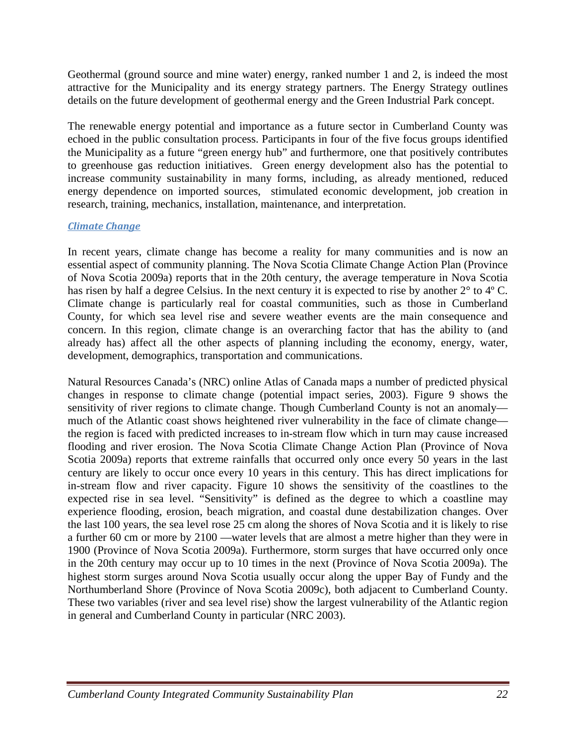Geothermal (ground source and mine water) energy, ranked number 1 and 2, is indeed the most attractive for the Municipality and its energy strategy partners. The Energy Strategy outlines details on the future development of geothermal energy and the Green Industrial Park concept.

The renewable energy potential and importance as a future sector in Cumberland County was echoed in the public consultation process. Participants in four of the five focus groups identified the Municipality as a future "green energy hub" and furthermore, one that positively contributes to greenhouse gas reduction initiatives. Green energy development also has the potential to increase community sustainability in many forms, including, as already mentioned, reduced energy dependence on imported sources, stimulated economic development, job creation in research, training, mechanics, installation, maintenance, and interpretation.

### *Climate Change*

In recent years, climate change has become a reality for many communities and is now an essential aspect of community planning. The Nova Scotia Climate Change Action Plan (Province of Nova Scotia 2009a) reports that in the 20th century, the average temperature in Nova Scotia has risen by half a degree Celsius. In the next century it is expected to rise by another 2° to 4º C. Climate change is particularly real for coastal communities, such as those in Cumberland County, for which sea level rise and severe weather events are the main consequence and concern. In this region, climate change is an overarching factor that has the ability to (and already has) affect all the other aspects of planning including the economy, energy, water, development, demographics, transportation and communications.

Natural Resources Canada's (NRC) online Atlas of Canada maps a number of predicted physical changes in response to climate change (potential impact series, 2003). Figure 9 shows the sensitivity of river regions to climate change. Though Cumberland County is not an anomaly—much of the Atlantic coast shows heightened river vulnerability in the face of climate change—the region is faced with predicted increases to in-stream flow which in turn may cause increased flooding and river erosion. The Nova Scotia Climate Change Action Plan (Province of Nova Scotia 2009a) reports that extreme rainfalls that occurred only once every 50 years in the last century are likely to occur once every 10 years in this century. This has direct implications for in-stream flow and river capacity. Figure 10 shows the sensitivity of the coastlines to the expected rise in sea level. "Sensitivity" is defined as the degree to which a coastline may experience flooding, erosion, beach migration, and coastal dune destabilization changes. Over the last 100 years, the sea level rose 25 cm along the shores of Nova Scotia and it is likely to rise a further 60 cm or more by 2100 —water levels that are almost a metre higher than they were in 1900 (Province of Nova Scotia 2009a). Furthermore, storm surges that have occurred only once in the 20th century may occur up to 10 times in the next (Province of Nova Scotia 2009a). The highest storm surges around Nova Scotia usually occur along the upper Bay of Fundy and the Northumberland Shore (Province of Nova Scotia 2009c), both adjacent to Cumberland County. These two variables (river and sea level rise) show the largest vulnerability of the Atlantic region in general and Cumberland County in particular (NRC 2003).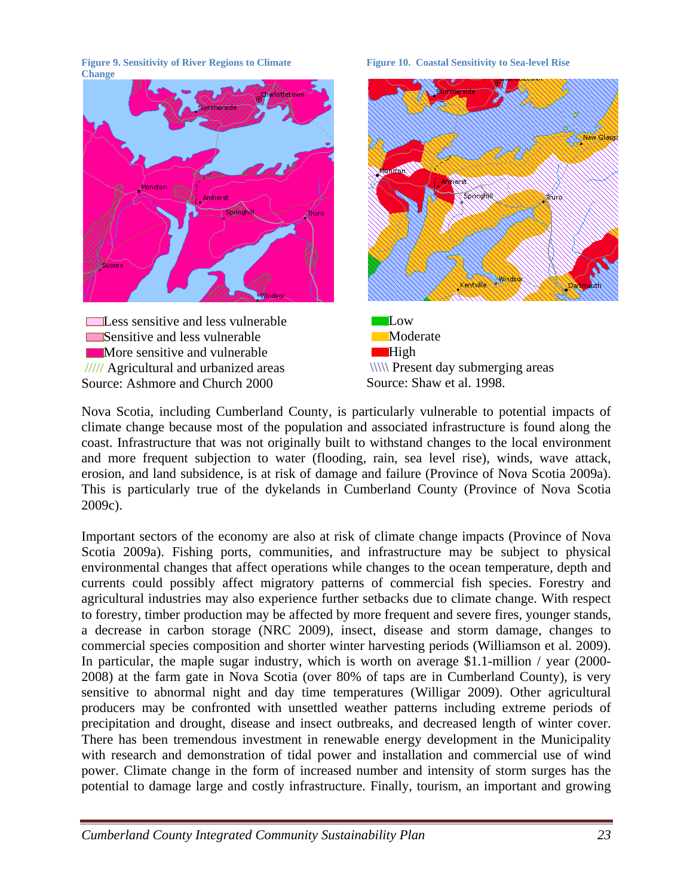**Figure 9. Sensitivity of River Regions to Climate Change**

Less sensitive and less vulnerable
Sensitive and less vulnerable
More sensitive and vulnerable
///// Agricultural and urbanized areas
Source: Ashmore and Church 2000

**Figure 10. Coastal Sensitivity to Sea-level Rise**

Low
Moderate
High
\\\\\ Present day submerging areas
Source: Shaw et al. 1998.

Nova Scotia, including Cumberland County, is particularly vulnerable to potential impacts of climate change because most of the population and associated infrastructure is found along the coast. Infrastructure that was not originally built to withstand changes to the local environment and more frequent subjection to water (flooding, rain, sea level rise), winds, wave attack, erosion, and land subsidence, is at risk of damage and failure (Province of Nova Scotia 2009a). This is particularly true of the dykelands in Cumberland County (Province of Nova Scotia 2009c).

Important sectors of the economy are also at risk of climate change impacts (Province of Nova Scotia 2009a). Fishing ports, communities, and infrastructure may be subject to physical environmental changes that affect operations while changes to the ocean temperature, depth and currents could possibly affect migratory patterns of commercial fish species. Forestry and agricultural industries may also experience further setbacks due to climate change. With respect to forestry, timber production may be affected by more frequent and severe fires, younger stands, a decrease in carbon storage (NRC 2009), insect, disease and storm damage, changes to commercial species composition and shorter winter harvesting periods (Williamson et al. 2009). In particular, the maple sugar industry, which is worth on average $1.1-million / year (2000-2008) at the farm gate in Nova Scotia (over 80% of taps are in Cumberland County), is very sensitive to abnormal night and day time temperatures (Willigar 2009). Other agricultural producers may be confronted with unsettled weather patterns including extreme periods of precipitation and drought, disease and insect outbreaks, and decreased length of winter cover. There has been tremendous investment in renewable energy development in the Municipality with research and demonstration of tidal power and installation and commercial use of wind power. Climate change in the form of increased number and intensity of storm surges has the potential to damage large and costly infrastructure. Finally, tourism, an important and growing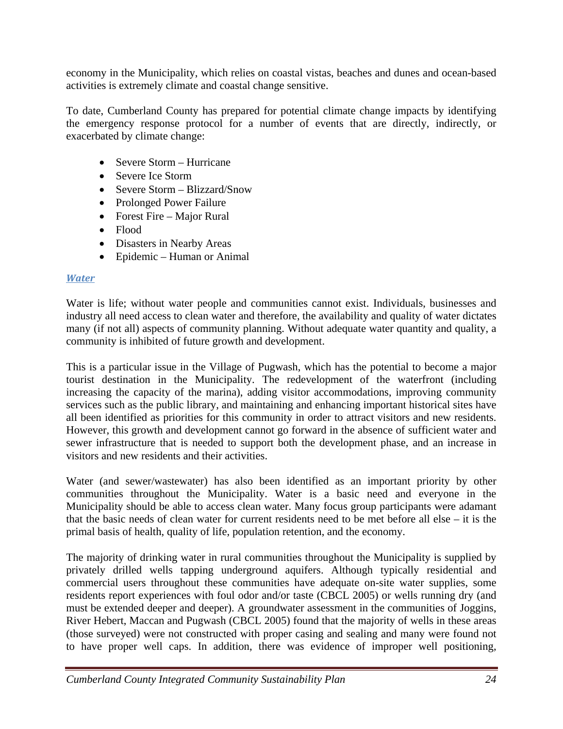economy in the Municipality, which relies on coastal vistas, beaches and dunes and ocean-based activities is extremely climate and coastal change sensitive.

To date, Cumberland County has prepared for potential climate change impacts by identifying the emergency response protocol for a number of events that are directly, indirectly, or exacerbated by climate change:

- Severe Storm – Hurricane
- Severe Ice Storm
- Severe Storm – Blizzard/Snow
- Prolonged Power Failure
- Forest Fire – Major Rural
- Flood
- Disasters in Nearby Areas
- Epidemic – Human or Animal

### *Water*

Water is life; without water people and communities cannot exist. Individuals, businesses and industry all need access to clean water and therefore, the availability and quality of water dictates many (if not all) aspects of community planning. Without adequate water quantity and quality, a community is inhibited of future growth and development.

This is a particular issue in the Village of Pugwash, which has the potential to become a major tourist destination in the Municipality. The redevelopment of the waterfront (including increasing the capacity of the marina), adding visitor accommodations, improving community services such as the public library, and maintaining and enhancing important historical sites have all been identified as priorities for this community in order to attract visitors and new residents. However, this growth and development cannot go forward in the absence of sufficient water and sewer infrastructure that is needed to support both the development phase, and an increase in visitors and new residents and their activities.

Water (and sewer/wastewater) has also been identified as an important priority by other communities throughout the Municipality. Water is a basic need and everyone in the Municipality should be able to access clean water. Many focus group participants were adamant that the basic needs of clean water for current residents need to be met before all else – it is the primal basis of health, quality of life, population retention, and the economy.

The majority of drinking water in rural communities throughout the Municipality is supplied by privately drilled wells tapping underground aquifers. Although typically residential and commercial users throughout these communities have adequate on-site water supplies, some residents report experiences with foul odor and/or taste (CBCL 2005) or wells running dry (and must be extended deeper and deeper). A groundwater assessment in the communities of Joggins, River Hebert, Maccan and Pugwash (CBCL 2005) found that the majority of wells in these areas (those surveyed) were not constructed with proper casing and sealing and many were found not to have proper well caps. In addition, there was evidence of improper well positioning,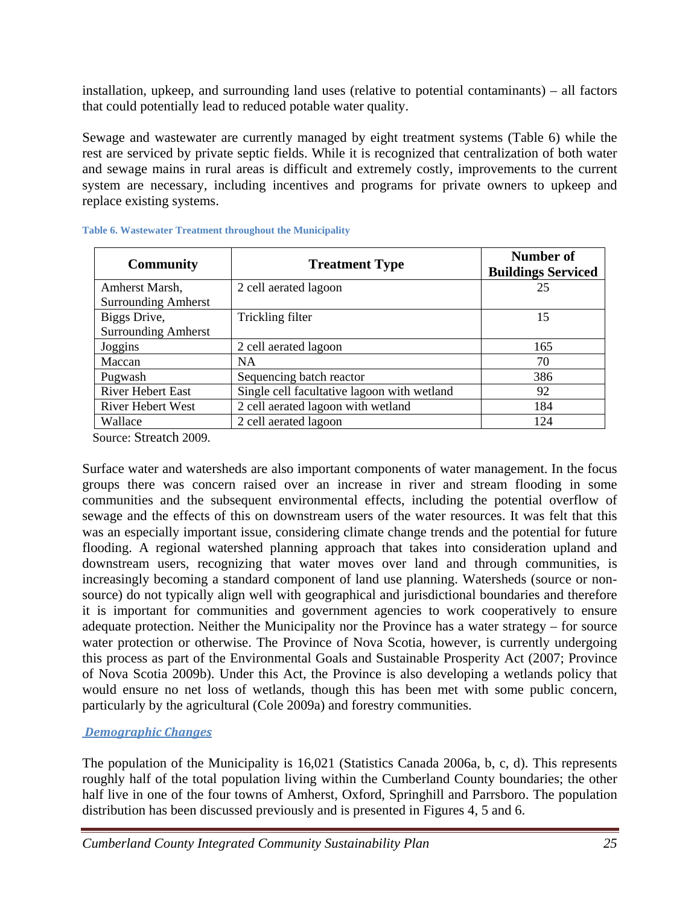installation, upkeep, and surrounding land uses (relative to potential contaminants) – all factors that could potentially lead to reduced potable water quality.

Sewage and wastewater are currently managed by eight treatment systems (Table 6) while the rest are serviced by private septic fields. While it is recognized that centralization of both water and sewage mains in rural areas is difficult and extremely costly, improvements to the current system are necessary, including incentives and programs for private owners to upkeep and replace existing systems.

**Table 6. Wastewater Treatment throughout the Municipality**

| Community | Treatment Type | Number of Buildings Serviced |
|---|---|---|
| Amherst Marsh, Surrounding Amherst | 2 cell aerated lagoon | 25 |
| Biggs Drive, Surrounding Amherst | Trickling filter | 15 |
| Joggins | 2 cell aerated lagoon | 165 |
| Maccan | NA | 70 |
| Pugwash | Sequencing batch reactor | 386 |
| River Hebert East | Single cell facultative lagoon with wetland | 92 |
| River Hebert West | 2 cell aerated lagoon with wetland | 184 |
| Wallace | 2 cell aerated lagoon | 124 |

Source: Streatch 2009.

Surface water and watersheds are also important components of water management. In the focus groups there was concern raised over an increase in river and stream flooding in some communities and the subsequent environmental effects, including the potential overflow of sewage and the effects of this on downstream users of the water resources. It was felt that this was an especially important issue, considering climate change trends and the potential for future flooding. A regional watershed planning approach that takes into consideration upland and downstream users, recognizing that water moves over land and through communities, is increasingly becoming a standard component of land use planning. Watersheds (source or non-source) do not typically align well with geographical and jurisdictional boundaries and therefore it is important for communities and government agencies to work cooperatively to ensure adequate protection. Neither the Municipality nor the Province has a water strategy – for source water protection or otherwise. The Province of Nova Scotia, however, is currently undergoing this process as part of the Environmental Goals and Sustainable Prosperity Act (2007; Province of Nova Scotia 2009b). Under this Act, the Province is also developing a wetlands policy that would ensure no net loss of wetlands, though this has been met with some public concern, particularly by the agricultural (Cole 2009a) and forestry communities.

### *Demographic Changes*

The population of the Municipality is 16,021 (Statistics Canada 2006a, b, c, d). This represents roughly half of the total population living within the Cumberland County boundaries; the other half live in one of the four towns of Amherst, Oxford, Springhill and Parrsboro. The population distribution has been discussed previously and is presented in Figures 4, 5 and 6.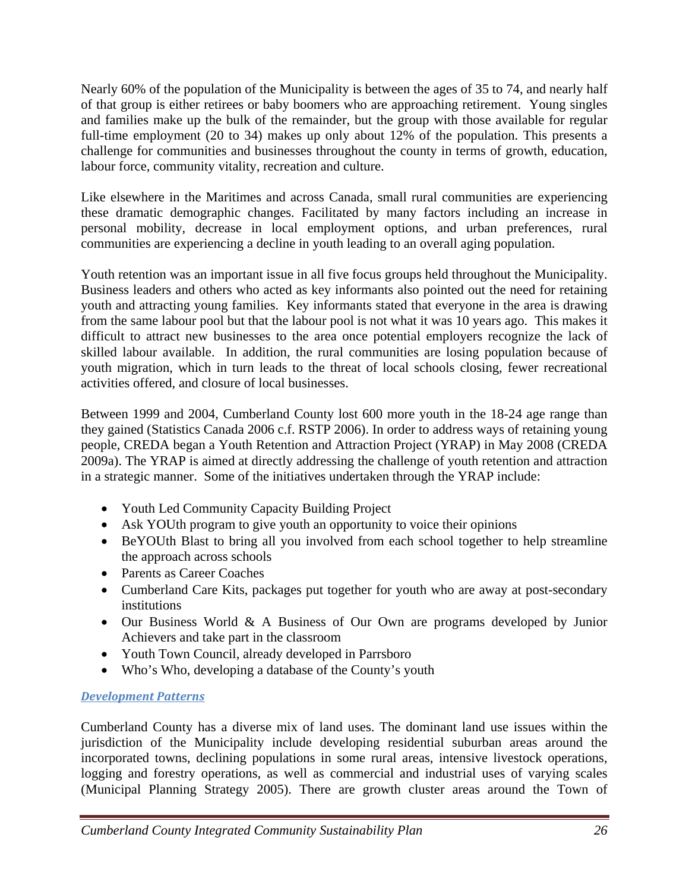Nearly 60% of the population of the Municipality is between the ages of 35 to 74, and nearly half of that group is either retirees or baby boomers who are approaching retirement. Young singles and families make up the bulk of the remainder, but the group with those available for regular full-time employment (20 to 34) makes up only about 12% of the population. This presents a challenge for communities and businesses throughout the county in terms of growth, education, labour force, community vitality, recreation and culture.

Like elsewhere in the Maritimes and across Canada, small rural communities are experiencing these dramatic demographic changes. Facilitated by many factors including an increase in personal mobility, decrease in local employment options, and urban preferences, rural communities are experiencing a decline in youth leading to an overall aging population.

Youth retention was an important issue in all five focus groups held throughout the Municipality. Business leaders and others who acted as key informants also pointed out the need for retaining youth and attracting young families. Key informants stated that everyone in the area is drawing from the same labour pool but that the labour pool is not what it was 10 years ago. This makes it difficult to attract new businesses to the area once potential employers recognize the lack of skilled labour available. In addition, the rural communities are losing population because of youth migration, which in turn leads to the threat of local schools closing, fewer recreational activities offered, and closure of local businesses.

Between 1999 and 2004, Cumberland County lost 600 more youth in the 18-24 age range than they gained (Statistics Canada 2006 c.f. RSTP 2006). In order to address ways of retaining young people, CREDA began a Youth Retention and Attraction Project (YRAP) in May 2008 (CREDA 2009a). The YRAP is aimed at directly addressing the challenge of youth retention and attraction in a strategic manner. Some of the initiatives undertaken through the YRAP include:

- Youth Led Community Capacity Building Project
- Ask YOUth program to give youth an opportunity to voice their opinions
- BeYOUth Blast to bring all you involved from each school together to help streamline the approach across schools
- Parents as Career Coaches
- Cumberland Care Kits, packages put together for youth who are away at post-secondary institutions
- Our Business World & A Business of Our Own are programs developed by Junior Achievers and take part in the classroom
- Youth Town Council, already developed in Parrsboro
- Who's Who, developing a database of the County's youth

### *Development Patterns*

Cumberland County has a diverse mix of land uses. The dominant land use issues within the jurisdiction of the Municipality include developing residential suburban areas around the incorporated towns, declining populations in some rural areas, intensive livestock operations, logging and forestry operations, as well as commercial and industrial uses of varying scales (Municipal Planning Strategy 2005). There are growth cluster areas around the Town of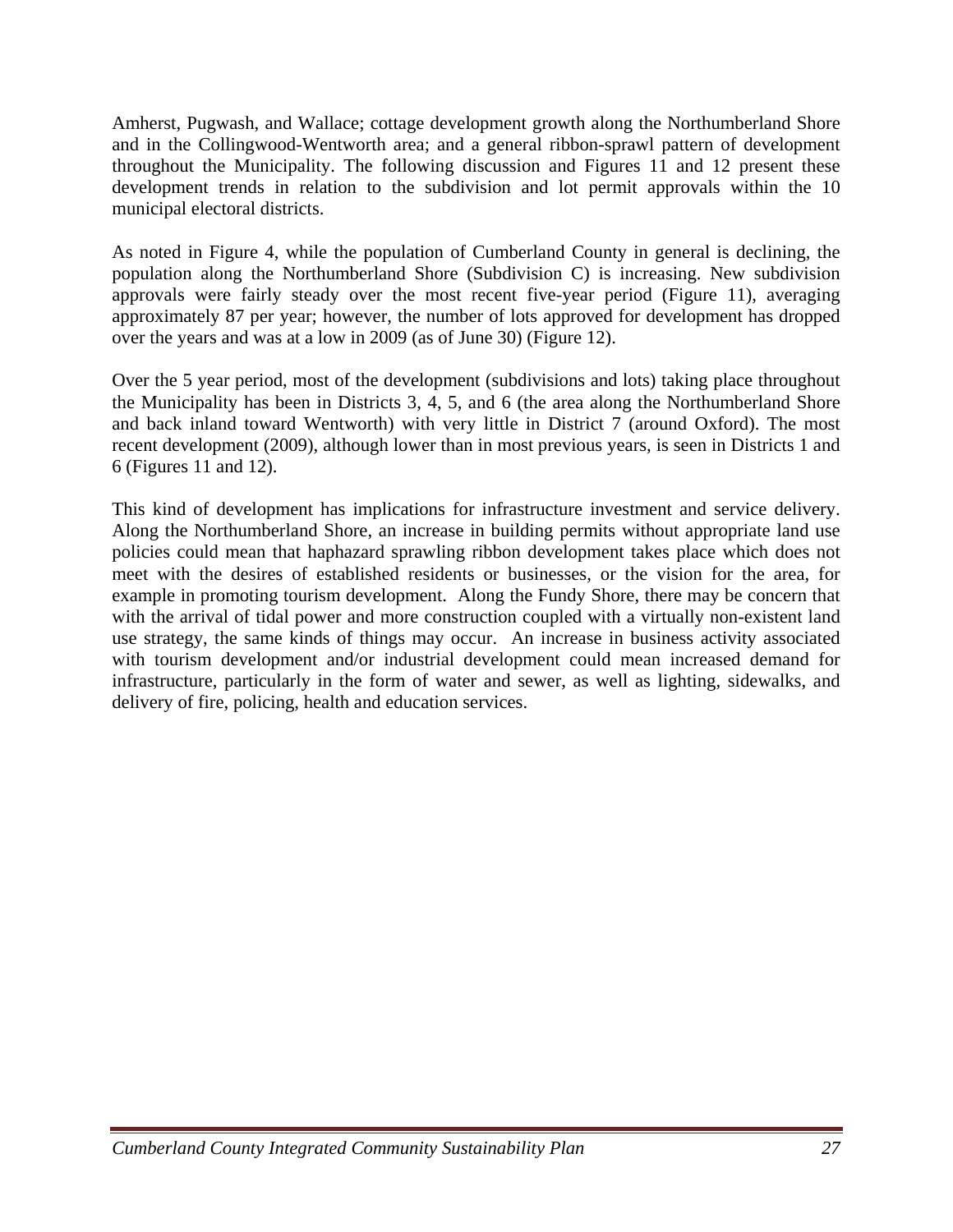Amherst, Pugwash, and Wallace; cottage development growth along the Northumberland Shore and in the Collingwood-Wentworth area; and a general ribbon-sprawl pattern of development throughout the Municipality. The following discussion and Figures 11 and 12 present these development trends in relation to the subdivision and lot permit approvals within the 10 municipal electoral districts.

As noted in Figure 4, while the population of Cumberland County in general is declining, the population along the Northumberland Shore (Subdivision C) is increasing. New subdivision approvals were fairly steady over the most recent five-year period (Figure 11), averaging approximately 87 per year; however, the number of lots approved for development has dropped over the years and was at a low in 2009 (as of June 30) (Figure 12).

Over the 5 year period, most of the development (subdivisions and lots) taking place throughout the Municipality has been in Districts 3, 4, 5, and 6 (the area along the Northumberland Shore and back inland toward Wentworth) with very little in District 7 (around Oxford). The most recent development (2009), although lower than in most previous years, is seen in Districts 1 and 6 (Figures 11 and 12).

This kind of development has implications for infrastructure investment and service delivery. Along the Northumberland Shore, an increase in building permits without appropriate land use policies could mean that haphazard sprawling ribbon development takes place which does not meet with the desires of established residents or businesses, or the vision for the area, for example in promoting tourism development. Along the Fundy Shore, there may be concern that with the arrival of tidal power and more construction coupled with a virtually non-existent land use strategy, the same kinds of things may occur. An increase in business activity associated with tourism development and/or industrial development could mean increased demand for infrastructure, particularly in the form of water and sewer, as well as lighting, sidewalks, and delivery of fire, policing, health and education services.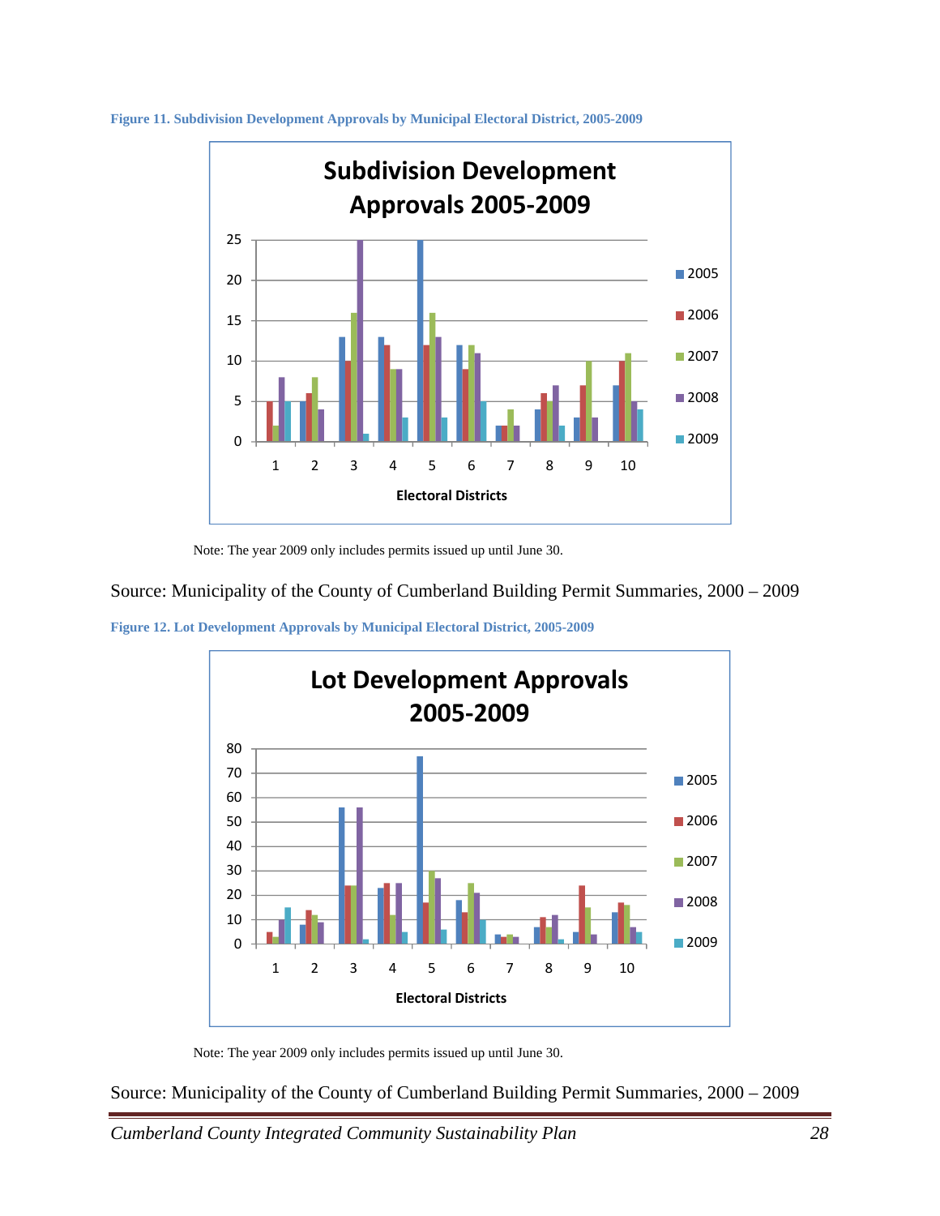**Figure 11. Subdivision Development Approvals by Municipal Electoral District, 2005-2009**

Note: The year 2009 only includes permits issued up until June 30.

Source: Municipality of the County of Cumberland Building Permit Summaries, 2000 – 2009

**Figure 12. Lot Development Approvals by Municipal Electoral District, 2005-2009**

Note: The year 2009 only includes permits issued up until June 30.

Source: Municipality of the County of Cumberland Building Permit Summaries, 2000 – 2009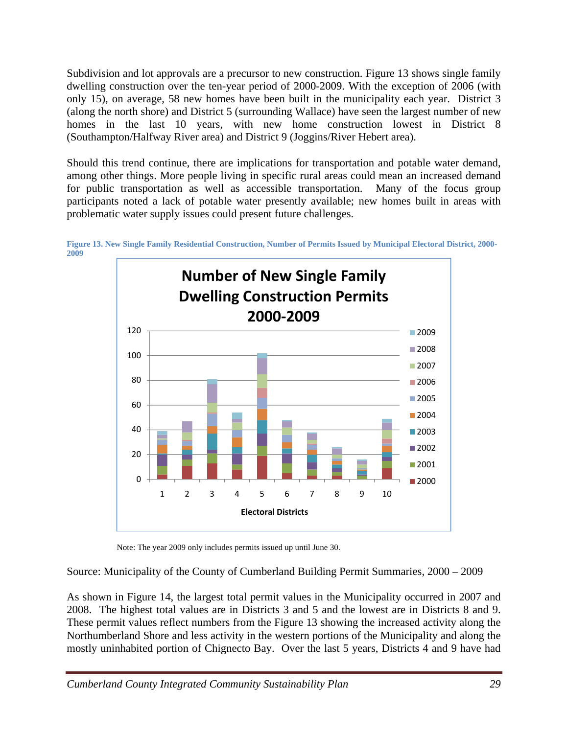Subdivision and lot approvals are a precursor to new construction. Figure 13 shows single family dwelling construction over the ten-year period of 2000-2009. With the exception of 2006 (with only 15), on average, 58 new homes have been built in the municipality each year. District 3 (along the north shore) and District 5 (surrounding Wallace) have seen the largest number of new homes in the last 10 years, with new home construction lowest in District 8 (Southampton/Halfway River area) and District 9 (Joggins/River Hebert area).

Should this trend continue, there are implications for transportation and potable water demand, among other things. More people living in specific rural areas could mean an increased demand for public transportation as well as accessible transportation. Many of the focus group participants noted a lack of potable water presently available; new homes built in areas with problematic water supply issues could present future challenges.

**Figure 13. New Single Family Residential Construction, Number of Permits Issued by Municipal Electoral District, 2000-2009**

Note: The year 2009 only includes permits issued up until June 30.

Source: Municipality of the County of Cumberland Building Permit Summaries, 2000 – 2009

As shown in Figure 14, the largest total permit values in the Municipality occurred in 2007 and 2008. The highest total values are in Districts 3 and 5 and the lowest are in Districts 8 and 9. These permit values reflect numbers from the Figure 13 showing the increased activity along the Northumberland Shore and less activity in the western portions of the Municipality and along the mostly uninhabited portion of Chignecto Bay. Over the last 5 years, Districts 4 and 9 have had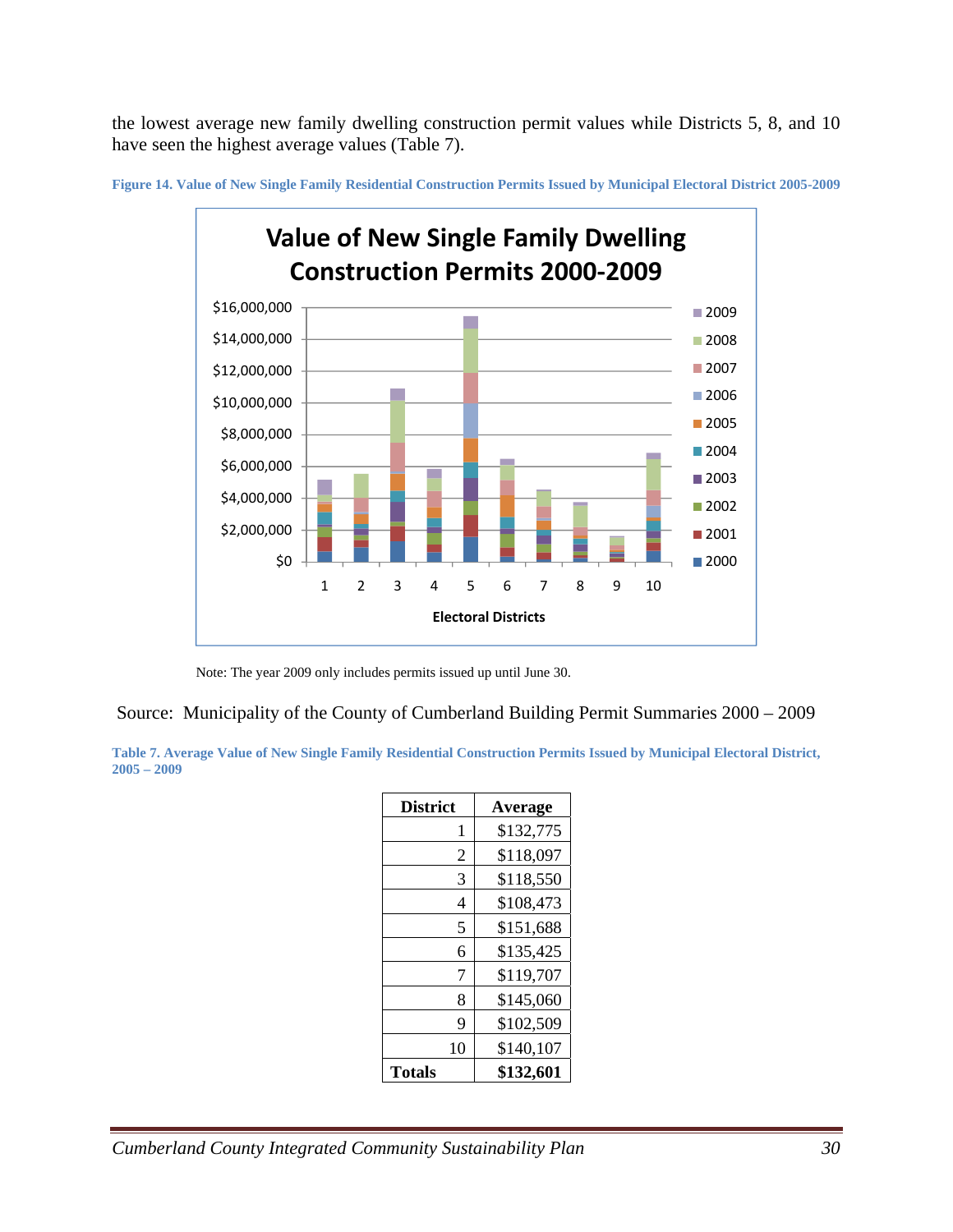the lowest average new family dwelling construction permit values while Districts 5, 8, and 10 have seen the highest average values (Table 7).

**Figure 14. Value of New Single Family Residential Construction Permits Issued by Municipal Electoral District 2005-2009**

Note: The year 2009 only includes permits issued up until June 30.

Source: Municipality of the County of Cumberland Building Permit Summaries 2000 – 2009

**Table 7. Average Value of New Single Family Residential Construction Permits Issued by Municipal Electoral District, 2005 – 2009**

| District | Average |
|---|---|
| 1 | $132,775 |
| 2 | $118,097 |
| 3 | $118,550 |
| 4 | $108,473 |
| 5 | $151,688 |
| 6 | $135,425 |
| 7 | $119,707 |
| 8 | $145,060 |
| 9 | $102,509 |
| 10 | $140,107 |
| **Totals** | **$132,601** |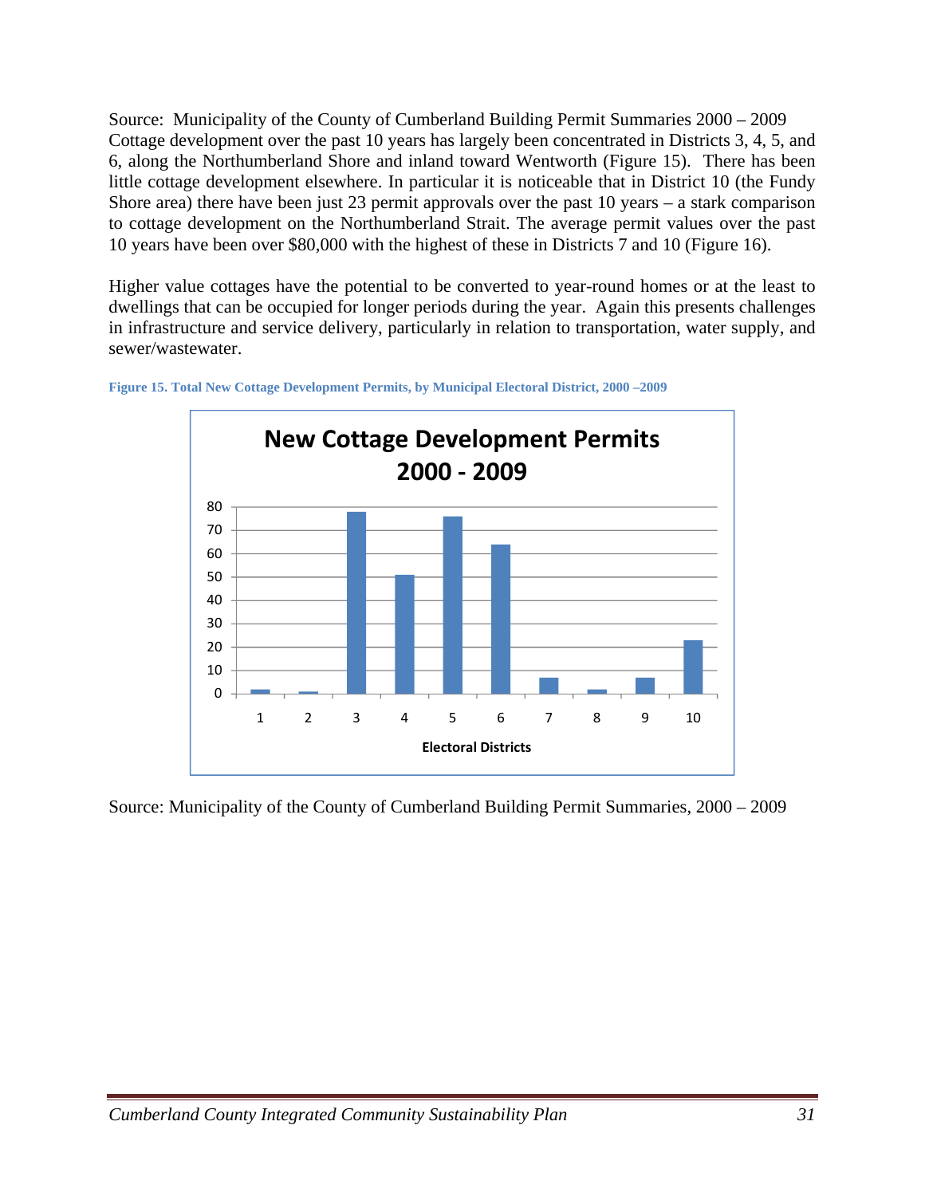Source: Municipality of the County of Cumberland Building Permit Summaries 2000 – 2009
Cottage development over the past 10 years has largely been concentrated in Districts 3, 4, 5, and 6, along the Northumberland Shore and inland toward Wentworth (Figure 15). There has been little cottage development elsewhere. In particular it is noticeable that in District 10 (the Fundy Shore area) there have been just 23 permit approvals over the past 10 years – a stark comparison to cottage development on the Northumberland Strait. The average permit values over the past 10 years have been over $80,000 with the highest of these in Districts 7 and 10 (Figure 16).

Higher value cottages have the potential to be converted to year-round homes or at the least to dwellings that can be occupied for longer periods during the year. Again this presents challenges in infrastructure and service delivery, particularly in relation to transportation, water supply, and sewer/wastewater.

**Figure 15. Total New Cottage Development Permits, by Municipal Electoral District, 2000 –2009**

**New Cottage Development Permits 2000 - 2009**

| Electoral District | 1 | 2 | 3 | 4 | 5 | 6 | 7 | 8 | 9 | 10 |
|---|---|---|---|---|---|---|---|---|---|---|
| Permits (approx.) | 2 | 1 | 78 | 51 | 76 | 64 | 7 | 2 | 7 | 23 |

Source: Municipality of the County of Cumberland Building Permit Summaries, 2000 – 2009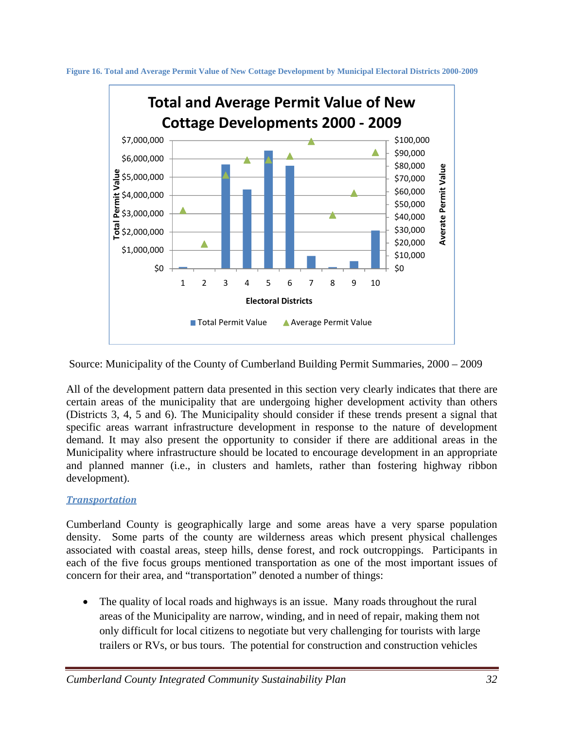Figure 16. Total and Average Permit Value of New Cottage Development by Municipal Electoral Districts 2000-2009

Source: Municipality of the County of Cumberland Building Permit Summaries, 2000 – 2009

All of the development pattern data presented in this section very clearly indicates that there are certain areas of the municipality that are undergoing higher development activity than others (Districts 3, 4, 5 and 6). The Municipality should consider if these trends present a signal that specific areas warrant infrastructure development in response to the nature of development demand. It may also present the opportunity to consider if there are additional areas in the Municipality where infrastructure should be located to encourage development in an appropriate and planned manner (i.e., in clusters and hamlets, rather than fostering highway ribbon development).

## *Transportation*

Cumberland County is geographically large and some areas have a very sparse population density. Some parts of the county are wilderness areas which present physical challenges associated with coastal areas, steep hills, dense forest, and rock outcroppings. Participants in each of the five focus groups mentioned transportation as one of the most important issues of concern for their area, and "transportation" denoted a number of things:

- The quality of local roads and highways is an issue. Many roads throughout the rural areas of the Municipality are narrow, winding, and in need of repair, making them not only difficult for local citizens to negotiate but very challenging for tourists with large trailers or RVs, or bus tours. The potential for construction and construction vehicles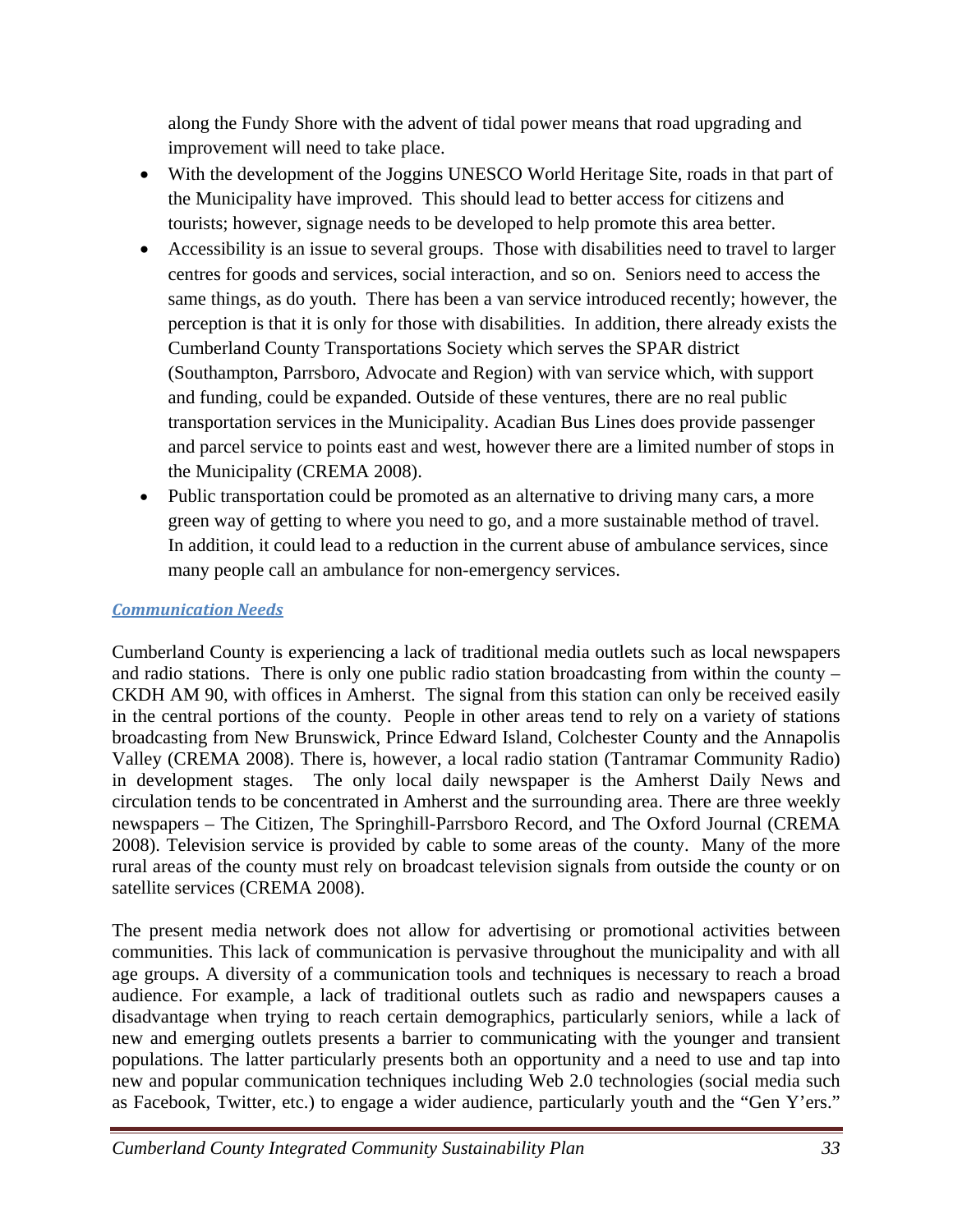along the Fundy Shore with the advent of tidal power means that road upgrading and improvement will need to take place.

- With the development of the Joggins UNESCO World Heritage Site, roads in that part of the Municipality have improved. This should lead to better access for citizens and tourists; however, signage needs to be developed to help promote this area better.
- Accessibility is an issue to several groups. Those with disabilities need to travel to larger centres for goods and services, social interaction, and so on. Seniors need to access the same things, as do youth. There has been a van service introduced recently; however, the perception is that it is only for those with disabilities. In addition, there already exists the Cumberland County Transportations Society which serves the SPAR district (Southampton, Parrsboro, Advocate and Region) with van service which, with support and funding, could be expanded. Outside of these ventures, there are no real public transportation services in the Municipality. Acadian Bus Lines does provide passenger and parcel service to points east and west, however there are a limited number of stops in the Municipality (CREMA 2008).
- Public transportation could be promoted as an alternative to driving many cars, a more green way of getting to where you need to go, and a more sustainable method of travel. In addition, it could lead to a reduction in the current abuse of ambulance services, since many people call an ambulance for non-emergency services.

### ***Communication Needs***

Cumberland County is experiencing a lack of traditional media outlets such as local newspapers and radio stations. There is only one public radio station broadcasting from within the county – CKDH AM 90, with offices in Amherst. The signal from this station can only be received easily in the central portions of the county. People in other areas tend to rely on a variety of stations broadcasting from New Brunswick, Prince Edward Island, Colchester County and the Annapolis Valley (CREMA 2008). There is, however, a local radio station (Tantramar Community Radio) in development stages. The only local daily newspaper is the Amherst Daily News and circulation tends to be concentrated in Amherst and the surrounding area. There are three weekly newspapers – The Citizen, The Springhill-Parrsboro Record, and The Oxford Journal (CREMA 2008). Television service is provided by cable to some areas of the county. Many of the more rural areas of the county must rely on broadcast television signals from outside the county or on satellite services (CREMA 2008).

The present media network does not allow for advertising or promotional activities between communities. This lack of communication is pervasive throughout the municipality and with all age groups. A diversity of a communication tools and techniques is necessary to reach a broad audience. For example, a lack of traditional outlets such as radio and newspapers causes a disadvantage when trying to reach certain demographics, particularly seniors, while a lack of new and emerging outlets presents a barrier to communicating with the younger and transient populations. The latter particularly presents both an opportunity and a need to use and tap into new and popular communication techniques including Web 2.0 technologies (social media such as Facebook, Twitter, etc.) to engage a wider audience, particularly youth and the "Gen Y'ers."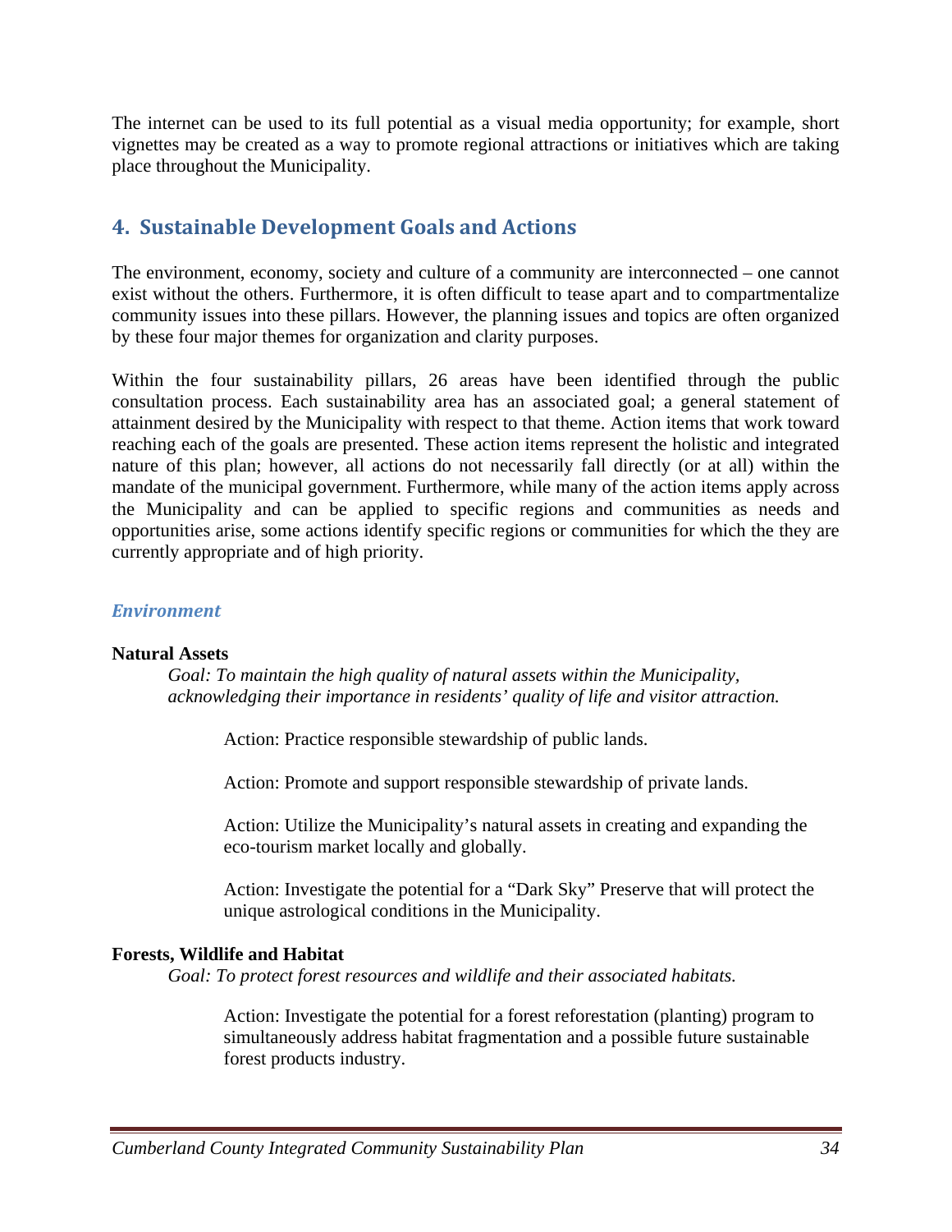The internet can be used to its full potential as a visual media opportunity; for example, short vignettes may be created as a way to promote regional attractions or initiatives which are taking place throughout the Municipality.

## 4. Sustainable Development Goals and Actions

The environment, economy, society and culture of a community are interconnected – one cannot exist without the others. Furthermore, it is often difficult to tease apart and to compartmentalize community issues into these pillars. However, the planning issues and topics are often organized by these four major themes for organization and clarity purposes.

Within the four sustainability pillars, 26 areas have been identified through the public consultation process. Each sustainability area has an associated goal; a general statement of attainment desired by the Municipality with respect to that theme. Action items that work toward reaching each of the goals are presented. These action items represent the holistic and integrated nature of this plan; however, all actions do not necessarily fall directly (or at all) within the mandate of the municipal government. Furthermore, while many of the action items apply across the Municipality and can be applied to specific regions and communities as needs and opportunities arise, some actions identify specific regions or communities for which the they are currently appropriate and of high priority.

### *Environment*

**Natural Assets**

*Goal: To maintain the high quality of natural assets within the Municipality, acknowledging their importance in residents' quality of life and visitor attraction.*

Action: Practice responsible stewardship of public lands.

Action: Promote and support responsible stewardship of private lands.

Action: Utilize the Municipality's natural assets in creating and expanding the eco-tourism market locally and globally.

Action: Investigate the potential for a "Dark Sky" Preserve that will protect the unique astrological conditions in the Municipality.

**Forests, Wildlife and Habitat**

*Goal: To protect forest resources and wildlife and their associated habitats.*

Action: Investigate the potential for a forest reforestation (planting) program to simultaneously address habitat fragmentation and a possible future sustainable forest products industry.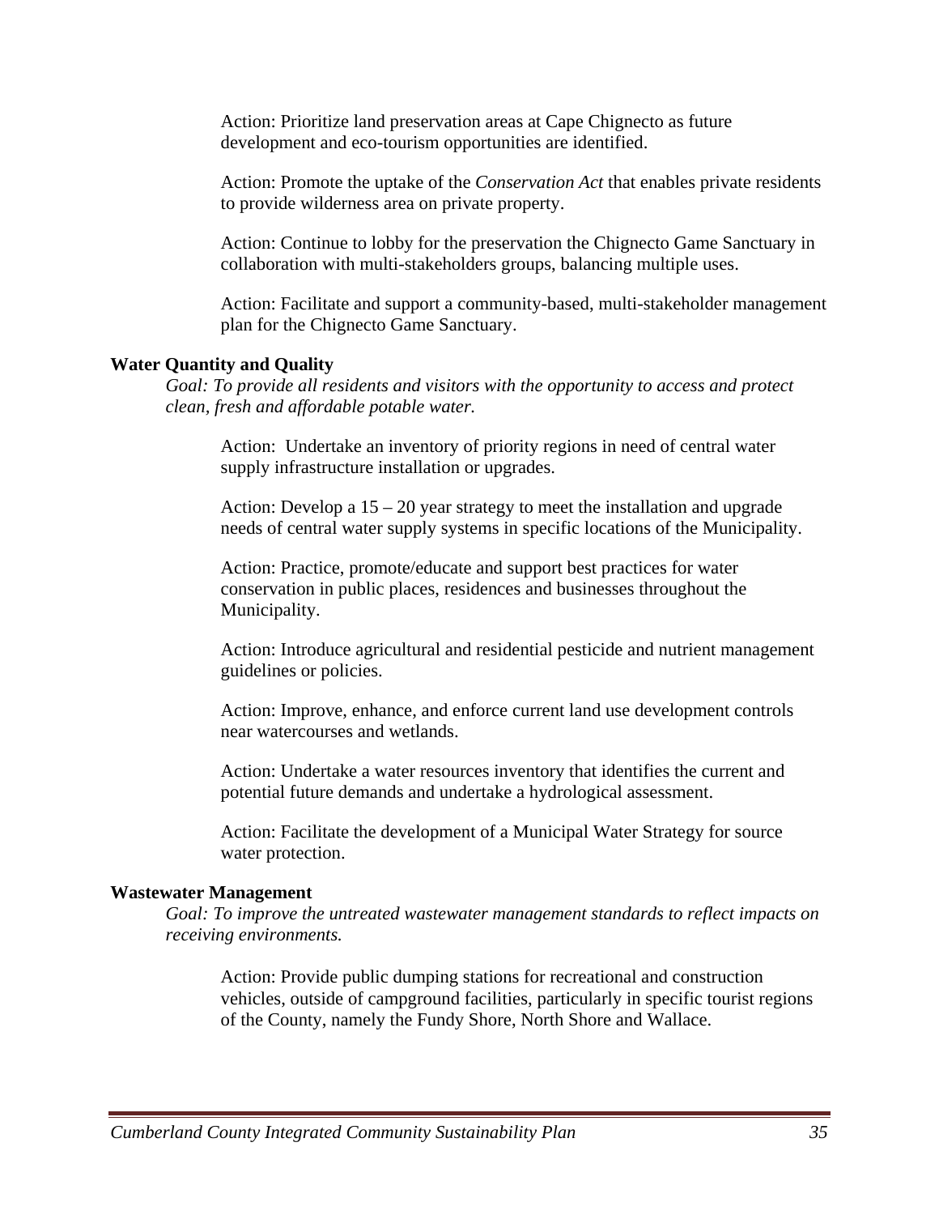Action: Prioritize land preservation areas at Cape Chignecto as future development and eco-tourism opportunities are identified.

Action: Promote the uptake of the *Conservation Act* that enables private residents to provide wilderness area on private property.

Action: Continue to lobby for the preservation the Chignecto Game Sanctuary in collaboration with multi-stakeholders groups, balancing multiple uses.

Action: Facilitate and support a community-based, multi-stakeholder management plan for the Chignecto Game Sanctuary.

**Water Quantity and Quality**

*Goal: To provide all residents and visitors with the opportunity to access and protect clean, fresh and affordable potable water.*

Action: Undertake an inventory of priority regions in need of central water supply infrastructure installation or upgrades.

Action: Develop a 15 – 20 year strategy to meet the installation and upgrade needs of central water supply systems in specific locations of the Municipality.

Action: Practice, promote/educate and support best practices for water conservation in public places, residences and businesses throughout the Municipality.

Action: Introduce agricultural and residential pesticide and nutrient management guidelines or policies.

Action: Improve, enhance, and enforce current land use development controls near watercourses and wetlands.

Action: Undertake a water resources inventory that identifies the current and potential future demands and undertake a hydrological assessment.

Action: Facilitate the development of a Municipal Water Strategy for source water protection.

**Wastewater Management**

*Goal: To improve the untreated wastewater management standards to reflect impacts on receiving environments.*

Action: Provide public dumping stations for recreational and construction vehicles, outside of campground facilities, particularly in specific tourist regions of the County, namely the Fundy Shore, North Shore and Wallace.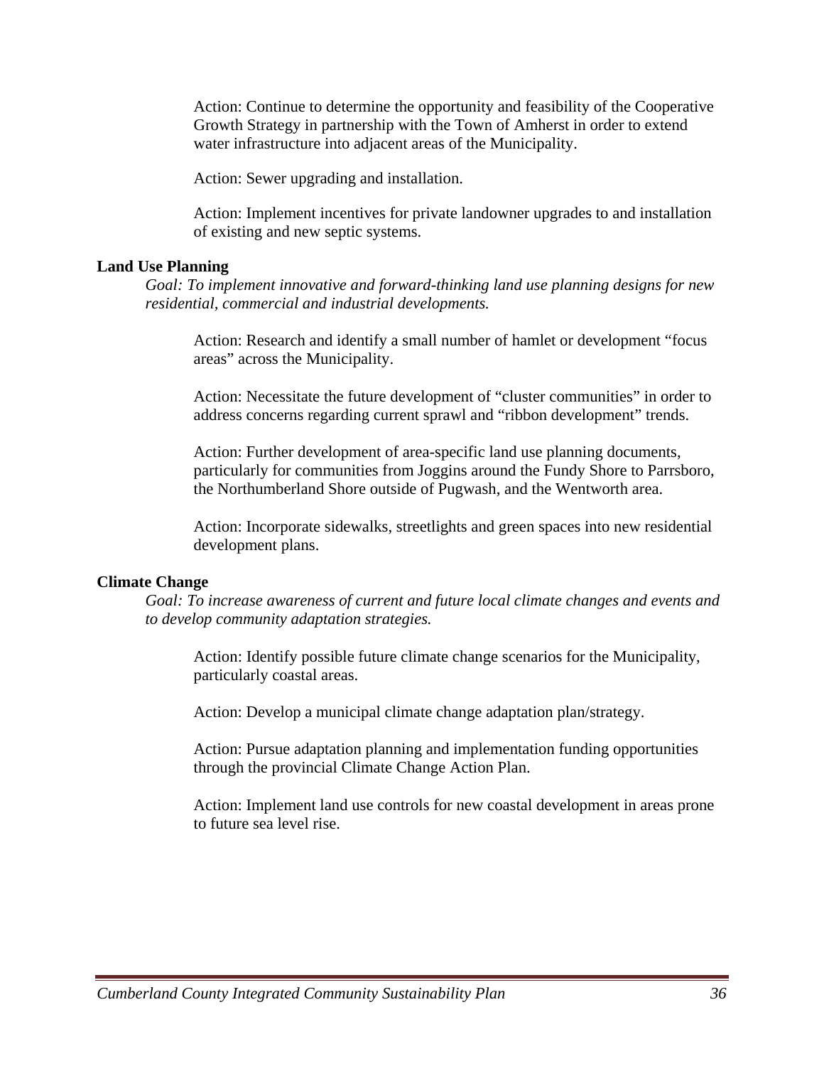Action: Continue to determine the opportunity and feasibility of the Cooperative Growth Strategy in partnership with the Town of Amherst in order to extend water infrastructure into adjacent areas of the Municipality.

Action: Sewer upgrading and installation.

Action: Implement incentives for private landowner upgrades to and installation of existing and new septic systems.

**Land Use Planning**

*Goal: To implement innovative and forward-thinking land use planning designs for new residential, commercial and industrial developments.*

Action: Research and identify a small number of hamlet or development "focus areas" across the Municipality.

Action: Necessitate the future development of "cluster communities" in order to address concerns regarding current sprawl and "ribbon development" trends.

Action: Further development of area-specific land use planning documents, particularly for communities from Joggins around the Fundy Shore to Parrsboro, the Northumberland Shore outside of Pugwash, and the Wentworth area.

Action: Incorporate sidewalks, streetlights and green spaces into new residential development plans.

**Climate Change**

*Goal: To increase awareness of current and future local climate changes and events and to develop community adaptation strategies.*

Action: Identify possible future climate change scenarios for the Municipality, particularly coastal areas.

Action: Develop a municipal climate change adaptation plan/strategy.

Action: Pursue adaptation planning and implementation funding opportunities through the provincial Climate Change Action Plan.

Action: Implement land use controls for new coastal development in areas prone to future sea level rise.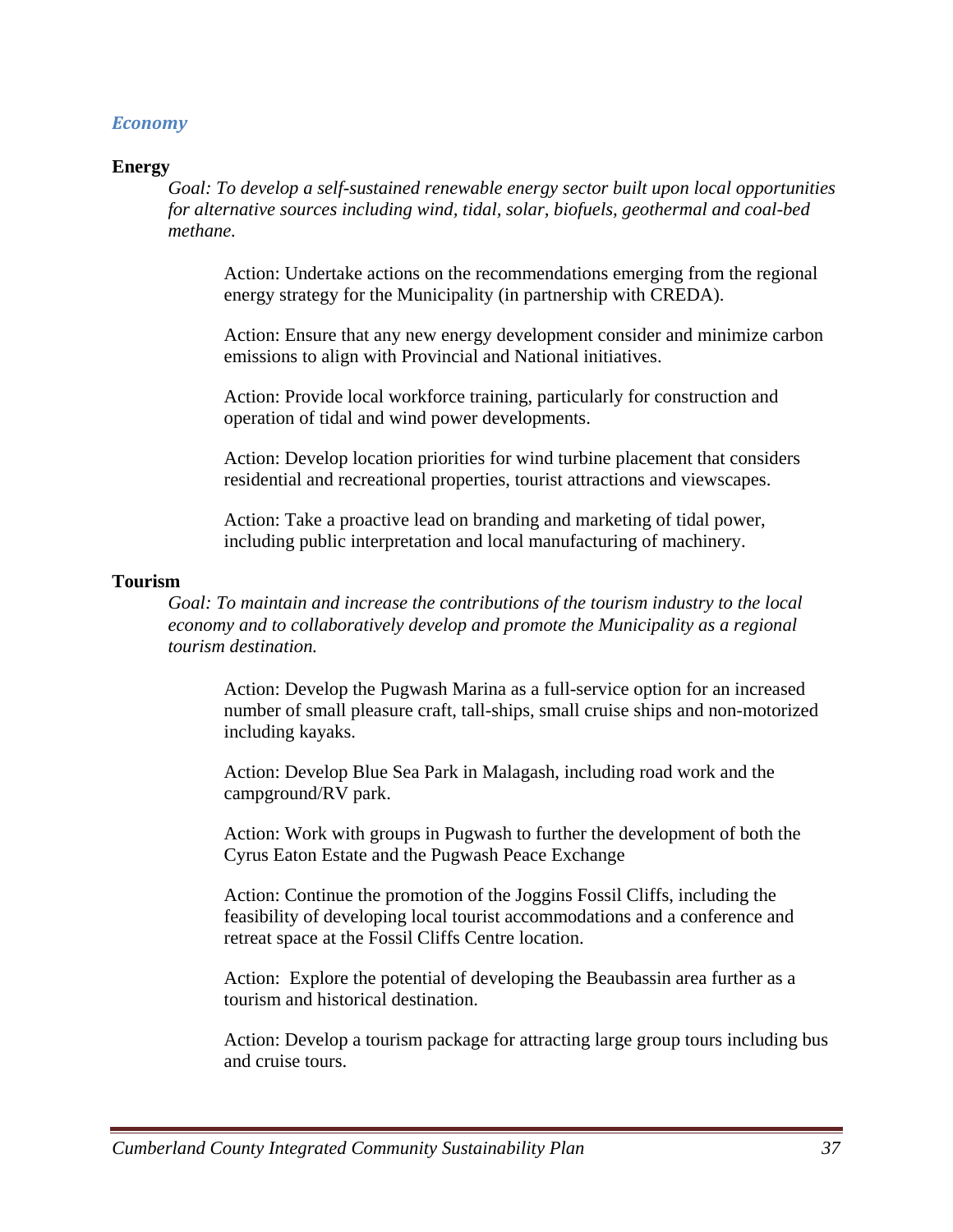## *Economy*

### Energy

*Goal: To develop a self-sustained renewable energy sector built upon local opportunities for alternative sources including wind, tidal, solar, biofuels, geothermal and coal-bed methane.*

Action: Undertake actions on the recommendations emerging from the regional energy strategy for the Municipality (in partnership with CREDA).

Action: Ensure that any new energy development consider and minimize carbon emissions to align with Provincial and National initiatives.

Action: Provide local workforce training, particularly for construction and operation of tidal and wind power developments.

Action: Develop location priorities for wind turbine placement that considers residential and recreational properties, tourist attractions and viewscapes.

Action: Take a proactive lead on branding and marketing of tidal power, including public interpretation and local manufacturing of machinery.

### Tourism

*Goal: To maintain and increase the contributions of the tourism industry to the local economy and to collaboratively develop and promote the Municipality as a regional tourism destination.*

Action: Develop the Pugwash Marina as a full-service option for an increased number of small pleasure craft, tall-ships, small cruise ships and non-motorized including kayaks.

Action: Develop Blue Sea Park in Malagash, including road work and the campground/RV park.

Action: Work with groups in Pugwash to further the development of both the Cyrus Eaton Estate and the Pugwash Peace Exchange

Action: Continue the promotion of the Joggins Fossil Cliffs, including the feasibility of developing local tourist accommodations and a conference and retreat space at the Fossil Cliffs Centre location.

Action: Explore the potential of developing the Beaubassin area further as a tourism and historical destination.

Action: Develop a tourism package for attracting large group tours including bus and cruise tours.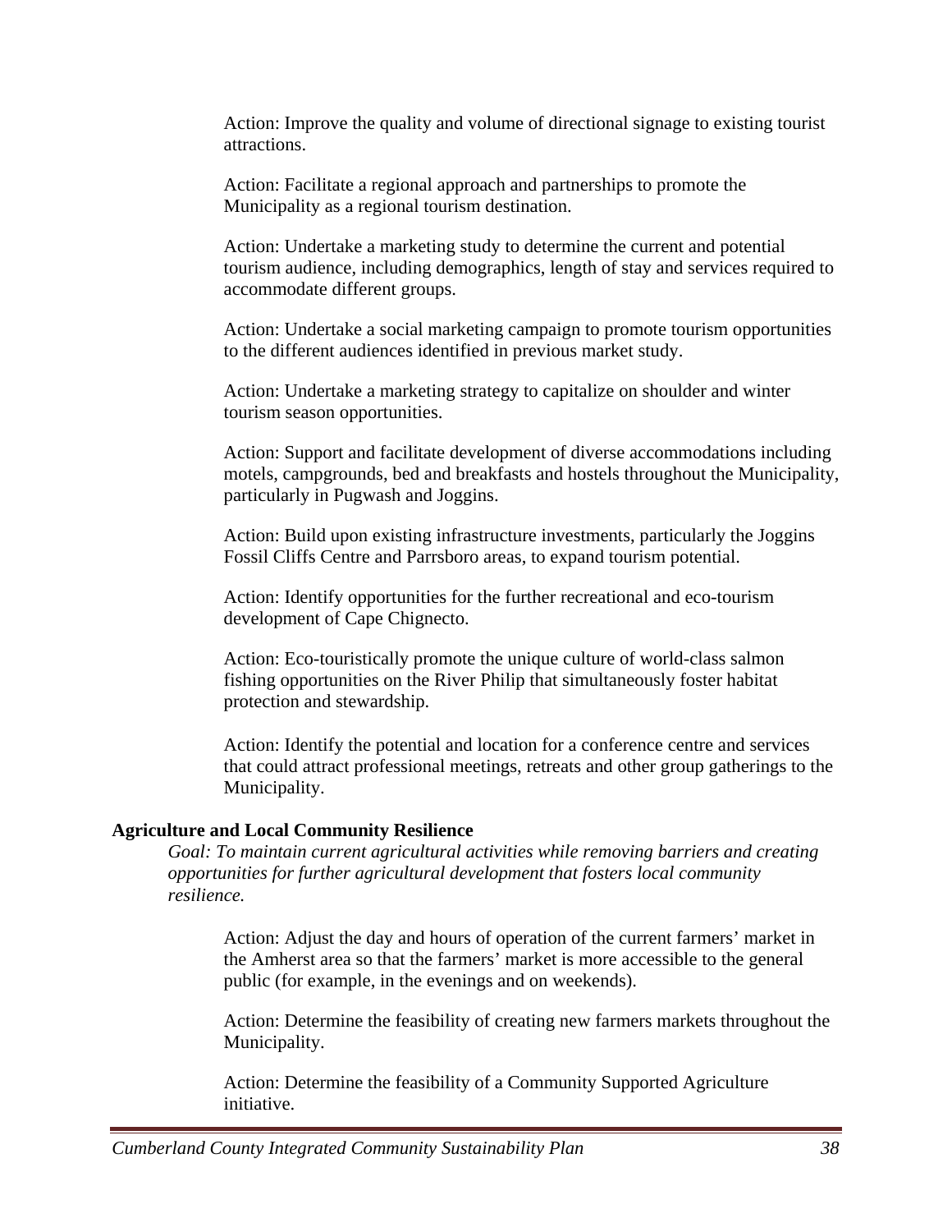Action: Improve the quality and volume of directional signage to existing tourist attractions.

Action: Facilitate a regional approach and partnerships to promote the Municipality as a regional tourism destination.

Action: Undertake a marketing study to determine the current and potential tourism audience, including demographics, length of stay and services required to accommodate different groups.

Action: Undertake a social marketing campaign to promote tourism opportunities to the different audiences identified in previous market study.

Action: Undertake a marketing strategy to capitalize on shoulder and winter tourism season opportunities.

Action: Support and facilitate development of diverse accommodations including motels, campgrounds, bed and breakfasts and hostels throughout the Municipality, particularly in Pugwash and Joggins.

Action: Build upon existing infrastructure investments, particularly the Joggins Fossil Cliffs Centre and Parrsboro areas, to expand tourism potential.

Action: Identify opportunities for the further recreational and eco-tourism development of Cape Chignecto.

Action: Eco-touristically promote the unique culture of world-class salmon fishing opportunities on the River Philip that simultaneously foster habitat protection and stewardship.

Action: Identify the potential and location for a conference centre and services that could attract professional meetings, retreats and other group gatherings to the Municipality.

**Agriculture and Local Community Resilience**

*Goal: To maintain current agricultural activities while removing barriers and creating opportunities for further agricultural development that fosters local community resilience.*

Action: Adjust the day and hours of operation of the current farmers' market in the Amherst area so that the farmers' market is more accessible to the general public (for example, in the evenings and on weekends).

Action: Determine the feasibility of creating new farmers markets throughout the Municipality.

Action: Determine the feasibility of a Community Supported Agriculture initiative.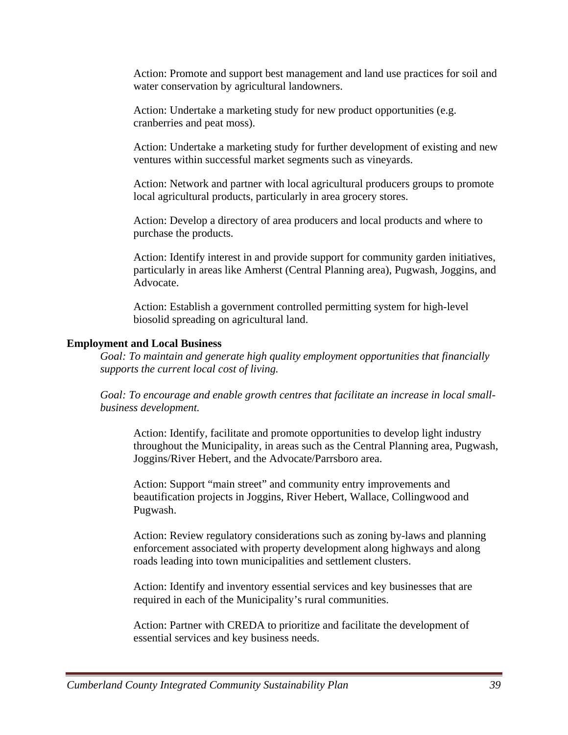Action: Promote and support best management and land use practices for soil and water conservation by agricultural landowners.

Action: Undertake a marketing study for new product opportunities (e.g. cranberries and peat moss).

Action: Undertake a marketing study for further development of existing and new ventures within successful market segments such as vineyards.

Action: Network and partner with local agricultural producers groups to promote local agricultural products, particularly in area grocery stores.

Action: Develop a directory of area producers and local products and where to purchase the products.

Action: Identify interest in and provide support for community garden initiatives, particularly in areas like Amherst (Central Planning area), Pugwash, Joggins, and Advocate.

Action: Establish a government controlled permitting system for high-level biosolid spreading on agricultural land.

**Employment and Local Business**

*Goal: To maintain and generate high quality employment opportunities that financially supports the current local cost of living.*

*Goal: To encourage and enable growth centres that facilitate an increase in local small-business development.*

Action: Identify, facilitate and promote opportunities to develop light industry throughout the Municipality, in areas such as the Central Planning area, Pugwash, Joggins/River Hebert, and the Advocate/Parrsboro area.

Action: Support "main street" and community entry improvements and beautification projects in Joggins, River Hebert, Wallace, Collingwood and Pugwash.

Action: Review regulatory considerations such as zoning by-laws and planning enforcement associated with property development along highways and along roads leading into town municipalities and settlement clusters.

Action: Identify and inventory essential services and key businesses that are required in each of the Municipality's rural communities.

Action: Partner with CREDA to prioritize and facilitate the development of essential services and key business needs.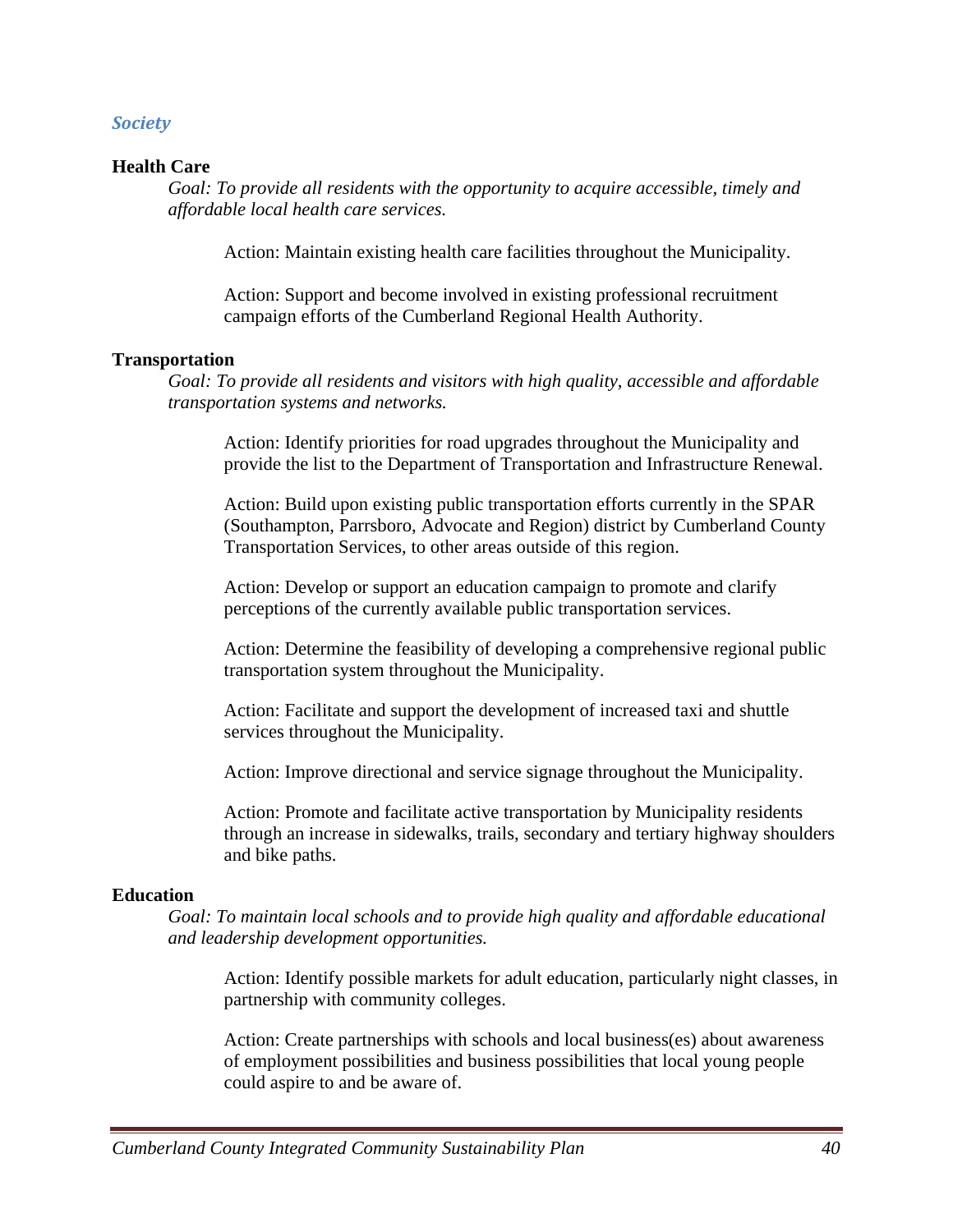### *Society*

#### Health Care

*Goal: To provide all residents with the opportunity to acquire accessible, timely and affordable local health care services.*

Action: Maintain existing health care facilities throughout the Municipality.

Action: Support and become involved in existing professional recruitment campaign efforts of the Cumberland Regional Health Authority.

#### Transportation

*Goal: To provide all residents and visitors with high quality, accessible and affordable transportation systems and networks.*

Action: Identify priorities for road upgrades throughout the Municipality and provide the list to the Department of Transportation and Infrastructure Renewal.

Action: Build upon existing public transportation efforts currently in the SPAR (Southampton, Parrsboro, Advocate and Region) district by Cumberland County Transportation Services, to other areas outside of this region.

Action: Develop or support an education campaign to promote and clarify perceptions of the currently available public transportation services.

Action: Determine the feasibility of developing a comprehensive regional public transportation system throughout the Municipality.

Action: Facilitate and support the development of increased taxi and shuttle services throughout the Municipality.

Action: Improve directional and service signage throughout the Municipality.

Action: Promote and facilitate active transportation by Municipality residents through an increase in sidewalks, trails, secondary and tertiary highway shoulders and bike paths.

#### Education

*Goal: To maintain local schools and to provide high quality and affordable educational and leadership development opportunities.*

Action: Identify possible markets for adult education, particularly night classes, in partnership with community colleges.

Action: Create partnerships with schools and local business(es) about awareness of employment possibilities and business possibilities that local young people could aspire to and be aware of.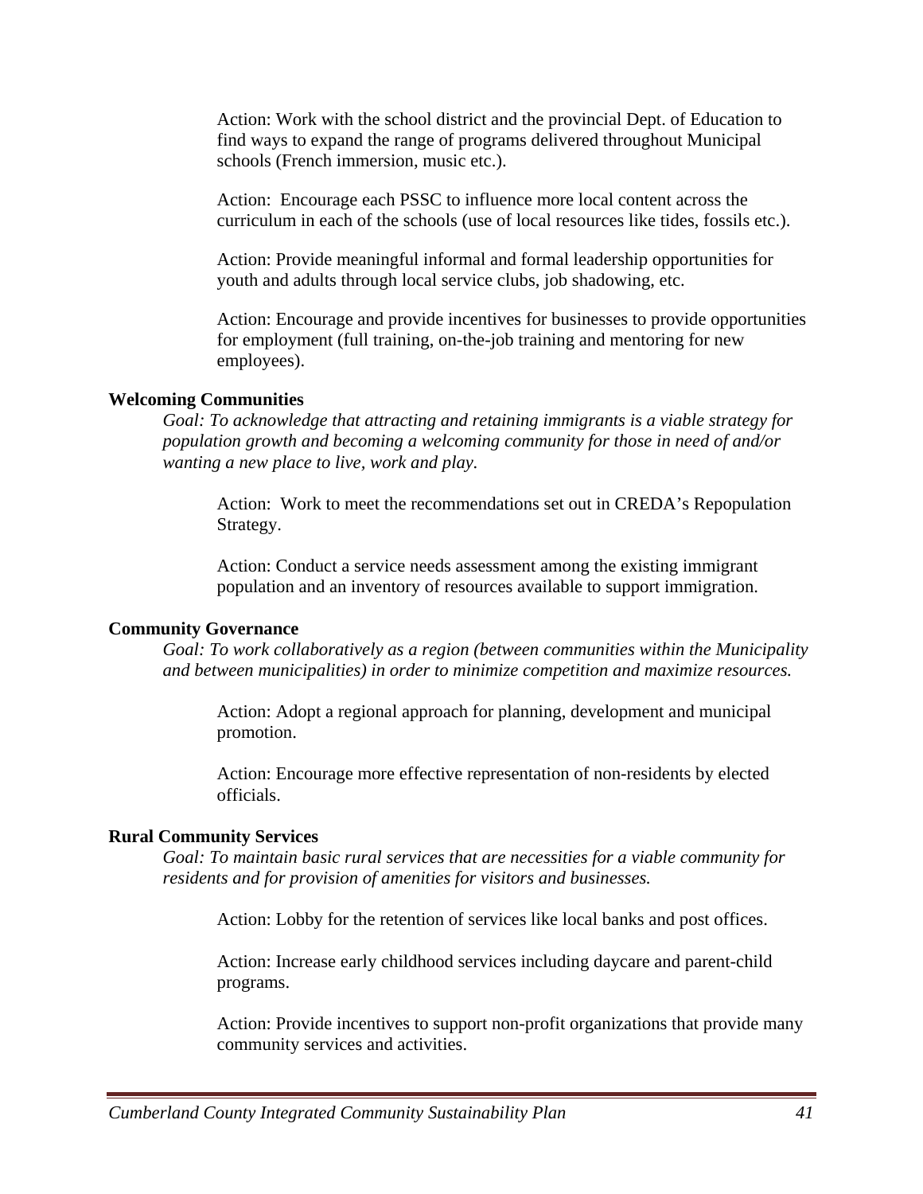Action: Work with the school district and the provincial Dept. of Education to find ways to expand the range of programs delivered throughout Municipal schools (French immersion, music etc.).

Action: Encourage each PSSC to influence more local content across the curriculum in each of the schools (use of local resources like tides, fossils etc.).

Action: Provide meaningful informal and formal leadership opportunities for youth and adults through local service clubs, job shadowing, etc.

Action: Encourage and provide incentives for businesses to provide opportunities for employment (full training, on-the-job training and mentoring for new employees).

**Welcoming Communities**

*Goal: To acknowledge that attracting and retaining immigrants is a viable strategy for population growth and becoming a welcoming community for those in need of and/or wanting a new place to live, work and play.*

Action: Work to meet the recommendations set out in CREDA's Repopulation Strategy.

Action: Conduct a service needs assessment among the existing immigrant population and an inventory of resources available to support immigration.

**Community Governance**

*Goal: To work collaboratively as a region (between communities within the Municipality and between municipalities) in order to minimize competition and maximize resources.*

Action: Adopt a regional approach for planning, development and municipal promotion.

Action: Encourage more effective representation of non-residents by elected officials.

**Rural Community Services**

*Goal: To maintain basic rural services that are necessities for a viable community for residents and for provision of amenities for visitors and businesses.*

Action: Lobby for the retention of services like local banks and post offices.

Action: Increase early childhood services including daycare and parent-child programs.

Action: Provide incentives to support non-profit organizations that provide many community services and activities.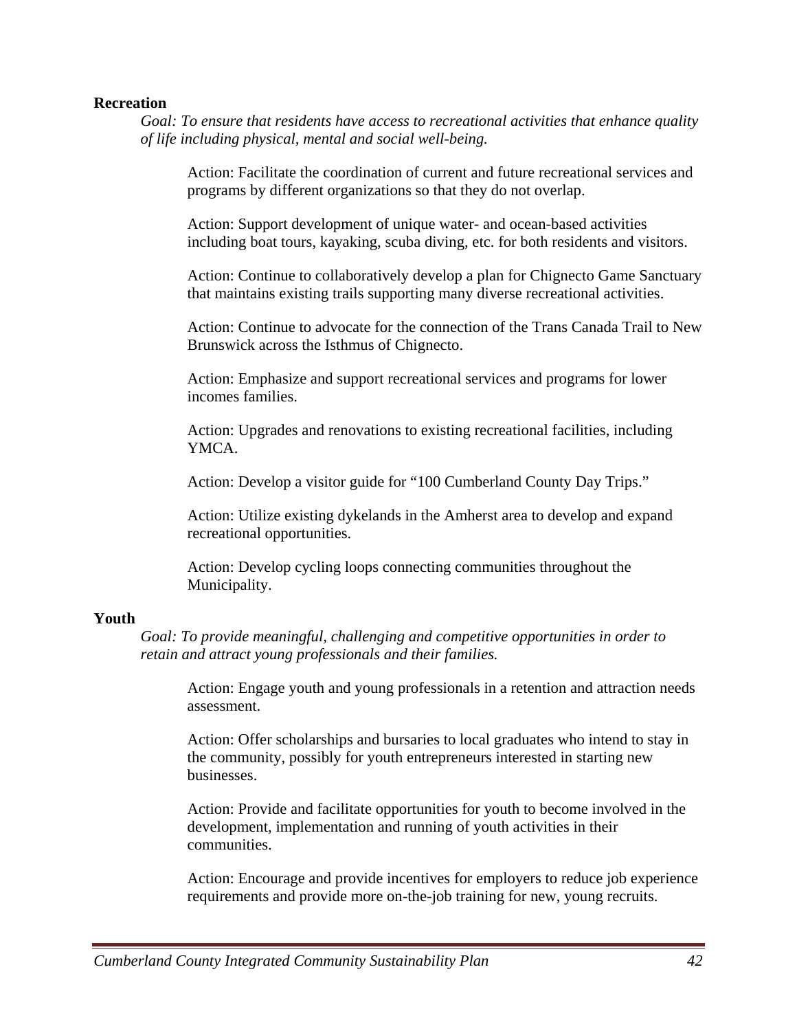**Recreation**

*Goal: To ensure that residents have access to recreational activities that enhance quality of life including physical, mental and social well-being.*

Action: Facilitate the coordination of current and future recreational services and programs by different organizations so that they do not overlap.

Action: Support development of unique water- and ocean-based activities including boat tours, kayaking, scuba diving, etc. for both residents and visitors.

Action: Continue to collaboratively develop a plan for Chignecto Game Sanctuary that maintains existing trails supporting many diverse recreational activities.

Action: Continue to advocate for the connection of the Trans Canada Trail to New Brunswick across the Isthmus of Chignecto.

Action: Emphasize and support recreational services and programs for lower incomes families.

Action: Upgrades and renovations to existing recreational facilities, including YMCA.

Action: Develop a visitor guide for "100 Cumberland County Day Trips."

Action: Utilize existing dykelands in the Amherst area to develop and expand recreational opportunities.

Action: Develop cycling loops connecting communities throughout the Municipality.

**Youth**

*Goal: To provide meaningful, challenging and competitive opportunities in order to retain and attract young professionals and their families.*

Action: Engage youth and young professionals in a retention and attraction needs assessment.

Action: Offer scholarships and bursaries to local graduates who intend to stay in the community, possibly for youth entrepreneurs interested in starting new businesses.

Action: Provide and facilitate opportunities for youth to become involved in the development, implementation and running of youth activities in their communities.

Action: Encourage and provide incentives for employers to reduce job experience requirements and provide more on-the-job training for new, young recruits.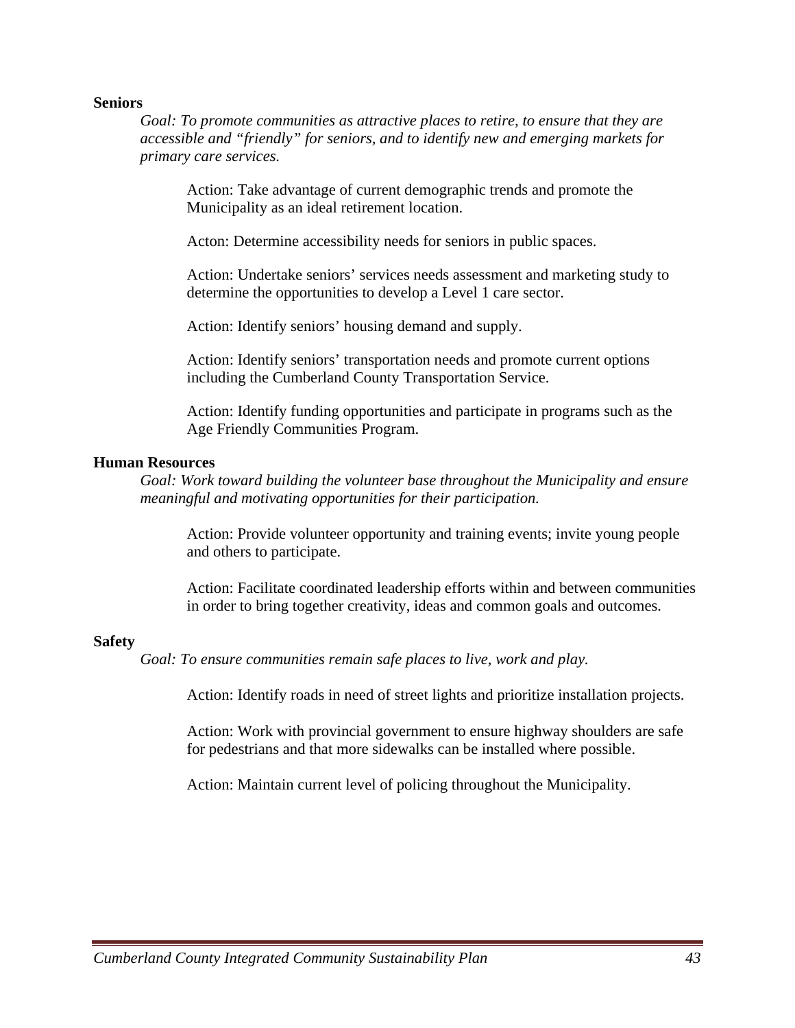**Seniors**

*Goal: To promote communities as attractive places to retire, to ensure that they are accessible and "friendly" for seniors, and to identify new and emerging markets for primary care services.*

Action: Take advantage of current demographic trends and promote the Municipality as an ideal retirement location.

Acton: Determine accessibility needs for seniors in public spaces.

Action: Undertake seniors' services needs assessment and marketing study to determine the opportunities to develop a Level 1 care sector.

Action: Identify seniors' housing demand and supply.

Action: Identify seniors' transportation needs and promote current options including the Cumberland County Transportation Service.

Action: Identify funding opportunities and participate in programs such as the Age Friendly Communities Program.

**Human Resources**

*Goal: Work toward building the volunteer base throughout the Municipality and ensure meaningful and motivating opportunities for their participation.*

Action: Provide volunteer opportunity and training events; invite young people and others to participate.

Action: Facilitate coordinated leadership efforts within and between communities in order to bring together creativity, ideas and common goals and outcomes.

**Safety**

*Goal: To ensure communities remain safe places to live, work and play.*

Action: Identify roads in need of street lights and prioritize installation projects.

Action: Work with provincial government to ensure highway shoulders are safe for pedestrians and that more sidewalks can be installed where possible.

Action: Maintain current level of policing throughout the Municipality.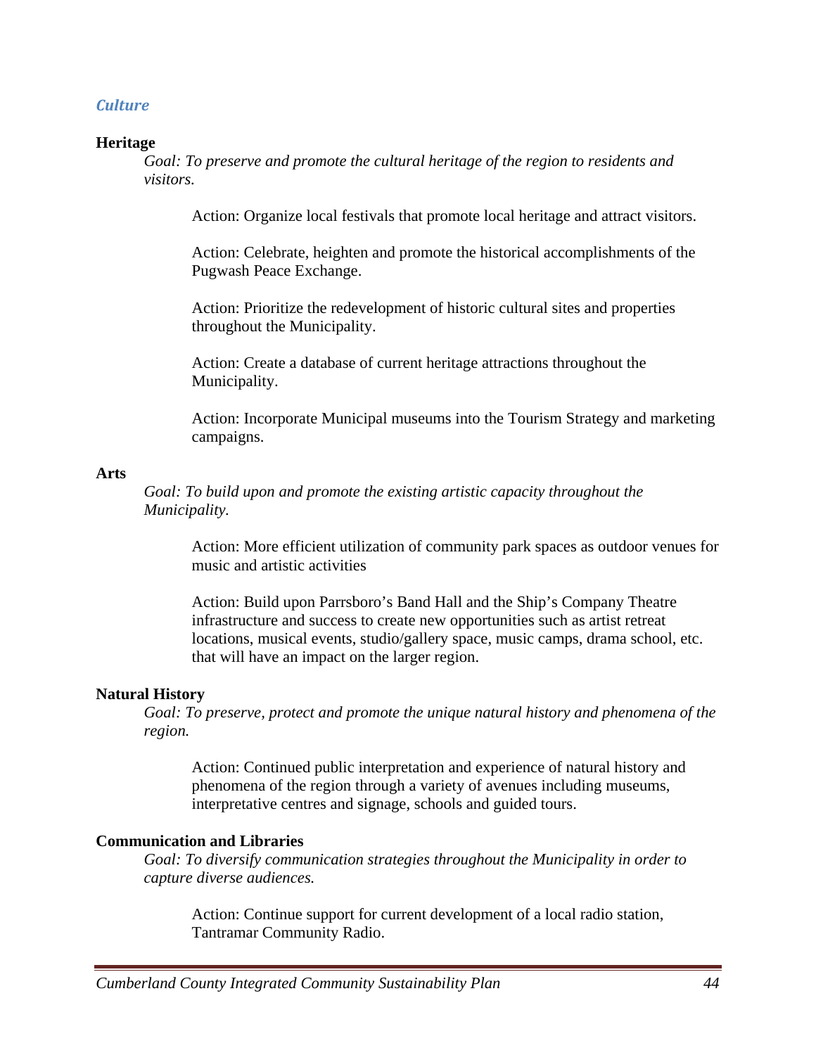## *Culture*

**Heritage**

*Goal: To preserve and promote the cultural heritage of the region to residents and visitors.*

Action: Organize local festivals that promote local heritage and attract visitors.

Action: Celebrate, heighten and promote the historical accomplishments of the Pugwash Peace Exchange.

Action: Prioritize the redevelopment of historic cultural sites and properties throughout the Municipality.

Action: Create a database of current heritage attractions throughout the Municipality.

Action: Incorporate Municipal museums into the Tourism Strategy and marketing campaigns.

**Arts**

*Goal: To build upon and promote the existing artistic capacity throughout the Municipality.*

Action: More efficient utilization of community park spaces as outdoor venues for music and artistic activities

Action: Build upon Parrsboro's Band Hall and the Ship's Company Theatre infrastructure and success to create new opportunities such as artist retreat locations, musical events, studio/gallery space, music camps, drama school, etc. that will have an impact on the larger region.

**Natural History**

*Goal: To preserve, protect and promote the unique natural history and phenomena of the region.*

Action: Continued public interpretation and experience of natural history and phenomena of the region through a variety of avenues including museums, interpretative centres and signage, schools and guided tours.

**Communication and Libraries**

*Goal: To diversify communication strategies throughout the Municipality in order to capture diverse audiences.*

Action: Continue support for current development of a local radio station, Tantramar Community Radio.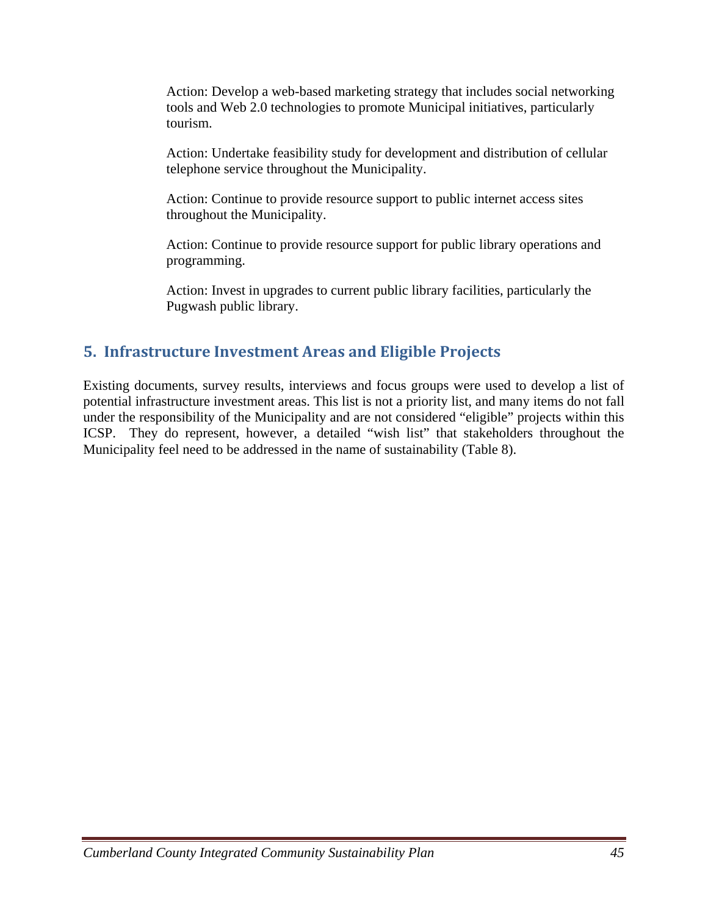Action: Develop a web-based marketing strategy that includes social networking tools and Web 2.0 technologies to promote Municipal initiatives, particularly tourism.

Action: Undertake feasibility study for development and distribution of cellular telephone service throughout the Municipality.

Action: Continue to provide resource support to public internet access sites throughout the Municipality.

Action: Continue to provide resource support for public library operations and programming.

Action: Invest in upgrades to current public library facilities, particularly the Pugwash public library.

## 5. Infrastructure Investment Areas and Eligible Projects

Existing documents, survey results, interviews and focus groups were used to develop a list of potential infrastructure investment areas. This list is not a priority list, and many items do not fall under the responsibility of the Municipality and are not considered "eligible" projects within this ICSP. They do represent, however, a detailed "wish list" that stakeholders throughout the Municipality feel need to be addressed in the name of sustainability (Table 8).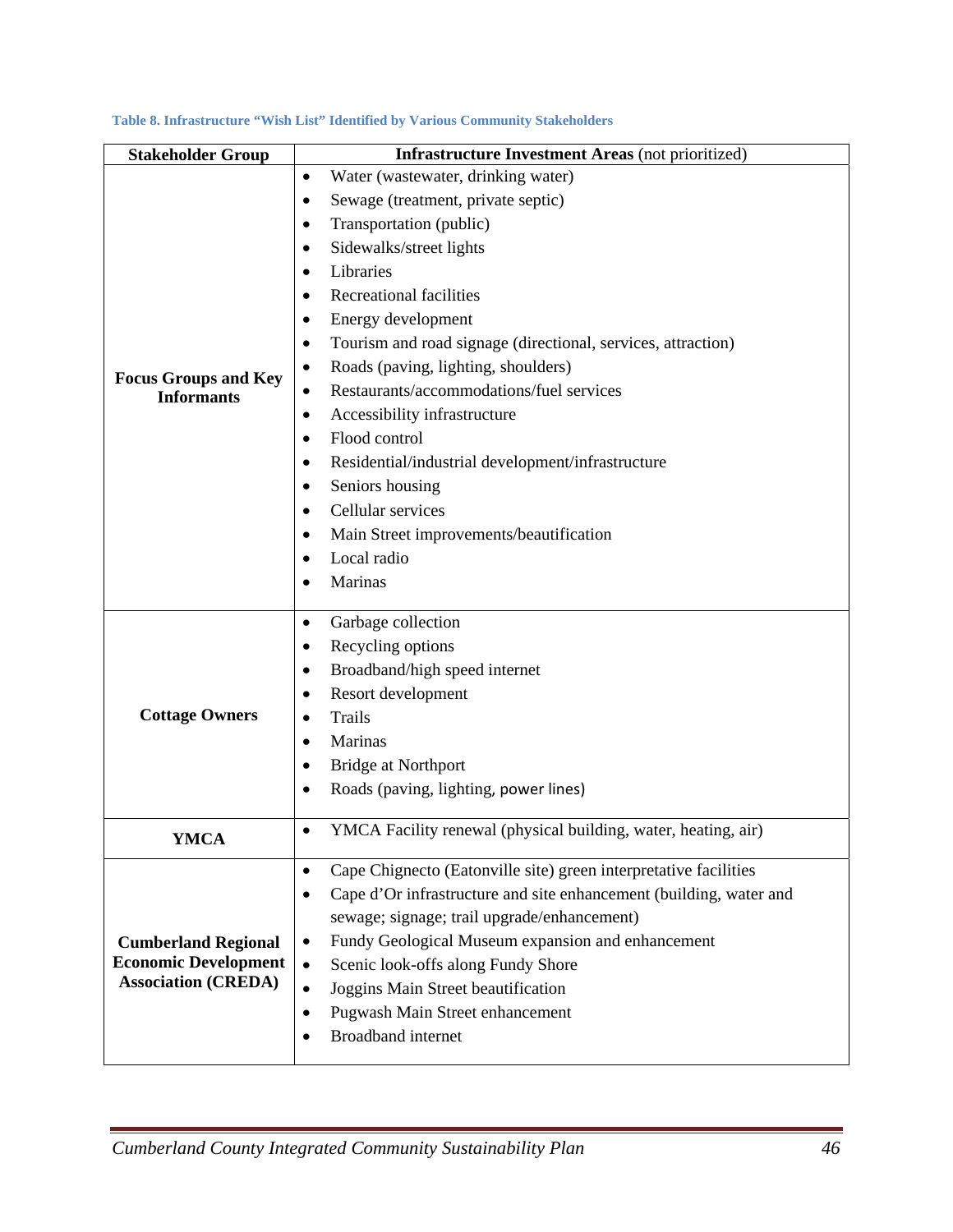**Table 8. Infrastructure "Wish List" Identified by Various Community Stakeholders**

| Stakeholder Group | Infrastructure Investment Areas (not prioritized) |
|---|---|
| **Focus Groups and Key Informants** | • Water (wastewater, drinking water)<br>• Sewage (treatment, private septic)<br>• Transportation (public)<br>• Sidewalks/street lights<br>• Libraries<br>• Recreational facilities<br>• Energy development<br>• Tourism and road signage (directional, services, attraction)<br>• Roads (paving, lighting, shoulders)<br>• Restaurants/accommodations/fuel services<br>• Accessibility infrastructure<br>• Flood control<br>• Residential/industrial development/infrastructure<br>• Seniors housing<br>• Cellular services<br>• Main Street improvements/beautification<br>• Local radio<br>• Marinas |
| **Cottage Owners** | • Garbage collection<br>• Recycling options<br>• Broadband/high speed internet<br>• Resort development<br>• Trails<br>• Marinas<br>• Bridge at Northport<br>• Roads (paving, lighting, power lines) |
| **YMCA** | • YMCA Facility renewal (physical building, water, heating, air) |
| **Cumberland Regional Economic Development Association (CREDA)** | • Cape Chignecto (Eatonville site) green interpretative facilities<br>• Cape d'Or infrastructure and site enhancement (building, water and sewage; signage; trail upgrade/enhancement)<br>• Fundy Geological Museum expansion and enhancement<br>• Scenic look-offs along Fundy Shore<br>• Joggins Main Street beautification<br>• Pugwash Main Street enhancement<br>• Broadband internet |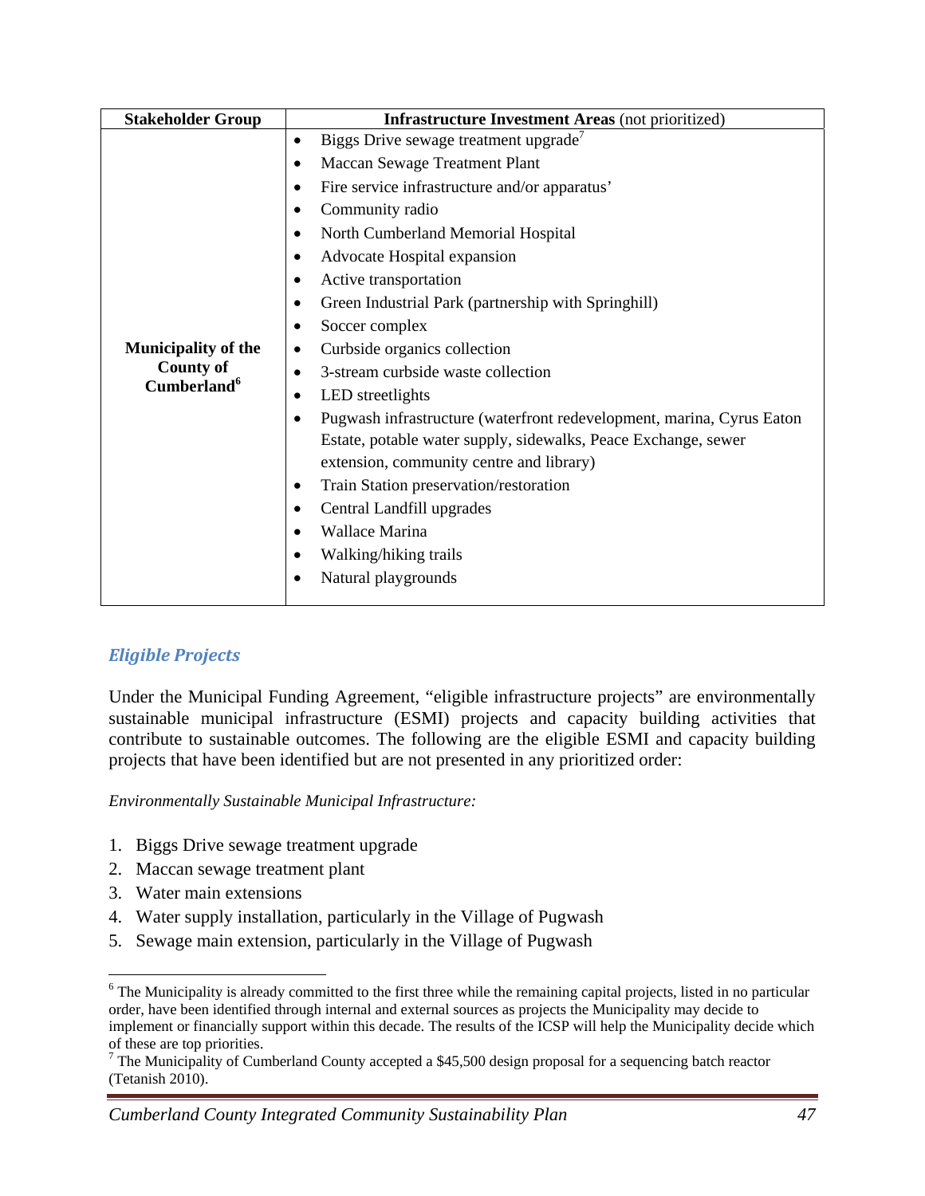| Stakeholder Group | **Infrastructure Investment Areas** (not prioritized) |
|---|---|
| **Municipality of the County of Cumberland**[6] | • Biggs Drive sewage treatment upgrade[7]<br>• Maccan Sewage Treatment Plant<br>• Fire service infrastructure and/or apparatus'<br>• Community radio<br>• North Cumberland Memorial Hospital<br>• Advocate Hospital expansion<br>• Active transportation<br>• Green Industrial Park (partnership with Springhill)<br>• Soccer complex<br>• Curbside organics collection<br>• 3-stream curbside waste collection<br>• LED streetlights<br>• Pugwash infrastructure (waterfront redevelopment, marina, Cyrus Eaton Estate, potable water supply, sidewalks, Peace Exchange, sewer extension, community centre and library)<br>• Train Station preservation/restoration<br>• Central Landfill upgrades<br>• Wallace Marina<br>• Walking/hiking trails<br>• Natural playgrounds |

## *Eligible Projects*

Under the Municipal Funding Agreement, "eligible infrastructure projects" are environmentally sustainable municipal infrastructure (ESMI) projects and capacity building activities that contribute to sustainable outcomes. The following are the eligible ESMI and capacity building projects that have been identified but are not presented in any prioritized order:

*Environmentally Sustainable Municipal Infrastructure:*

1. Biggs Drive sewage treatment upgrade
2. Maccan sewage treatment plant
3. Water main extensions
4. Water supply installation, particularly in the Village of Pugwash
5. Sewage main extension, particularly in the Village of Pugwash

---

[6] The Municipality is already committed to the first three while the remaining capital projects, listed in no particular order, have been identified through internal and external sources as projects the Municipality may decide to implement or financially support within this decade. The results of the ICSP will help the Municipality decide which of these are top priorities.

[7] The Municipality of Cumberland County accepted a $45,500 design proposal for a sequencing batch reactor (Tetanish 2010).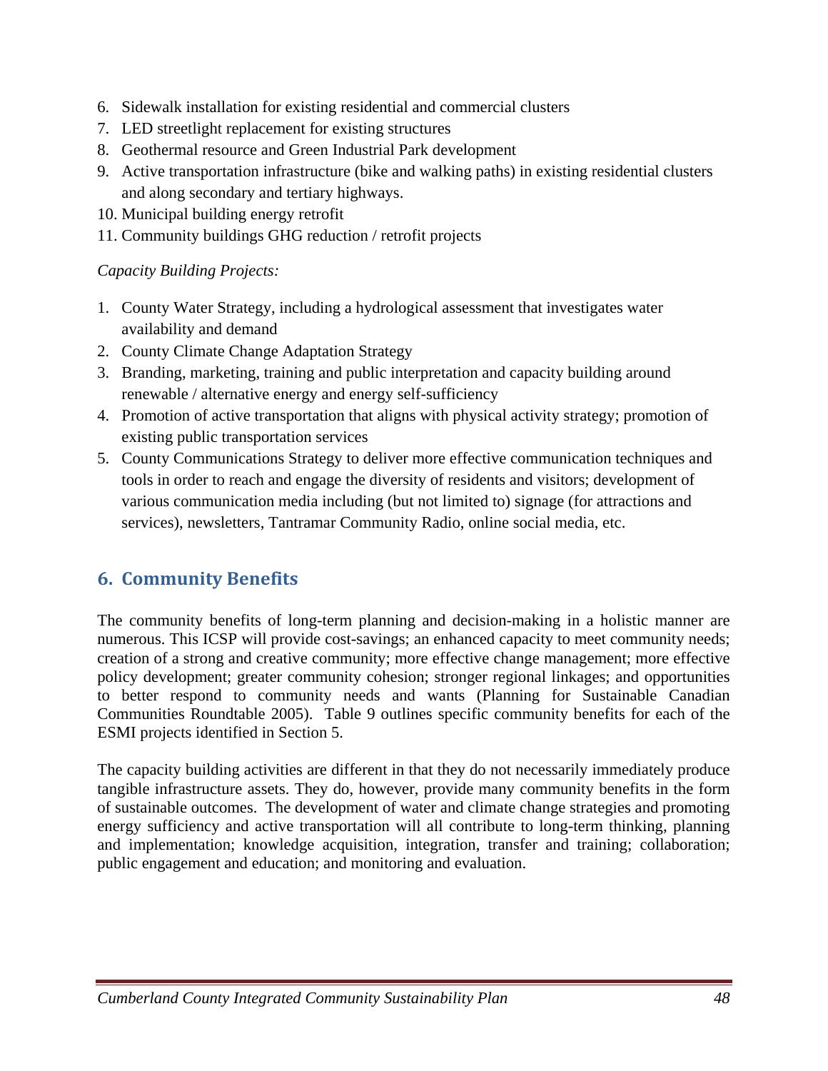6. Sidewalk installation for existing residential and commercial clusters
7. LED streetlight replacement for existing structures
8. Geothermal resource and Green Industrial Park development
9. Active transportation infrastructure (bike and walking paths) in existing residential clusters and along secondary and tertiary highways.
10. Municipal building energy retrofit
11. Community buildings GHG reduction / retrofit projects

*Capacity Building Projects:*

1. County Water Strategy, including a hydrological assessment that investigates water availability and demand
2. County Climate Change Adaptation Strategy
3. Branding, marketing, training and public interpretation and capacity building around renewable / alternative energy and energy self-sufficiency
4. Promotion of active transportation that aligns with physical activity strategy; promotion of existing public transportation services
5. County Communications Strategy to deliver more effective communication techniques and tools in order to reach and engage the diversity of residents and visitors; development of various communication media including (but not limited to) signage (for attractions and services), newsletters, Tantramar Community Radio, online social media, etc.

## 6. Community Benefits

The community benefits of long-term planning and decision-making in a holistic manner are numerous. This ICSP will provide cost-savings; an enhanced capacity to meet community needs; creation of a strong and creative community; more effective change management; more effective policy development; greater community cohesion; stronger regional linkages; and opportunities to better respond to community needs and wants (Planning for Sustainable Canadian Communities Roundtable 2005). Table 9 outlines specific community benefits for each of the ESMI projects identified in Section 5.

The capacity building activities are different in that they do not necessarily immediately produce tangible infrastructure assets. They do, however, provide many community benefits in the form of sustainable outcomes. The development of water and climate change strategies and promoting energy sufficiency and active transportation will all contribute to long-term thinking, planning and implementation; knowledge acquisition, integration, transfer and training; collaboration; public engagement and education; and monitoring and evaluation.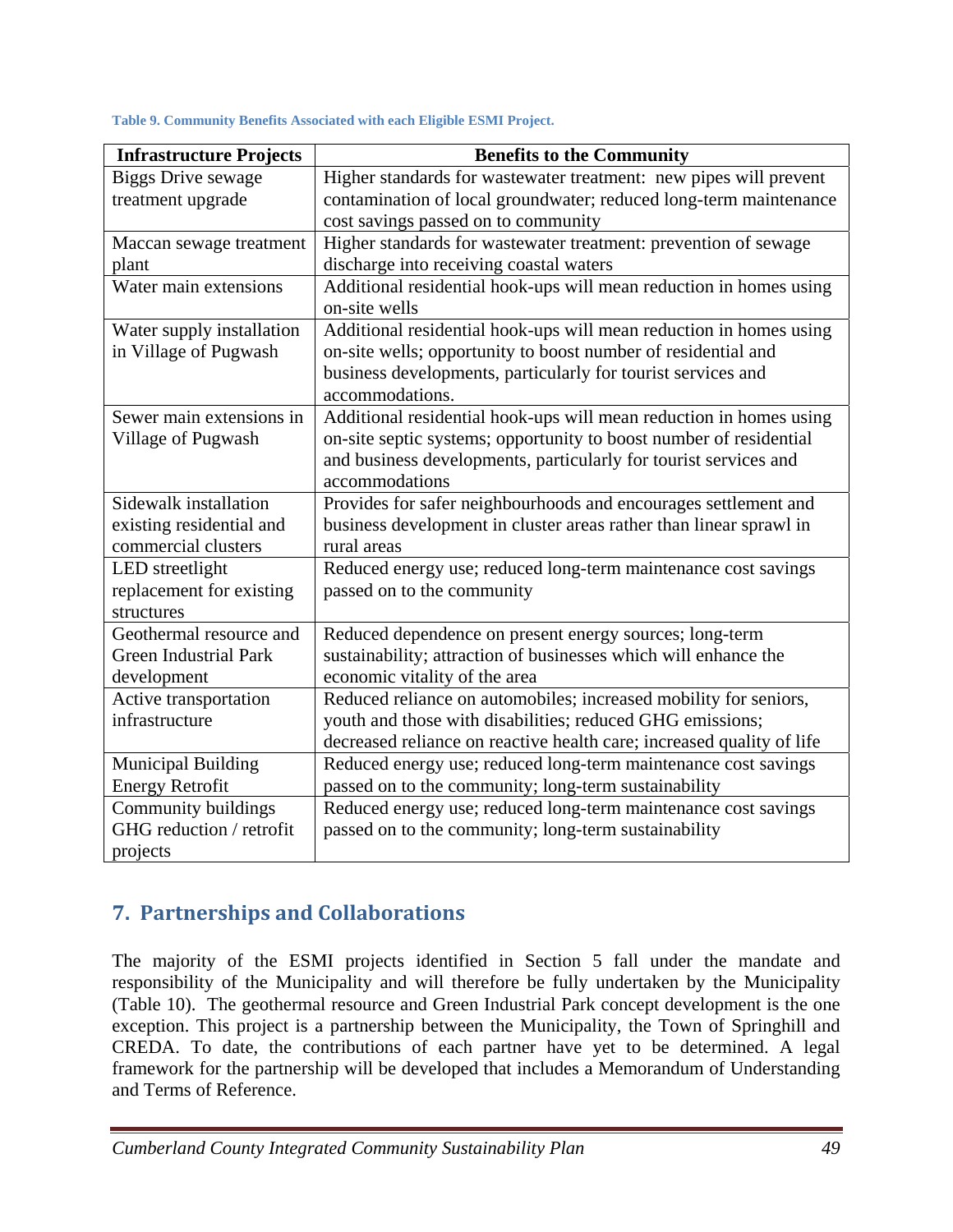**Table 9. Community Benefits Associated with each Eligible ESMI Project.**

| Infrastructure Projects | Benefits to the Community |
|---|---|
| Biggs Drive sewage treatment upgrade | Higher standards for wastewater treatment: new pipes will prevent contamination of local groundwater; reduced long-term maintenance cost savings passed on to community |
| Maccan sewage treatment plant | Higher standards for wastewater treatment: prevention of sewage discharge into receiving coastal waters |
| Water main extensions | Additional residential hook-ups will mean reduction in homes using on-site wells |
| Water supply installation in Village of Pugwash | Additional residential hook-ups will mean reduction in homes using on-site wells; opportunity to boost number of residential and business developments, particularly for tourist services and accommodations. |
| Sewer main extensions in Village of Pugwash | Additional residential hook-ups will mean reduction in homes using on-site septic systems; opportunity to boost number of residential and business developments, particularly for tourist services and accommodations |
| Sidewalk installation existing residential and commercial clusters | Provides for safer neighbourhoods and encourages settlement and business development in cluster areas rather than linear sprawl in rural areas |
| LED streetlight replacement for existing structures | Reduced energy use; reduced long-term maintenance cost savings passed on to the community |
| Geothermal resource and Green Industrial Park development | Reduced dependence on present energy sources; long-term sustainability; attraction of businesses which will enhance the economic vitality of the area |
| Active transportation infrastructure | Reduced reliance on automobiles; increased mobility for seniors, youth and those with disabilities; reduced GHG emissions; decreased reliance on reactive health care; increased quality of life |
| Municipal Building Energy Retrofit | Reduced energy use; reduced long-term maintenance cost savings passed on to the community; long-term sustainability |
| Community buildings GHG reduction / retrofit projects | Reduced energy use; reduced long-term maintenance cost savings passed on to the community; long-term sustainability |

## 7. Partnerships and Collaborations

The majority of the ESMI projects identified in Section 5 fall under the mandate and responsibility of the Municipality and will therefore be fully undertaken by the Municipality (Table 10). The geothermal resource and Green Industrial Park concept development is the one exception. This project is a partnership between the Municipality, the Town of Springhill and CREDA. To date, the contributions of each partner have yet to be determined. A legal framework for the partnership will be developed that includes a Memorandum of Understanding and Terms of Reference.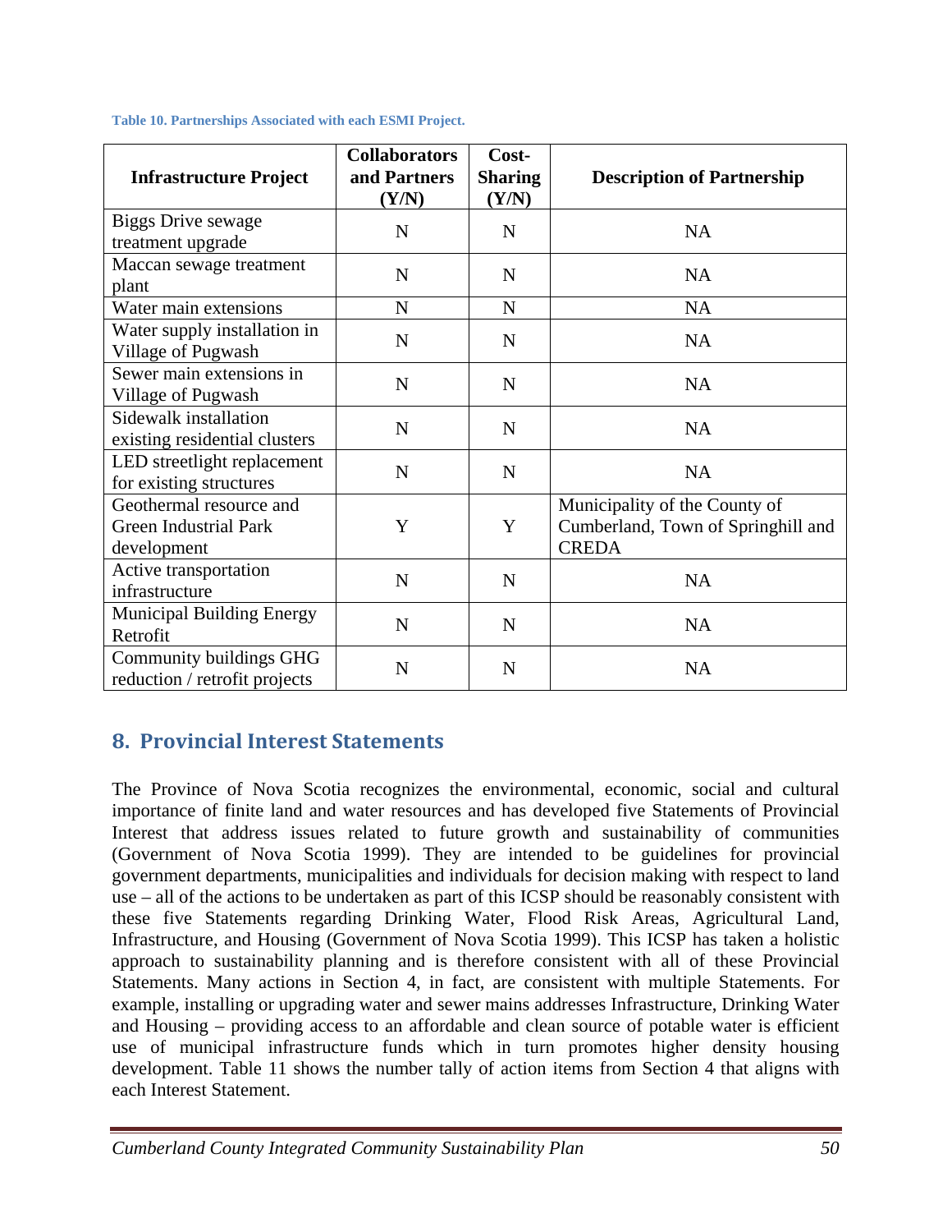**Table 10. Partnerships Associated with each ESMI Project.**

| Infrastructure Project | Collaborators and Partners (Y/N) | Cost-Sharing (Y/N) | Description of Partnership |
|---|---|---|---|
| Biggs Drive sewage treatment upgrade | N | N | NA |
| Maccan sewage treatment plant | N | N | NA |
| Water main extensions | N | N | NA |
| Water supply installation in Village of Pugwash | N | N | NA |
| Sewer main extensions in Village of Pugwash | N | N | NA |
| Sidewalk installation existing residential clusters | N | N | NA |
| LED streetlight replacement for existing structures | N | N | NA |
| Geothermal resource and Green Industrial Park development | Y | Y | Municipality of the County of Cumberland, Town of Springhill and CREDA |
| Active transportation infrastructure | N | N | NA |
| Municipal Building Energy Retrofit | N | N | NA |
| Community buildings GHG reduction / retrofit projects | N | N | NA |

## 8. Provincial Interest Statements

The Province of Nova Scotia recognizes the environmental, economic, social and cultural importance of finite land and water resources and has developed five Statements of Provincial Interest that address issues related to future growth and sustainability of communities (Government of Nova Scotia 1999). They are intended to be guidelines for provincial government departments, municipalities and individuals for decision making with respect to land use – all of the actions to be undertaken as part of this ICSP should be reasonably consistent with these five Statements regarding Drinking Water, Flood Risk Areas, Agricultural Land, Infrastructure, and Housing (Government of Nova Scotia 1999). This ICSP has taken a holistic approach to sustainability planning and is therefore consistent with all of these Provincial Statements. Many actions in Section 4, in fact, are consistent with multiple Statements. For example, installing or upgrading water and sewer mains addresses Infrastructure, Drinking Water and Housing – providing access to an affordable and clean source of potable water is efficient use of municipal infrastructure funds which in turn promotes higher density housing development. Table 11 shows the number tally of action items from Section 4 that aligns with each Interest Statement.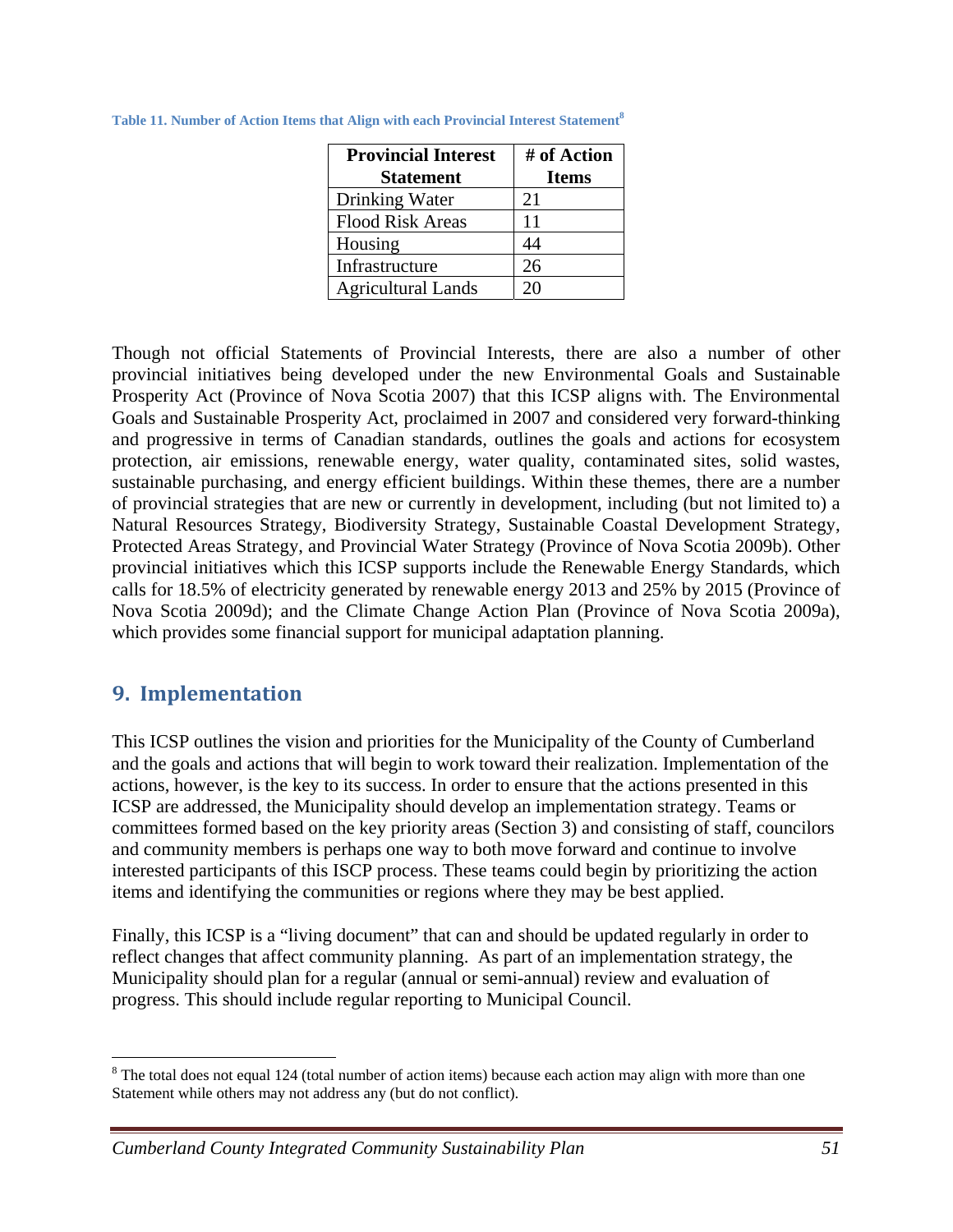Table 11. Number of Action Items that Align with each Provincial Interest Statement[8]

| Provincial Interest Statement | # of Action Items |
|---|---|
| Drinking Water | 21 |
| Flood Risk Areas | 11 |
| Housing | 44 |
| Infrastructure | 26 |
| Agricultural Lands | 20 |

Though not official Statements of Provincial Interests, there are also a number of other provincial initiatives being developed under the new Environmental Goals and Sustainable Prosperity Act (Province of Nova Scotia 2007) that this ICSP aligns with. The Environmental Goals and Sustainable Prosperity Act, proclaimed in 2007 and considered very forward-thinking and progressive in terms of Canadian standards, outlines the goals and actions for ecosystem protection, air emissions, renewable energy, water quality, contaminated sites, solid wastes, sustainable purchasing, and energy efficient buildings. Within these themes, there are a number of provincial strategies that are new or currently in development, including (but not limited to) a Natural Resources Strategy, Biodiversity Strategy, Sustainable Coastal Development Strategy, Protected Areas Strategy, and Provincial Water Strategy (Province of Nova Scotia 2009b). Other provincial initiatives which this ICSP supports include the Renewable Energy Standards, which calls for 18.5% of electricity generated by renewable energy 2013 and 25% by 2015 (Province of Nova Scotia 2009d); and the Climate Change Action Plan (Province of Nova Scotia 2009a), which provides some financial support for municipal adaptation planning.

## 9. Implementation

This ICSP outlines the vision and priorities for the Municipality of the County of Cumberland and the goals and actions that will begin to work toward their realization. Implementation of the actions, however, is the key to its success. In order to ensure that the actions presented in this ICSP are addressed, the Municipality should develop an implementation strategy. Teams or committees formed based on the key priority areas (Section 3) and consisting of staff, councilors and community members is perhaps one way to both move forward and continue to involve interested participants of this ISCP process. These teams could begin by prioritizing the action items and identifying the communities or regions where they may be best applied.

Finally, this ICSP is a "living document" that can and should be updated regularly in order to reflect changes that affect community planning. As part of an implementation strategy, the Municipality should plan for a regular (annual or semi-annual) review and evaluation of progress. This should include regular reporting to Municipal Council.

[8] The total does not equal 124 (total number of action items) because each action may align with more than one Statement while others may not address any (but do not conflict).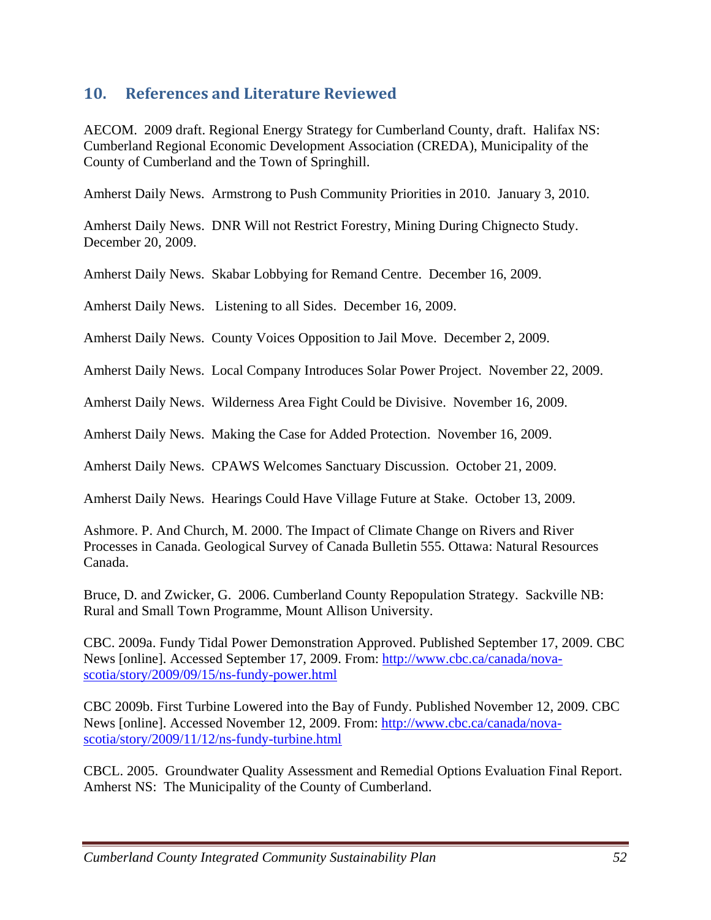## 10. References and Literature Reviewed

AECOM. 2009 draft. Regional Energy Strategy for Cumberland County, draft. Halifax NS: Cumberland Regional Economic Development Association (CREDA), Municipality of the County of Cumberland and the Town of Springhill.

Amherst Daily News. Armstrong to Push Community Priorities in 2010. January 3, 2010.

Amherst Daily News. DNR Will not Restrict Forestry, Mining During Chignecto Study. December 20, 2009.

Amherst Daily News. Skabar Lobbying for Remand Centre. December 16, 2009.

Amherst Daily News. Listening to all Sides. December 16, 2009.

Amherst Daily News. County Voices Opposition to Jail Move. December 2, 2009.

Amherst Daily News. Local Company Introduces Solar Power Project. November 22, 2009.

Amherst Daily News. Wilderness Area Fight Could be Divisive. November 16, 2009.

Amherst Daily News. Making the Case for Added Protection. November 16, 2009.

Amherst Daily News. CPAWS Welcomes Sanctuary Discussion. October 21, 2009.

Amherst Daily News. Hearings Could Have Village Future at Stake. October 13, 2009.

Ashmore. P. And Church, M. 2000. The Impact of Climate Change on Rivers and River Processes in Canada. Geological Survey of Canada Bulletin 555. Ottawa: Natural Resources Canada.

Bruce, D. and Zwicker, G. 2006. Cumberland County Repopulation Strategy. Sackville NB: Rural and Small Town Programme, Mount Allison University.

CBC. 2009a. Fundy Tidal Power Demonstration Approved. Published September 17, 2009. CBC News [online]. Accessed September 17, 2009. From: http://www.cbc.ca/canada/nova-scotia/story/2009/09/15/ns-fundy-power.html

CBC 2009b. First Turbine Lowered into the Bay of Fundy. Published November 12, 2009. CBC News [online]. Accessed November 12, 2009. From: http://www.cbc.ca/canada/nova-scotia/story/2009/11/12/ns-fundy-turbine.html

CBCL. 2005. Groundwater Quality Assessment and Remedial Options Evaluation Final Report. Amherst NS: The Municipality of the County of Cumberland.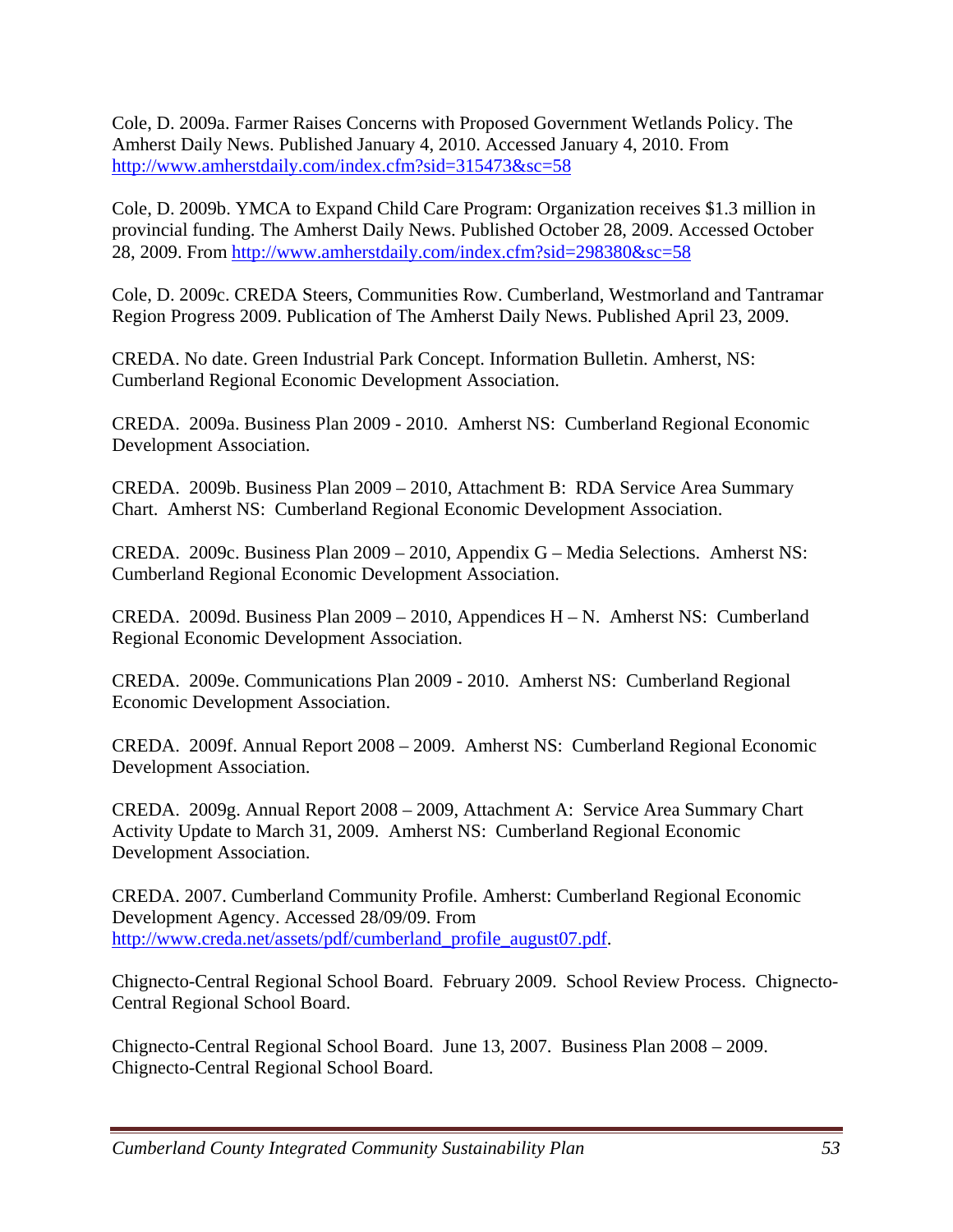Cole, D. 2009a. Farmer Raises Concerns with Proposed Government Wetlands Policy. The Amherst Daily News. Published January 4, 2010. Accessed January 4, 2010. From http://www.amherstdaily.com/index.cfm?sid=315473&sc=58

Cole, D. 2009b. YMCA to Expand Child Care Program: Organization receives $1.3 million in provincial funding. The Amherst Daily News. Published October 28, 2009. Accessed October 28, 2009. From http://www.amherstdaily.com/index.cfm?sid=298380&sc=58

Cole, D. 2009c. CREDA Steers, Communities Row. Cumberland, Westmorland and Tantramar Region Progress 2009. Publication of The Amherst Daily News. Published April 23, 2009.

CREDA. No date. Green Industrial Park Concept. Information Bulletin. Amherst, NS: Cumberland Regional Economic Development Association.

CREDA. 2009a. Business Plan 2009 - 2010. Amherst NS: Cumberland Regional Economic Development Association.

CREDA. 2009b. Business Plan 2009 – 2010, Attachment B: RDA Service Area Summary Chart. Amherst NS: Cumberland Regional Economic Development Association.

CREDA. 2009c. Business Plan 2009 – 2010, Appendix G – Media Selections. Amherst NS: Cumberland Regional Economic Development Association.

CREDA. 2009d. Business Plan 2009 – 2010, Appendices H – N. Amherst NS: Cumberland Regional Economic Development Association.

CREDA. 2009e. Communications Plan 2009 - 2010. Amherst NS: Cumberland Regional Economic Development Association.

CREDA. 2009f. Annual Report 2008 – 2009. Amherst NS: Cumberland Regional Economic Development Association.

CREDA. 2009g. Annual Report 2008 – 2009, Attachment A: Service Area Summary Chart Activity Update to March 31, 2009. Amherst NS: Cumberland Regional Economic Development Association.

CREDA. 2007. Cumberland Community Profile. Amherst: Cumberland Regional Economic Development Agency. Accessed 28/09/09. From http://www.creda.net/assets/pdf/cumberland_profile_august07.pdf.

Chignecto-Central Regional School Board. February 2009. School Review Process. Chignecto-Central Regional School Board.

Chignecto-Central Regional School Board. June 13, 2007. Business Plan 2008 – 2009. Chignecto-Central Regional School Board.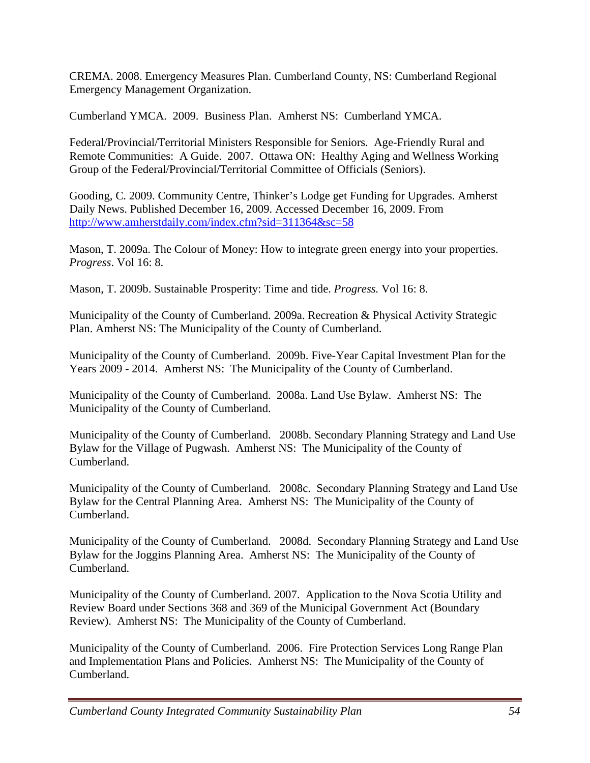CREMA. 2008. Emergency Measures Plan. Cumberland County, NS: Cumberland Regional Emergency Management Organization.

Cumberland YMCA. 2009. Business Plan. Amherst NS: Cumberland YMCA.

Federal/Provincial/Territorial Ministers Responsible for Seniors. Age-Friendly Rural and Remote Communities: A Guide. 2007. Ottawa ON: Healthy Aging and Wellness Working Group of the Federal/Provincial/Territorial Committee of Officials (Seniors).

Gooding, C. 2009. Community Centre, Thinker's Lodge get Funding for Upgrades. Amherst Daily News. Published December 16, 2009. Accessed December 16, 2009. From http://www.amherstdaily.com/index.cfm?sid=311364&sc=58

Mason, T. 2009a. The Colour of Money: How to integrate green energy into your properties. *Progress*. Vol 16: 8.

Mason, T. 2009b. Sustainable Prosperity: Time and tide. *Progress.* Vol 16: 8.

Municipality of the County of Cumberland. 2009a. Recreation & Physical Activity Strategic Plan. Amherst NS: The Municipality of the County of Cumberland.

Municipality of the County of Cumberland. 2009b. Five-Year Capital Investment Plan for the Years 2009 - 2014. Amherst NS: The Municipality of the County of Cumberland.

Municipality of the County of Cumberland. 2008a. Land Use Bylaw. Amherst NS: The Municipality of the County of Cumberland.

Municipality of the County of Cumberland. 2008b. Secondary Planning Strategy and Land Use Bylaw for the Village of Pugwash. Amherst NS: The Municipality of the County of Cumberland.

Municipality of the County of Cumberland. 2008c. Secondary Planning Strategy and Land Use Bylaw for the Central Planning Area. Amherst NS: The Municipality of the County of Cumberland.

Municipality of the County of Cumberland. 2008d. Secondary Planning Strategy and Land Use Bylaw for the Joggins Planning Area. Amherst NS: The Municipality of the County of Cumberland.

Municipality of the County of Cumberland. 2007. Application to the Nova Scotia Utility and Review Board under Sections 368 and 369 of the Municipal Government Act (Boundary Review). Amherst NS: The Municipality of the County of Cumberland.

Municipality of the County of Cumberland. 2006. Fire Protection Services Long Range Plan and Implementation Plans and Policies. Amherst NS: The Municipality of the County of Cumberland.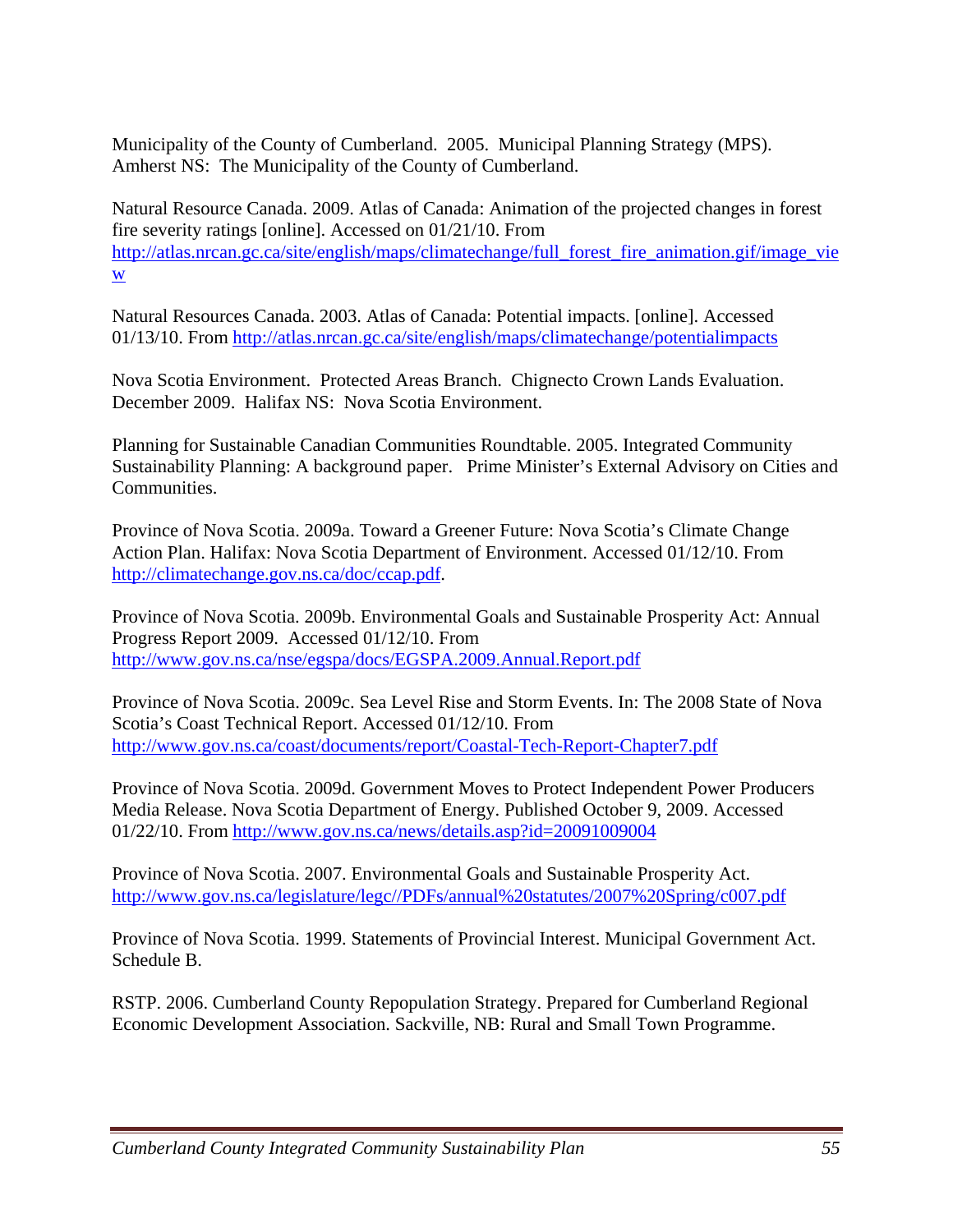Municipality of the County of Cumberland. 2005. Municipal Planning Strategy (MPS). Amherst NS: The Municipality of the County of Cumberland.

Natural Resource Canada. 2009. Atlas of Canada: Animation of the projected changes in forest fire severity ratings [online]. Accessed on 01/21/10. From http://atlas.nrcan.gc.ca/site/english/maps/climatechange/full_forest_fire_animation.gif/image_view

Natural Resources Canada. 2003. Atlas of Canada: Potential impacts. [online]. Accessed 01/13/10. From http://atlas.nrcan.gc.ca/site/english/maps/climatechange/potentialimpacts

Nova Scotia Environment. Protected Areas Branch. Chignecto Crown Lands Evaluation. December 2009. Halifax NS: Nova Scotia Environment.

Planning for Sustainable Canadian Communities Roundtable. 2005. Integrated Community Sustainability Planning: A background paper. Prime Minister's External Advisory on Cities and Communities.

Province of Nova Scotia. 2009a. Toward a Greener Future: Nova Scotia's Climate Change Action Plan. Halifax: Nova Scotia Department of Environment. Accessed 01/12/10. From http://climatechange.gov.ns.ca/doc/ccap.pdf.

Province of Nova Scotia. 2009b. Environmental Goals and Sustainable Prosperity Act: Annual Progress Report 2009. Accessed 01/12/10. From http://www.gov.ns.ca/nse/egspa/docs/EGSPA.2009.Annual.Report.pdf

Province of Nova Scotia. 2009c. Sea Level Rise and Storm Events. In: The 2008 State of Nova Scotia's Coast Technical Report. Accessed 01/12/10. From http://www.gov.ns.ca/coast/documents/report/Coastal-Tech-Report-Chapter7.pdf

Province of Nova Scotia. 2009d. Government Moves to Protect Independent Power Producers Media Release. Nova Scotia Department of Energy. Published October 9, 2009. Accessed 01/22/10. From http://www.gov.ns.ca/news/details.asp?id=20091009004

Province of Nova Scotia. 2007. Environmental Goals and Sustainable Prosperity Act. http://www.gov.ns.ca/legislature/legc//PDFs/annual%20statutes/2007%20Spring/c007.pdf

Province of Nova Scotia. 1999. Statements of Provincial Interest. Municipal Government Act. Schedule B.

RSTP. 2006. Cumberland County Repopulation Strategy. Prepared for Cumberland Regional Economic Development Association. Sackville, NB: Rural and Small Town Programme.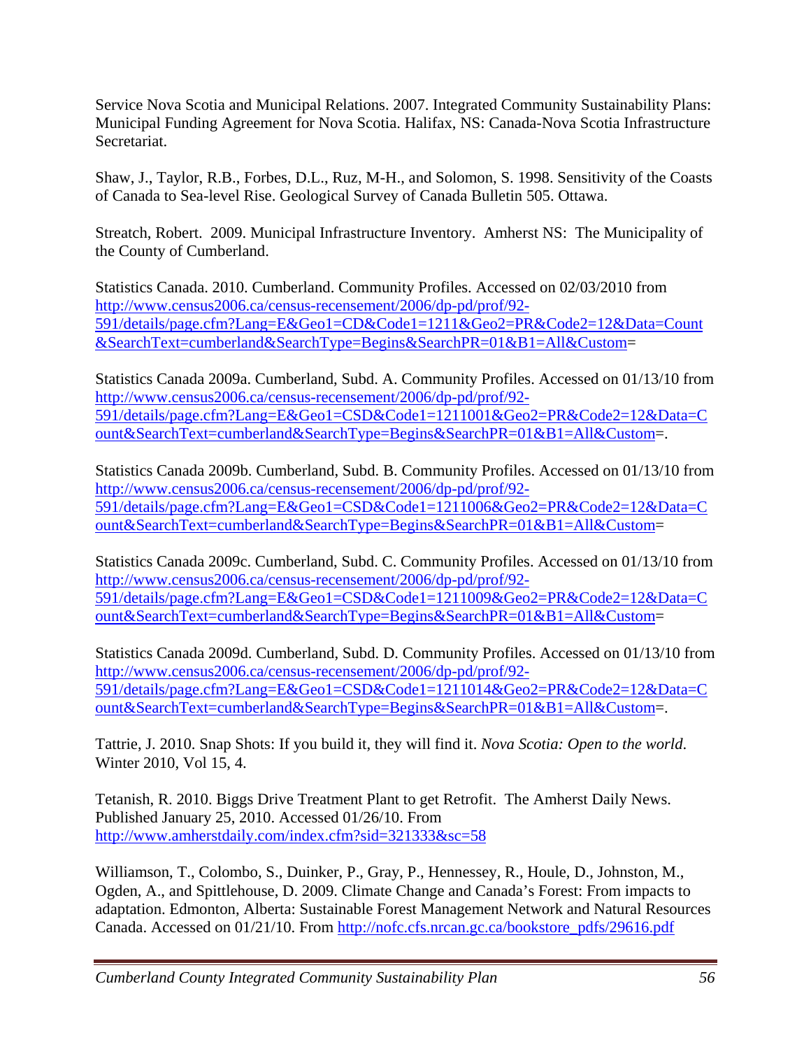Service Nova Scotia and Municipal Relations. 2007. Integrated Community Sustainability Plans: Municipal Funding Agreement for Nova Scotia. Halifax, NS: Canada-Nova Scotia Infrastructure Secretariat.

Shaw, J., Taylor, R.B., Forbes, D.L., Ruz, M-H., and Solomon, S. 1998. Sensitivity of the Coasts of Canada to Sea-level Rise. Geological Survey of Canada Bulletin 505. Ottawa.

Streatch, Robert. 2009. Municipal Infrastructure Inventory. Amherst NS: The Municipality of the County of Cumberland.

Statistics Canada. 2010. Cumberland. Community Profiles. Accessed on 02/03/2010 from http://www.census2006.ca/census-recensement/2006/dp-pd/prof/92-591/details/page.cfm?Lang=E&Geo1=CD&Code1=1211&Geo2=PR&Code2=12&Data=Count&SearchText=cumberland&SearchType=Begins&SearchPR=01&B1=All&Custom=

Statistics Canada 2009a. Cumberland, Subd. A. Community Profiles. Accessed on 01/13/10 from http://www.census2006.ca/census-recensement/2006/dp-pd/prof/92-591/details/page.cfm?Lang=E&Geo1=CSD&Code1=1211001&Geo2=PR&Code2=12&Data=Count&SearchText=cumberland&SearchType=Begins&SearchPR=01&B1=All&Custom=.

Statistics Canada 2009b. Cumberland, Subd. B. Community Profiles. Accessed on 01/13/10 from http://www.census2006.ca/census-recensement/2006/dp-pd/prof/92-591/details/page.cfm?Lang=E&Geo1=CSD&Code1=1211006&Geo2=PR&Code2=12&Data=Count&SearchText=cumberland&SearchType=Begins&SearchPR=01&B1=All&Custom=

Statistics Canada 2009c. Cumberland, Subd. C. Community Profiles. Accessed on 01/13/10 from http://www.census2006.ca/census-recensement/2006/dp-pd/prof/92-591/details/page.cfm?Lang=E&Geo1=CSD&Code1=1211009&Geo2=PR&Code2=12&Data=Count&SearchText=cumberland&SearchType=Begins&SearchPR=01&B1=All&Custom=

Statistics Canada 2009d. Cumberland, Subd. D. Community Profiles. Accessed on 01/13/10 from http://www.census2006.ca/census-recensement/2006/dp-pd/prof/92-591/details/page.cfm?Lang=E&Geo1=CSD&Code1=1211014&Geo2=PR&Code2=12&Data=Count&SearchText=cumberland&SearchType=Begins&SearchPR=01&B1=All&Custom=.

Tattrie, J. 2010. Snap Shots: If you build it, they will find it. *Nova Scotia: Open to the world*. Winter 2010, Vol 15, 4.

Tetanish, R. 2010. Biggs Drive Treatment Plant to get Retrofit. The Amherst Daily News. Published January 25, 2010. Accessed 01/26/10. From http://www.amherstdaily.com/index.cfm?sid=321333&sc=58

Williamson, T., Colombo, S., Duinker, P., Gray, P., Hennessey, R., Houle, D., Johnston, M., Ogden, A., and Spittlehouse, D. 2009. Climate Change and Canada's Forest: From impacts to adaptation. Edmonton, Alberta: Sustainable Forest Management Network and Natural Resources Canada. Accessed on 01/21/10. From http://nofc.cfs.nrcan.gc.ca/bookstore_pdfs/29616.pdf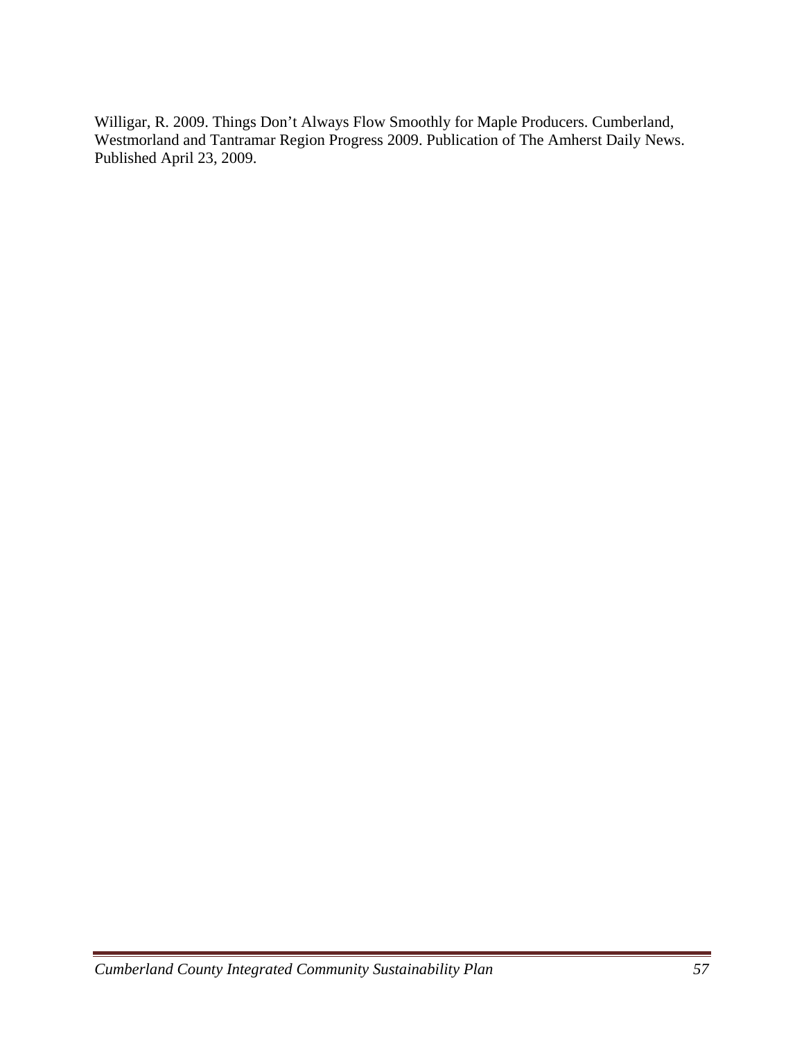Willigar, R. 2009. Things Don't Always Flow Smoothly for Maple Producers. Cumberland, Westmorland and Tantramar Region Progress 2009. Publication of The Amherst Daily News. Published April 23, 2009.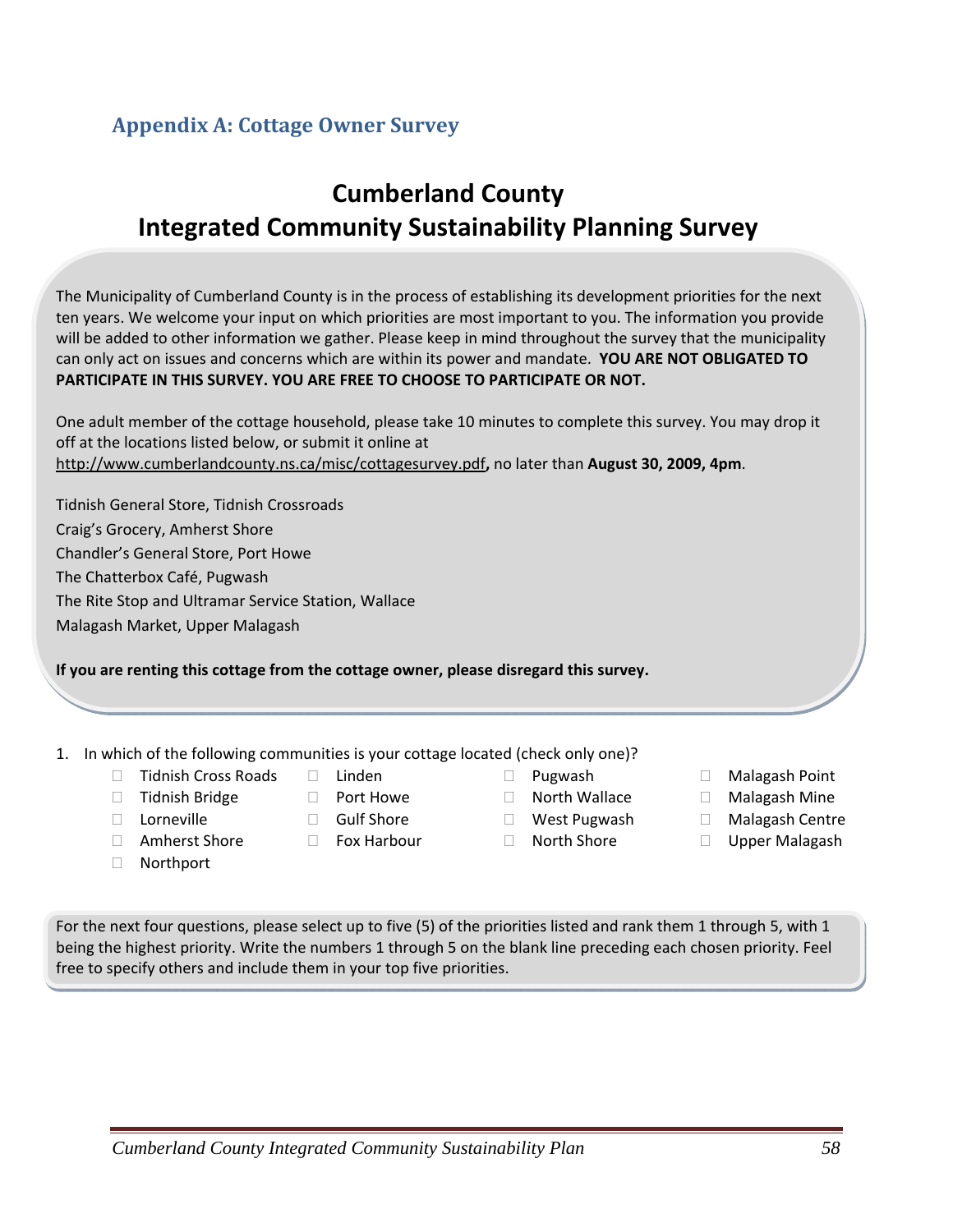## Appendix A: Cottage Owner Survey

# Cumberland County
# Integrated Community Sustainability Planning Survey

The Municipality of Cumberland County is in the process of establishing its development priorities for the next ten years. We welcome your input on which priorities are most important to you. The information you provide will be added to other information we gather. Please keep in mind throughout the survey that the municipality can only act on issues and concerns which are within its power and mandate. **YOU ARE NOT OBLIGATED TO PARTICIPATE IN THIS SURVEY. YOU ARE FREE TO CHOOSE TO PARTICIPATE OR NOT.**

One adult member of the cottage household, please take 10 minutes to complete this survey. You may drop it off at the locations listed below, or submit it online at http://www.cumberlandcounty.ns.ca/misc/cottagesurvey.pdf**,** no later than **August 30, 2009, 4pm**.

Tidnish General Store, Tidnish Crossroads
Craig's Grocery, Amherst Shore
Chandler's General Store, Port Howe
The Chatterbox Café, Pugwash
The Rite Stop and Ultramar Service Station, Wallace
Malagash Market, Upper Malagash

**If you are renting this cottage from the cottage owner, please disregard this survey.**

1. In which of the following communities is your cottage located (check only one)?

- ☐ Tidnish Cross Roads
- ☐ Tidnish Bridge
- ☐ Lorneville
- ☐ Amherst Shore
- ☐ Northport
- ☐ Linden
- ☐ Port Howe
- ☐ Gulf Shore
- ☐ Fox Harbour
- ☐ Pugwash
- ☐ North Wallace
- ☐ West Pugwash
- ☐ North Shore
- ☐ Malagash Point
- ☐ Malagash Mine
- ☐ Malagash Centre
- ☐ Upper Malagash

For the next four questions, please select up to five (5) of the priorities listed and rank them 1 through 5, with 1 being the highest priority. Write the numbers 1 through 5 on the blank line preceding each chosen priority. Feel free to specify others and include them in your top five priorities.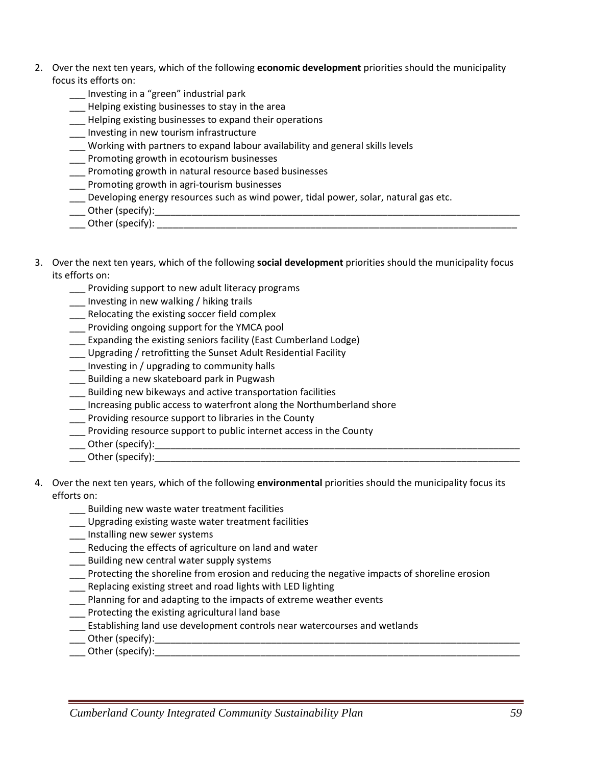2. Over the next ten years, which of the following **economic development** priorities should the municipality focus its efforts on:
   - ___ Investing in a "green" industrial park
   - ___ Helping existing businesses to stay in the area
   - ___ Helping existing businesses to expand their operations
   - ___ Investing in new tourism infrastructure
   - ___ Working with partners to expand labour availability and general skills levels
   - ___ Promoting growth in ecotourism businesses
   - ___ Promoting growth in natural resource based businesses
   - ___ Promoting growth in agri-tourism businesses
   - ___ Developing energy resources such as wind power, tidal power, solar, natural gas etc.
   - ___ Other (specify):___________________________________________________________________________
   - ___ Other (specify): __________________________________________________________________________

3. Over the next ten years, which of the following **social development** priorities should the municipality focus its efforts on:
   - ___ Providing support to new adult literacy programs
   - ___ Investing in new walking / hiking trails
   - ___ Relocating the existing soccer field complex
   - ___ Providing ongoing support for the YMCA pool
   - ___ Expanding the existing seniors facility (East Cumberland Lodge)
   - ___ Upgrading / retrofitting the Sunset Adult Residential Facility
   - ___ Investing in / upgrading to community halls
   - ___ Building a new skateboard park in Pugwash
   - ___ Building new bikeways and active transportation facilities
   - ___ Increasing public access to waterfront along the Northumberland shore
   - ___ Providing resource support to libraries in the County
   - ___ Providing resource support to public internet access in the County
   - ___ Other (specify):___________________________________________________________________________
   - ___ Other (specify):___________________________________________________________________________

4. Over the next ten years, which of the following **environmental** priorities should the municipality focus its efforts on:
   - ___ Building new waste water treatment facilities
   - ___ Upgrading existing waste water treatment facilities
   - ___ Installing new sewer systems
   - ___ Reducing the effects of agriculture on land and water
   - ___ Building new central water supply systems
   - ___ Protecting the shoreline from erosion and reducing the negative impacts of shoreline erosion
   - ___ Replacing existing street and road lights with LED lighting
   - ___ Planning for and adapting to the impacts of extreme weather events
   - ___ Protecting the existing agricultural land base
   - ___ Establishing land use development controls near watercourses and wetlands
   - ___ Other (specify):___________________________________________________________________________
   - ___ Other (specify):___________________________________________________________________________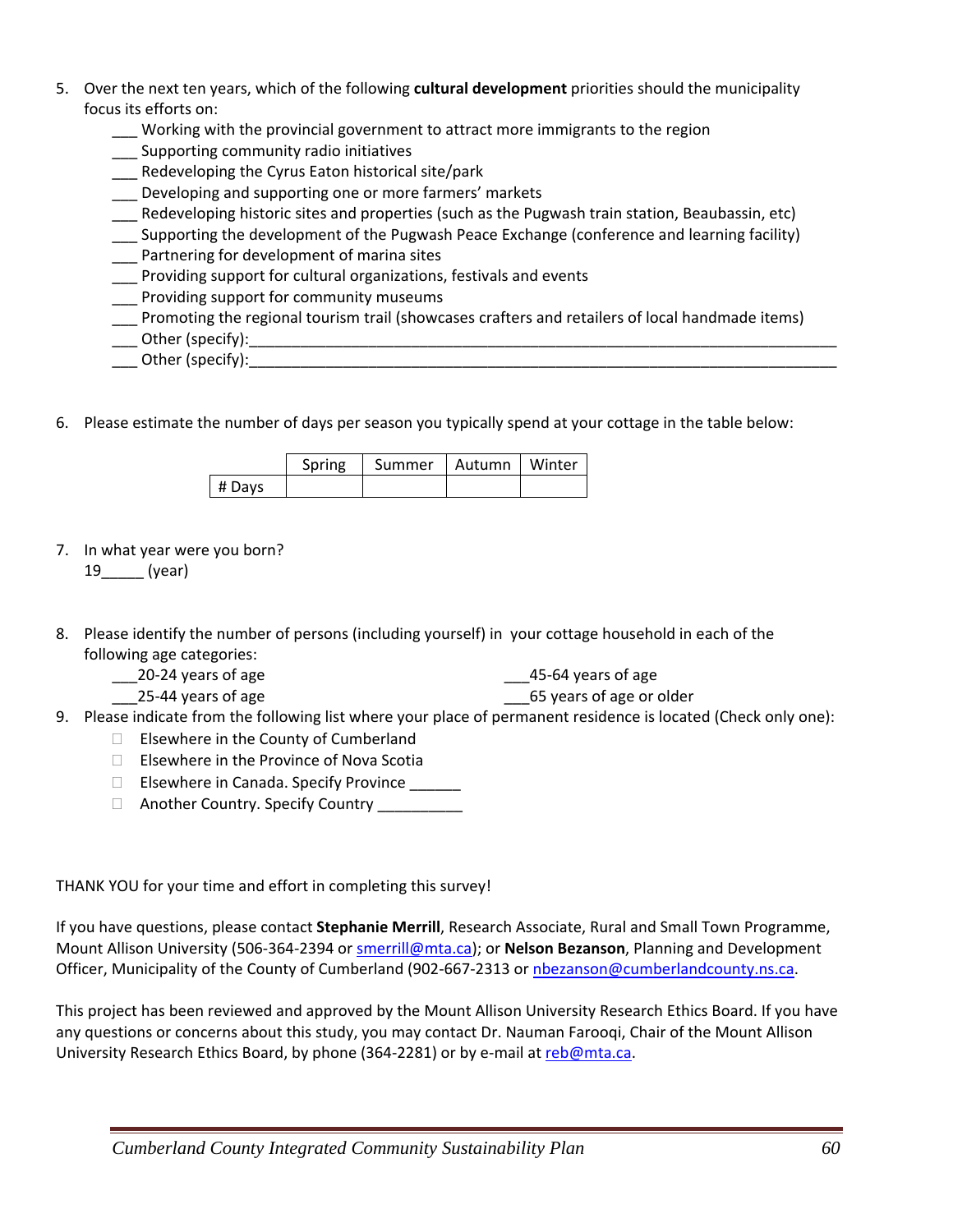5. Over the next ten years, which of the following **cultural development** priorities should the municipality focus its efforts on:
   - ___ Working with the provincial government to attract more immigrants to the region
   - ___ Supporting community radio initiatives
   - ___ Redeveloping the Cyrus Eaton historical site/park
   - ___ Developing and supporting one or more farmers' markets
   - ___ Redeveloping historic sites and properties (such as the Pugwash train station, Beaubassin, etc)
   - ___ Supporting the development of the Pugwash Peace Exchange (conference and learning facility)
   - ___ Partnering for development of marina sites
   - ___ Providing support for cultural organizations, festivals and events
   - ___ Providing support for community museums
   - ___ Promoting the regional tourism trail (showcases crafters and retailers of local handmade items)
   - ___ Other (specify):___________________________________________________________________________
   - ___ Other (specify):___________________________________________________________________________

6. Please estimate the number of days per season you typically spend at your cottage in the table below:

|  | Spring | Summer | Autumn | Winter |
|---|---|---|---|---|
| # Days |  |  |  |  |

7. In what year were you born?
   19_____ (year)

8. Please identify the number of persons (including yourself) in your cottage household in each of the following age categories:
   - ___20-24 years of age
   - ___25-44 years of age
   - ___45-64 years of age
   - ___65 years of age or older

9. Please indicate from the following list where your place of permanent residence is located (Check only one):
   - ☐ Elsewhere in the County of Cumberland
   - ☐ Elsewhere in the Province of Nova Scotia
   - ☐ Elsewhere in Canada. Specify Province ______
   - ☐ Another Country. Specify Country __________

THANK YOU for your time and effort in completing this survey!

If you have questions, please contact **Stephanie Merrill**, Research Associate, Rural and Small Town Programme, Mount Allison University (506-364-2394 or smerrill@mta.ca); or **Nelson Bezanson**, Planning and Development Officer, Municipality of the County of Cumberland (902-667-2313 or nbezanson@cumberlandcounty.ns.ca.

This project has been reviewed and approved by the Mount Allison University Research Ethics Board. If you have any questions or concerns about this study, you may contact Dr. Nauman Farooqi, Chair of the Mount Allison University Research Ethics Board, by phone (364-2281) or by e-mail at reb@mta.ca.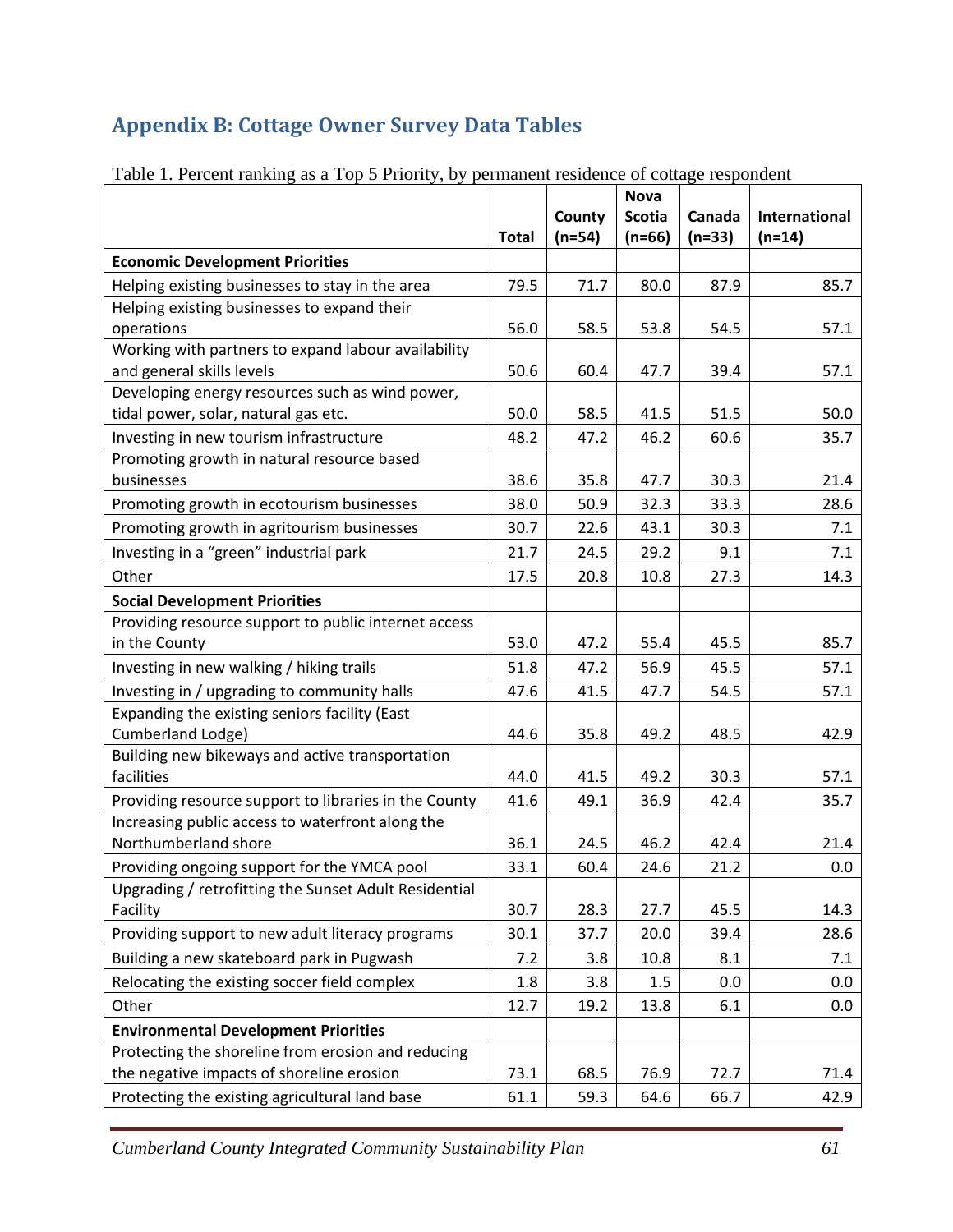## Appendix B: Cottage Owner Survey Data Tables

Table 1. Percent ranking as a Top 5 Priority, by permanent residence of cottage respondent

| | Total | County (n=54) | Nova Scotia (n=66) | Canada (n=33) | International (n=14) |
|---|---|---|---|---|---|
| **Economic Development Priorities** | | | | | |
| Helping existing businesses to stay in the area | 79.5 | 71.7 | 80.0 | 87.9 | 85.7 |
| Helping existing businesses to expand their operations | 56.0 | 58.5 | 53.8 | 54.5 | 57.1 |
| Working with partners to expand labour availability and general skills levels | 50.6 | 60.4 | 47.7 | 39.4 | 57.1 |
| Developing energy resources such as wind power, tidal power, solar, natural gas etc. | 50.0 | 58.5 | 41.5 | 51.5 | 50.0 |
| Investing in new tourism infrastructure | 48.2 | 47.2 | 46.2 | 60.6 | 35.7 |
| Promoting growth in natural resource based businesses | 38.6 | 35.8 | 47.7 | 30.3 | 21.4 |
| Promoting growth in ecotourism businesses | 38.0 | 50.9 | 32.3 | 33.3 | 28.6 |
| Promoting growth in agritourism businesses | 30.7 | 22.6 | 43.1 | 30.3 | 7.1 |
| Investing in a “green” industrial park | 21.7 | 24.5 | 29.2 | 9.1 | 7.1 |
| Other | 17.5 | 20.8 | 10.8 | 27.3 | 14.3 |
| **Social Development Priorities** | | | | | |
| Providing resource support to public internet access in the County | 53.0 | 47.2 | 55.4 | 45.5 | 85.7 |
| Investing in new walking / hiking trails | 51.8 | 47.2 | 56.9 | 45.5 | 57.1 |
| Investing in / upgrading to community halls | 47.6 | 41.5 | 47.7 | 54.5 | 57.1 |
| Expanding the existing seniors facility (East Cumberland Lodge) | 44.6 | 35.8 | 49.2 | 48.5 | 42.9 |
| Building new bikeways and active transportation facilities | 44.0 | 41.5 | 49.2 | 30.3 | 57.1 |
| Providing resource support to libraries in the County | 41.6 | 49.1 | 36.9 | 42.4 | 35.7 |
| Increasing public access to waterfront along the Northumberland shore | 36.1 | 24.5 | 46.2 | 42.4 | 21.4 |
| Providing ongoing support for the YMCA pool | 33.1 | 60.4 | 24.6 | 21.2 | 0.0 |
| Upgrading / retrofitting the Sunset Adult Residential Facility | 30.7 | 28.3 | 27.7 | 45.5 | 14.3 |
| Providing support to new adult literacy programs | 30.1 | 37.7 | 20.0 | 39.4 | 28.6 |
| Building a new skateboard park in Pugwash | 7.2 | 3.8 | 10.8 | 8.1 | 7.1 |
| Relocating the existing soccer field complex | 1.8 | 3.8 | 1.5 | 0.0 | 0.0 |
| Other | 12.7 | 19.2 | 13.8 | 6.1 | 0.0 |
| **Environmental Development Priorities** | | | | | |
| Protecting the shoreline from erosion and reducing the negative impacts of shoreline erosion | 73.1 | 68.5 | 76.9 | 72.7 | 71.4 |
| Protecting the existing agricultural land base | 61.1 | 59.3 | 64.6 | 66.7 | 42.9 |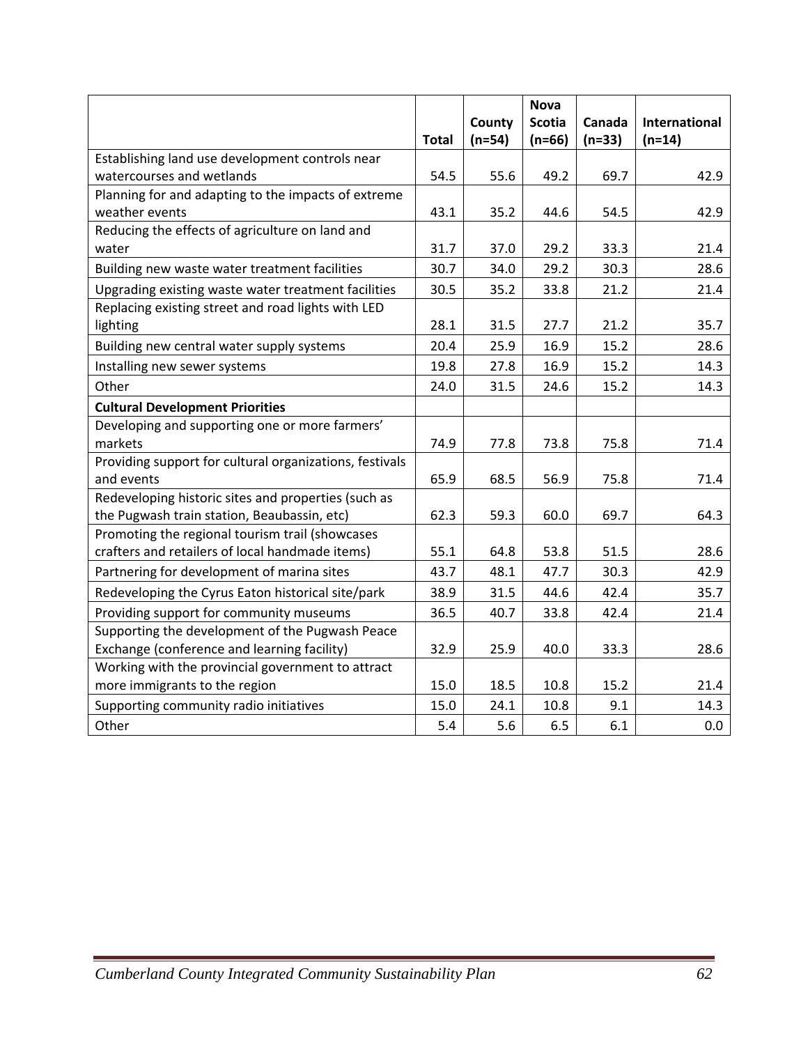| | Total | County (n=54) | Nova Scotia (n=66) | Canada (n=33) | International (n=14) |
|---|---|---|---|---|---|
| Establishing land use development controls near watercourses and wetlands | 54.5 | 55.6 | 49.2 | 69.7 | 42.9 |
| Planning for and adapting to the impacts of extreme weather events | 43.1 | 35.2 | 44.6 | 54.5 | 42.9 |
| Reducing the effects of agriculture on land and water | 31.7 | 37.0 | 29.2 | 33.3 | 21.4 |
| Building new waste water treatment facilities | 30.7 | 34.0 | 29.2 | 30.3 | 28.6 |
| Upgrading existing waste water treatment facilities | 30.5 | 35.2 | 33.8 | 21.2 | 21.4 |
| Replacing existing street and road lights with LED lighting | 28.1 | 31.5 | 27.7 | 21.2 | 35.7 |
| Building new central water supply systems | 20.4 | 25.9 | 16.9 | 15.2 | 28.6 |
| Installing new sewer systems | 19.8 | 27.8 | 16.9 | 15.2 | 14.3 |
| Other | 24.0 | 31.5 | 24.6 | 15.2 | 14.3 |
| **Cultural Development Priorities** | | | | | |
| Developing and supporting one or more farmers' markets | 74.9 | 77.8 | 73.8 | 75.8 | 71.4 |
| Providing support for cultural organizations, festivals and events | 65.9 | 68.5 | 56.9 | 75.8 | 71.4 |
| Redeveloping historic sites and properties (such as the Pugwash train station, Beaubassin, etc) | 62.3 | 59.3 | 60.0 | 69.7 | 64.3 |
| Promoting the regional tourism trail (showcases crafters and retailers of local handmade items) | 55.1 | 64.8 | 53.8 | 51.5 | 28.6 |
| Partnering for development of marina sites | 43.7 | 48.1 | 47.7 | 30.3 | 42.9 |
| Redeveloping the Cyrus Eaton historical site/park | 38.9 | 31.5 | 44.6 | 42.4 | 35.7 |
| Providing support for community museums | 36.5 | 40.7 | 33.8 | 42.4 | 21.4 |
| Supporting the development of the Pugwash Peace Exchange (conference and learning facility) | 32.9 | 25.9 | 40.0 | 33.3 | 28.6 |
| Working with the provincial government to attract more immigrants to the region | 15.0 | 18.5 | 10.8 | 15.2 | 21.4 |
| Supporting community radio initiatives | 15.0 | 24.1 | 10.8 | 9.1 | 14.3 |
| Other | 5.4 | 5.6 | 6.5 | 6.1 | 0.0 |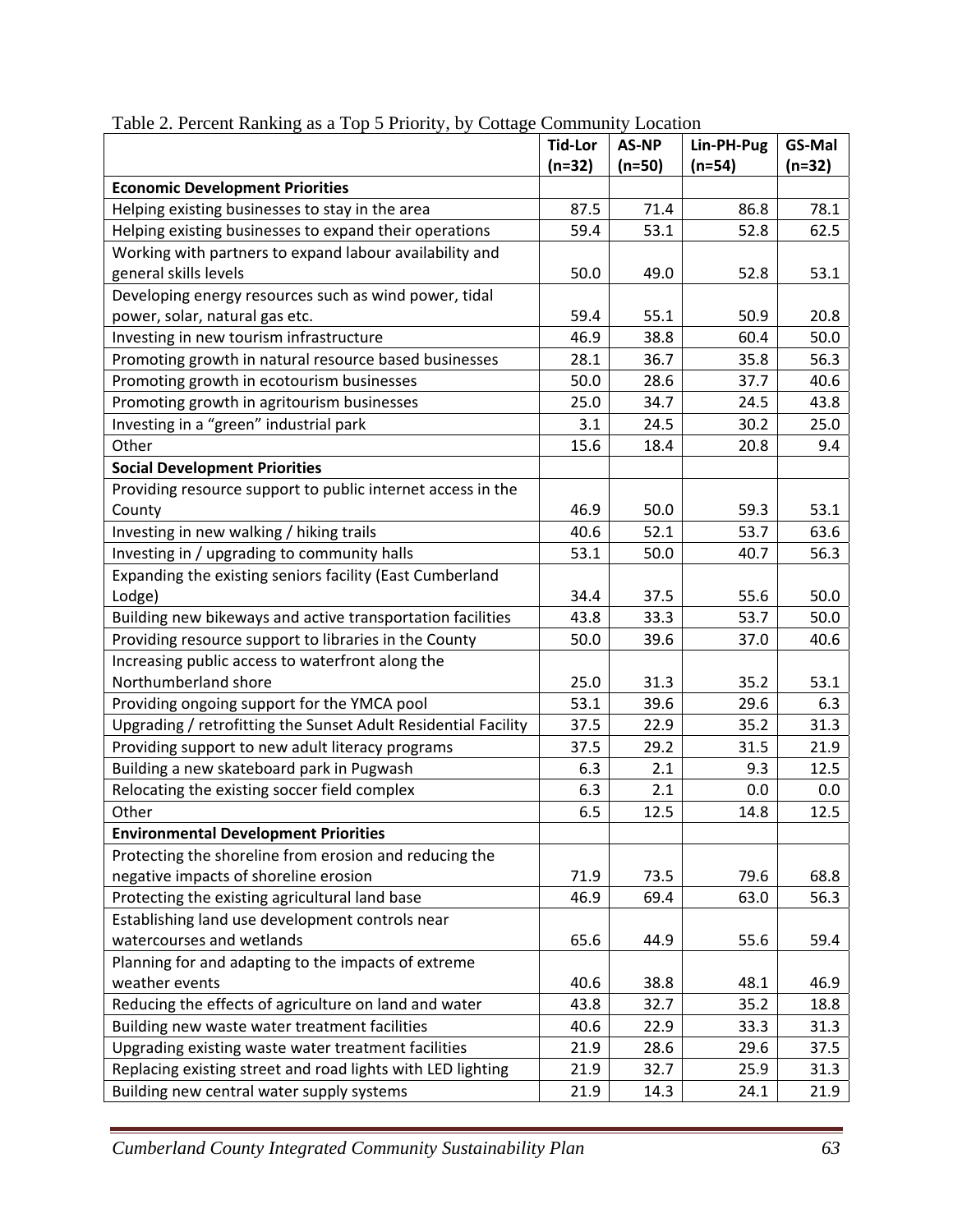Table 2. Percent Ranking as a Top 5 Priority, by Cottage Community Location

| | Tid-Lor (n=32) | AS-NP (n=50) | Lin-PH-Pug (n=54) | GS-Mal (n=32) |
|---|---|---|---|---|
| **Economic Development Priorities** | | | | |
| Helping existing businesses to stay in the area | 87.5 | 71.4 | 86.8 | 78.1 |
| Helping existing businesses to expand their operations | 59.4 | 53.1 | 52.8 | 62.5 |
| Working with partners to expand labour availability and general skills levels | 50.0 | 49.0 | 52.8 | 53.1 |
| Developing energy resources such as wind power, tidal power, solar, natural gas etc. | 59.4 | 55.1 | 50.9 | 20.8 |
| Investing in new tourism infrastructure | 46.9 | 38.8 | 60.4 | 50.0 |
| Promoting growth in natural resource based businesses | 28.1 | 36.7 | 35.8 | 56.3 |
| Promoting growth in ecotourism businesses | 50.0 | 28.6 | 37.7 | 40.6 |
| Promoting growth in agritourism businesses | 25.0 | 34.7 | 24.5 | 43.8 |
| Investing in a "green" industrial park | 3.1 | 24.5 | 30.2 | 25.0 |
| Other | 15.6 | 18.4 | 20.8 | 9.4 |
| **Social Development Priorities** | | | | |
| Providing resource support to public internet access in the County | 46.9 | 50.0 | 59.3 | 53.1 |
| Investing in new walking / hiking trails | 40.6 | 52.1 | 53.7 | 63.6 |
| Investing in / upgrading to community halls | 53.1 | 50.0 | 40.7 | 56.3 |
| Expanding the existing seniors facility (East Cumberland Lodge) | 34.4 | 37.5 | 55.6 | 50.0 |
| Building new bikeways and active transportation facilities | 43.8 | 33.3 | 53.7 | 50.0 |
| Providing resource support to libraries in the County | 50.0 | 39.6 | 37.0 | 40.6 |
| Increasing public access to waterfront along the Northumberland shore | 25.0 | 31.3 | 35.2 | 53.1 |
| Providing ongoing support for the YMCA pool | 53.1 | 39.6 | 29.6 | 6.3 |
| Upgrading / retrofitting the Sunset Adult Residential Facility | 37.5 | 22.9 | 35.2 | 31.3 |
| Providing support to new adult literacy programs | 37.5 | 29.2 | 31.5 | 21.9 |
| Building a new skateboard park in Pugwash | 6.3 | 2.1 | 9.3 | 12.5 |
| Relocating the existing soccer field complex | 6.3 | 2.1 | 0.0 | 0.0 |
| Other | 6.5 | 12.5 | 14.8 | 12.5 |
| **Environmental Development Priorities** | | | | |
| Protecting the shoreline from erosion and reducing the negative impacts of shoreline erosion | 71.9 | 73.5 | 79.6 | 68.8 |
| Protecting the existing agricultural land base | 46.9 | 69.4 | 63.0 | 56.3 |
| Establishing land use development controls near watercourses and wetlands | 65.6 | 44.9 | 55.6 | 59.4 |
| Planning for and adapting to the impacts of extreme weather events | 40.6 | 38.8 | 48.1 | 46.9 |
| Reducing the effects of agriculture on land and water | 43.8 | 32.7 | 35.2 | 18.8 |
| Building new waste water treatment facilities | 40.6 | 22.9 | 33.3 | 31.3 |
| Upgrading existing waste water treatment facilities | 21.9 | 28.6 | 29.6 | 37.5 |
| Replacing existing street and road lights with LED lighting | 21.9 | 32.7 | 25.9 | 31.3 |
| Building new central water supply systems | 21.9 | 14.3 | 24.1 | 21.9 |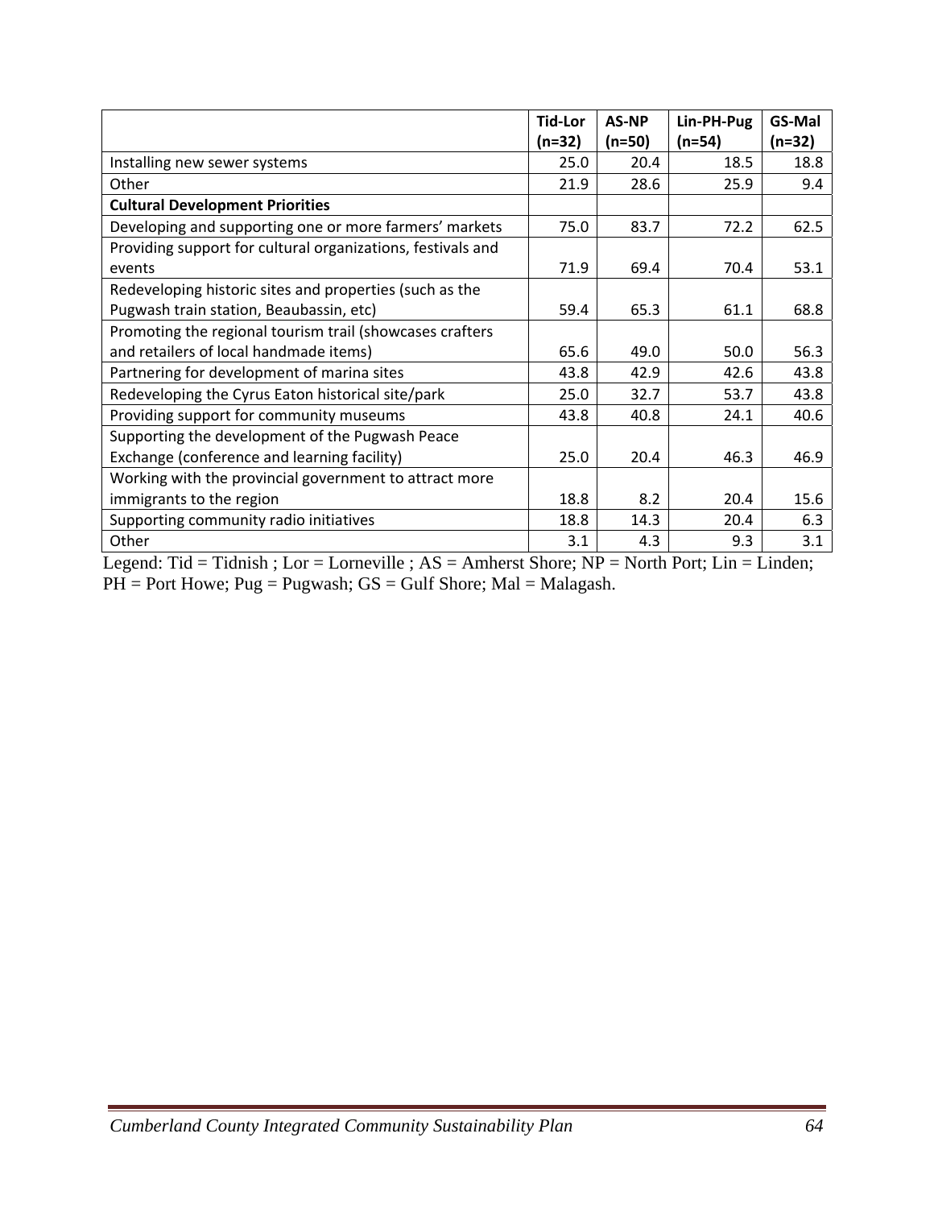| | Tid-Lor (n=32) | AS-NP (n=50) | Lin-PH-Pug (n=54) | GS-Mal (n=32) |
|---|---|---|---|---|
| Installing new sewer systems | 25.0 | 20.4 | 18.5 | 18.8 |
| Other | 21.9 | 28.6 | 25.9 | 9.4 |
| **Cultural Development Priorities** | | | | |
| Developing and supporting one or more farmers' markets | 75.0 | 83.7 | 72.2 | 62.5 |
| Providing support for cultural organizations, festivals and events | 71.9 | 69.4 | 70.4 | 53.1 |
| Redeveloping historic sites and properties (such as the Pugwash train station, Beaubassin, etc) | 59.4 | 65.3 | 61.1 | 68.8 |
| Promoting the regional tourism trail (showcases crafters and retailers of local handmade items) | 65.6 | 49.0 | 50.0 | 56.3 |
| Partnering for development of marina sites | 43.8 | 42.9 | 42.6 | 43.8 |
| Redeveloping the Cyrus Eaton historical site/park | 25.0 | 32.7 | 53.7 | 43.8 |
| Providing support for community museums | 43.8 | 40.8 | 24.1 | 40.6 |
| Supporting the development of the Pugwash Peace Exchange (conference and learning facility) | 25.0 | 20.4 | 46.3 | 46.9 |
| Working with the provincial government to attract more immigrants to the region | 18.8 | 8.2 | 20.4 | 15.6 |
| Supporting community radio initiatives | 18.8 | 14.3 | 20.4 | 6.3 |
| Other | 3.1 | 4.3 | 9.3 | 3.1 |

Legend: Tid = Tidnish ; Lor = Lorneville ; AS = Amherst Shore; NP = North Port; Lin = Linden; PH = Port Howe; Pug = Pugwash; GS = Gulf Shore; Mal = Malagash.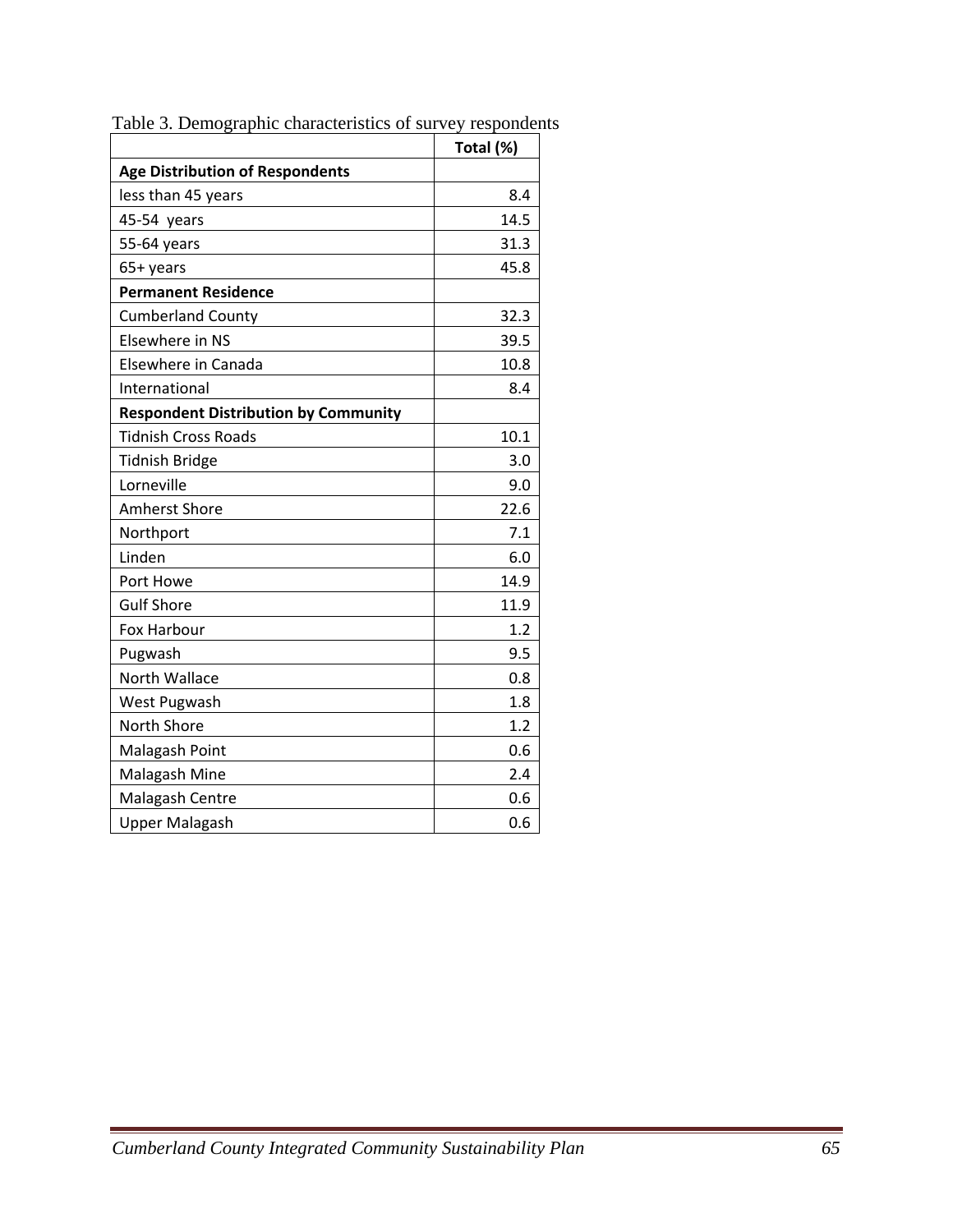Table 3. Demographic characteristics of survey respondents

| | Total (%) |
|---|---|
| **Age Distribution of Respondents** | |
| less than 45 years | 8.4 |
| 45-54 years | 14.5 |
| 55-64 years | 31.3 |
| 65+ years | 45.8 |
| **Permanent Residence** | |
| Cumberland County | 32.3 |
| Elsewhere in NS | 39.5 |
| Elsewhere in Canada | 10.8 |
| International | 8.4 |
| **Respondent Distribution by Community** | |
| Tidnish Cross Roads | 10.1 |
| Tidnish Bridge | 3.0 |
| Lorneville | 9.0 |
| Amherst Shore | 22.6 |
| Northport | 7.1 |
| Linden | 6.0 |
| Port Howe | 14.9 |
| Gulf Shore | 11.9 |
| Fox Harbour | 1.2 |
| Pugwash | 9.5 |
| North Wallace | 0.8 |
| West Pugwash | 1.8 |
| North Shore | 1.2 |
| Malagash Point | 0.6 |
| Malagash Mine | 2.4 |
| Malagash Centre | 0.6 |
| Upper Malagash | 0.6 |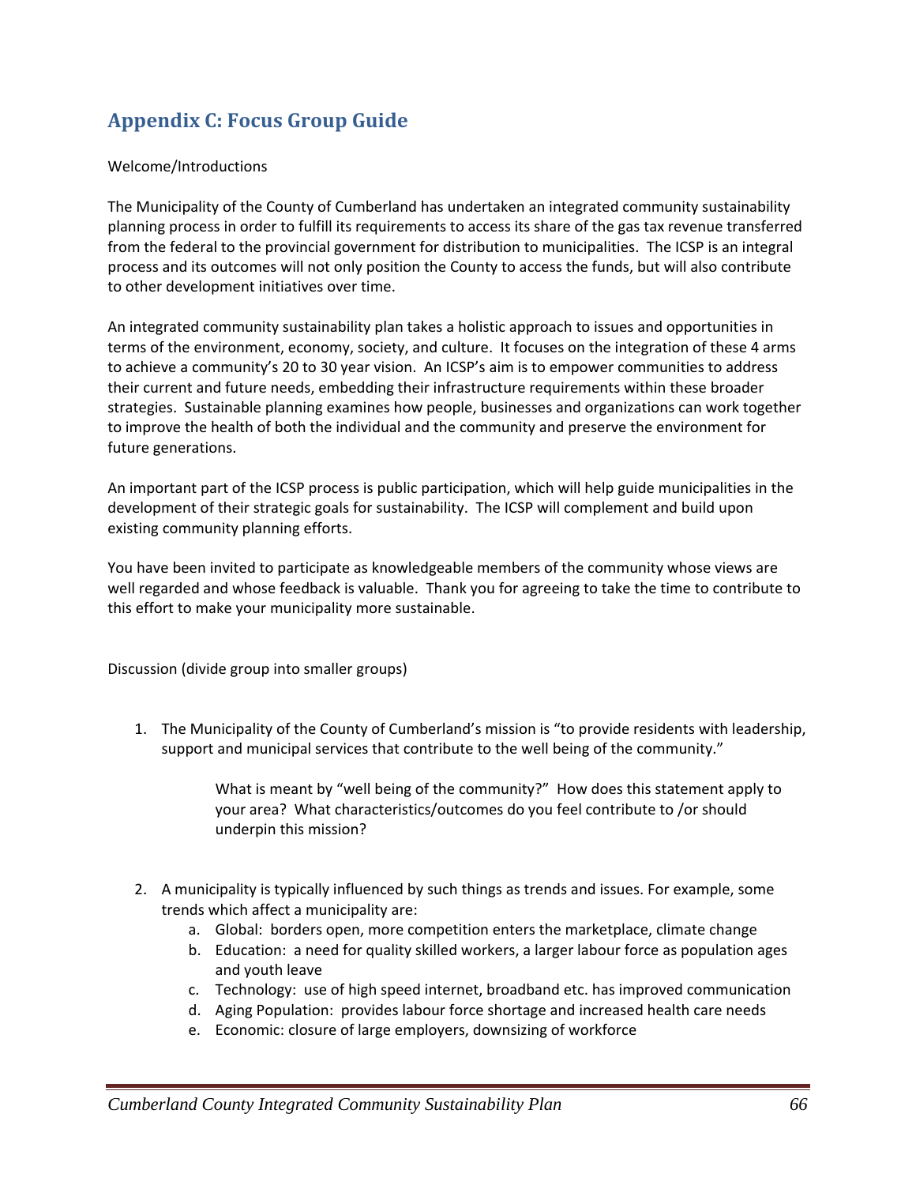## Appendix C: Focus Group Guide

Welcome/Introductions

The Municipality of the County of Cumberland has undertaken an integrated community sustainability planning process in order to fulfill its requirements to access its share of the gas tax revenue transferred from the federal to the provincial government for distribution to municipalities. The ICSP is an integral process and its outcomes will not only position the County to access the funds, but will also contribute to other development initiatives over time.

An integrated community sustainability plan takes a holistic approach to issues and opportunities in terms of the environment, economy, society, and culture. It focuses on the integration of these 4 arms to achieve a community's 20 to 30 year vision. An ICSP's aim is to empower communities to address their current and future needs, embedding their infrastructure requirements within these broader strategies. Sustainable planning examines how people, businesses and organizations can work together to improve the health of both the individual and the community and preserve the environment for future generations.

An important part of the ICSP process is public participation, which will help guide municipalities in the development of their strategic goals for sustainability. The ICSP will complement and build upon existing community planning efforts.

You have been invited to participate as knowledgeable members of the community whose views are well regarded and whose feedback is valuable. Thank you for agreeing to take the time to contribute to this effort to make your municipality more sustainable.

Discussion (divide group into smaller groups)

1. The Municipality of the County of Cumberland's mission is "to provide residents with leadership, support and municipal services that contribute to the well being of the community."

   What is meant by "well being of the community?" How does this statement apply to your area? What characteristics/outcomes do you feel contribute to /or should underpin this mission?

2. A municipality is typically influenced by such things as trends and issues. For example, some trends which affect a municipality are:
   a. Global: borders open, more competition enters the marketplace, climate change
   b. Education: a need for quality skilled workers, a larger labour force as population ages and youth leave
   c. Technology: use of high speed internet, broadband etc. has improved communication
   d. Aging Population: provides labour force shortage and increased health care needs
   e. Economic: closure of large employers, downsizing of workforce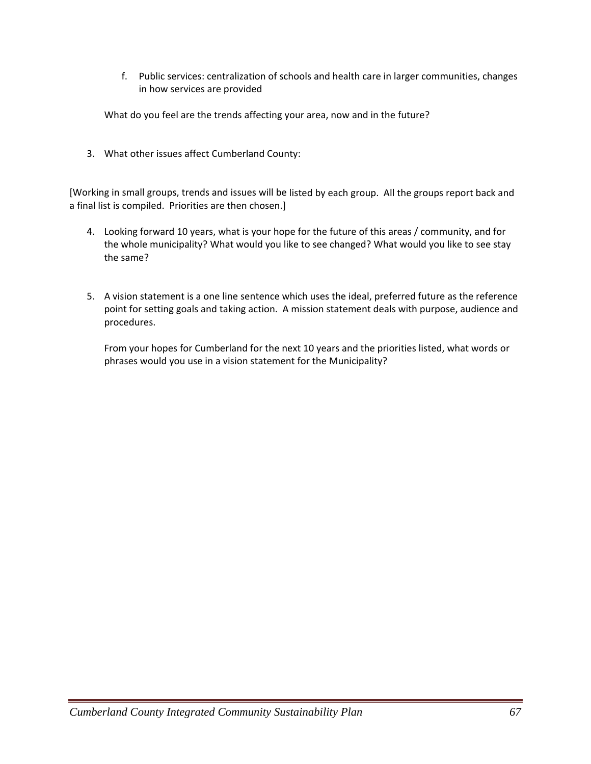f. Public services: centralization of schools and health care in larger communities, changes in how services are provided

What do you feel are the trends affecting your area, now and in the future?

3. What other issues affect Cumberland County:

[Working in small groups, trends and issues will be listed by each group. All the groups report back and a final list is compiled. Priorities are then chosen.]

4. Looking forward 10 years, what is your hope for the future of this areas / community, and for the whole municipality? What would you like to see changed? What would you like to see stay the same?

5. A vision statement is a one line sentence which uses the ideal, preferred future as the reference point for setting goals and taking action. A mission statement deals with purpose, audience and procedures.

   From your hopes for Cumberland for the next 10 years and the priorities listed, what words or phrases would you use in a vision statement for the Municipality?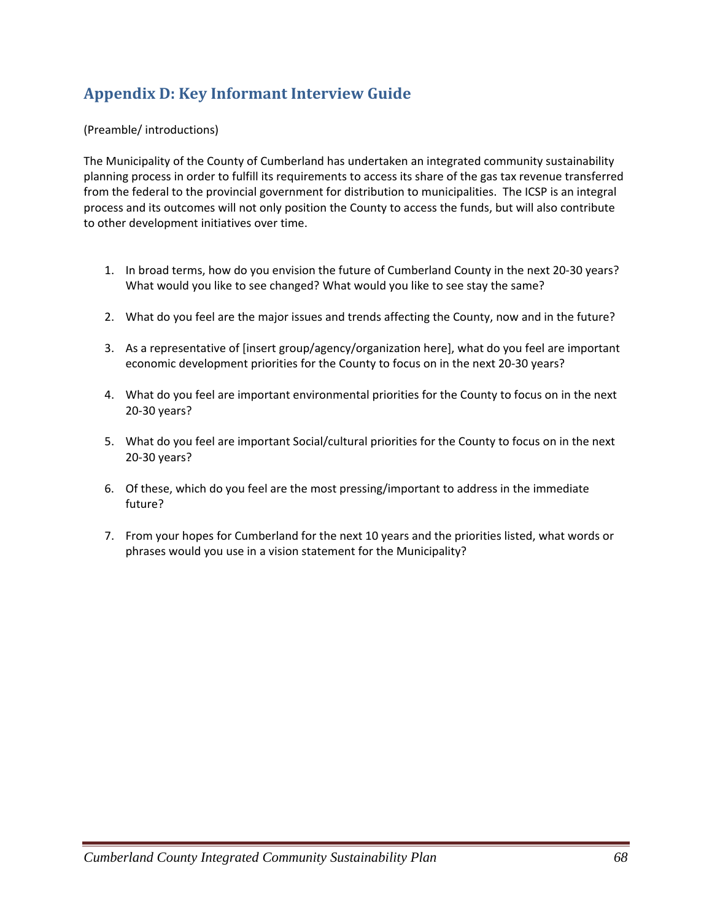## Appendix D: Key Informant Interview Guide

(Preamble/ introductions)

The Municipality of the County of Cumberland has undertaken an integrated community sustainability planning process in order to fulfill its requirements to access its share of the gas tax revenue transferred from the federal to the provincial government for distribution to municipalities. The ICSP is an integral process and its outcomes will not only position the County to access the funds, but will also contribute to other development initiatives over time.

1. In broad terms, how do you envision the future of Cumberland County in the next 20-30 years? What would you like to see changed? What would you like to see stay the same?

2. What do you feel are the major issues and trends affecting the County, now and in the future?

3. As a representative of [insert group/agency/organization here], what do you feel are important economic development priorities for the County to focus on in the next 20-30 years?

4. What do you feel are important environmental priorities for the County to focus on in the next 20-30 years?

5. What do you feel are important Social/cultural priorities for the County to focus on in the next 20-30 years?

6. Of these, which do you feel are the most pressing/important to address in the immediate future?

7. From your hopes for Cumberland for the next 10 years and the priorities listed, what words or phrases would you use in a vision statement for the Municipality?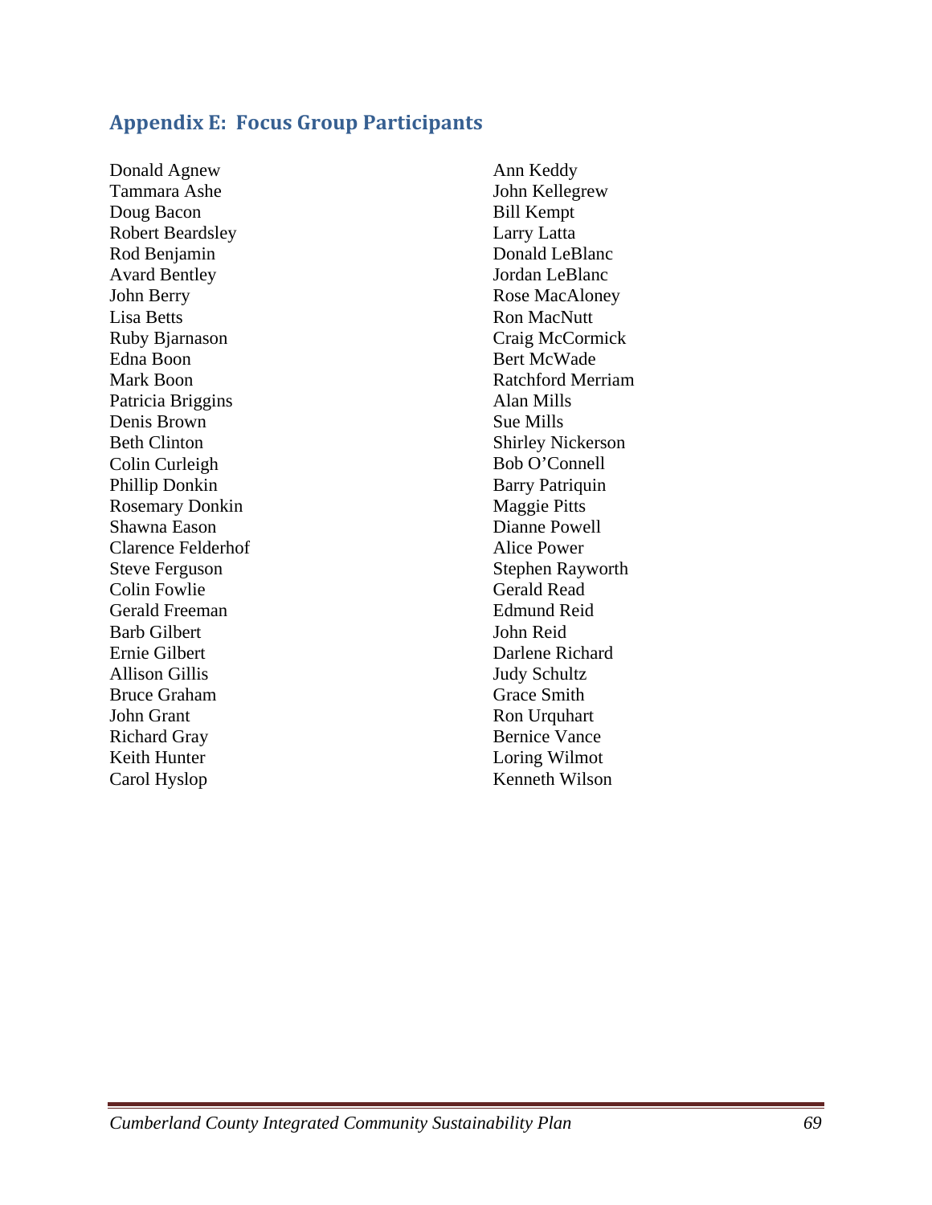## Appendix E: Focus Group Participants

Donald Agnew
Tammara Ashe
Doug Bacon
Robert Beardsley
Rod Benjamin
Avard Bentley
John Berry
Lisa Betts
Ruby Bjarnason
Edna Boon
Mark Boon
Patricia Briggins
Denis Brown
Beth Clinton
Colin Curleigh
Phillip Donkin
Rosemary Donkin
Shawna Eason
Clarence Felderhof
Steve Ferguson
Colin Fowlie
Gerald Freeman
Barb Gilbert
Ernie Gilbert
Allison Gillis
Bruce Graham
John Grant
Richard Gray
Keith Hunter
Carol Hyslop
Ann Keddy
John Kellegrew
Bill Kempt
Larry Latta
Donald LeBlanc
Jordan LeBlanc
Rose MacAloney
Ron MacNutt
Craig McCormick
Bert McWade
Ratchford Merriam
Alan Mills
Sue Mills
Shirley Nickerson
Bob O'Connell
Barry Patriquin
Maggie Pitts
Dianne Powell
Alice Power
Stephen Rayworth
Gerald Read
Edmund Reid
John Reid
Darlene Richard
Judy Schultz
Grace Smith
Ron Urquhart
Bernice Vance
Loring Wilmot
Kenneth Wilson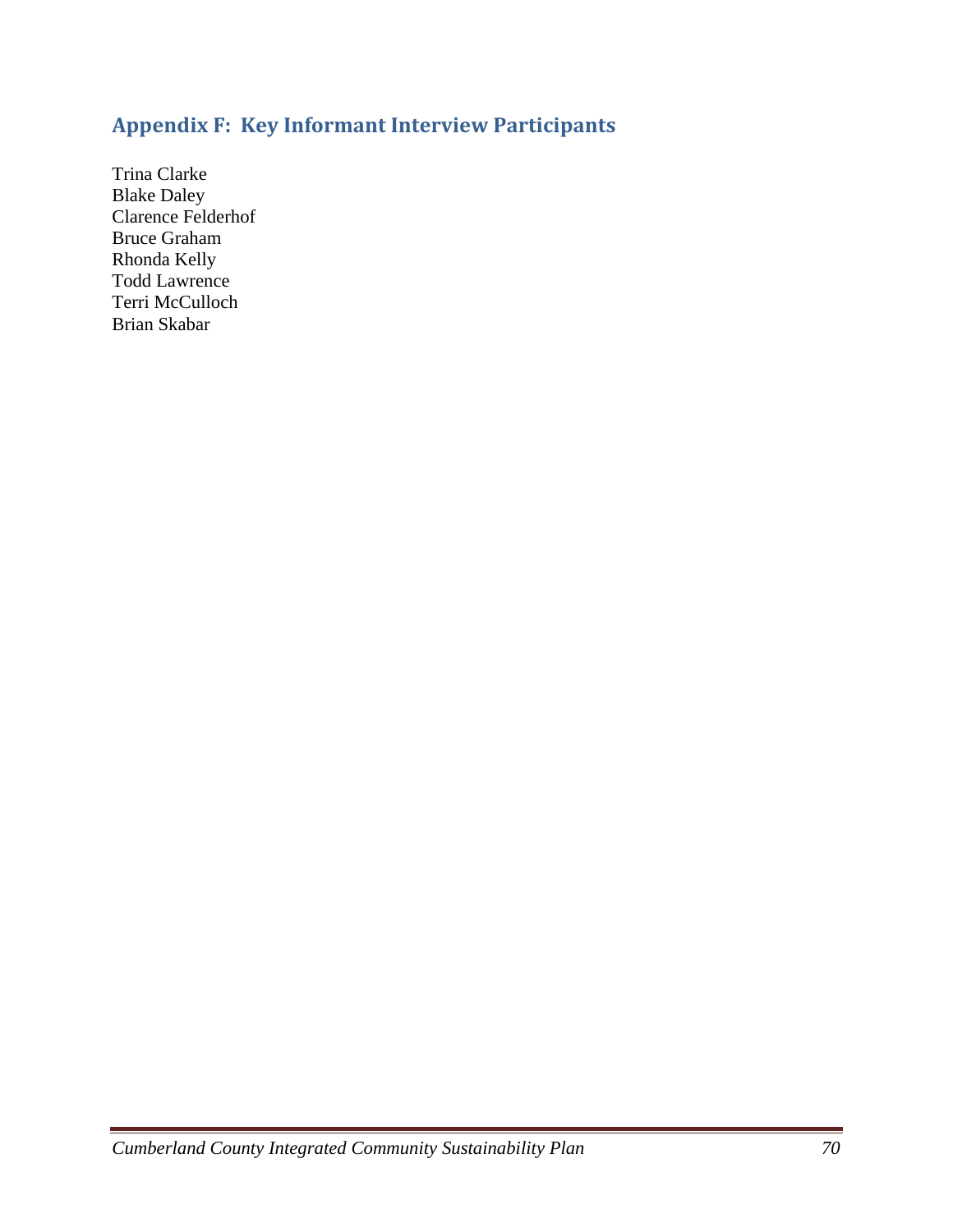## Appendix F: Key Informant Interview Participants

Trina Clarke
Blake Daley
Clarence Felderhof
Bruce Graham
Rhonda Kelly
Todd Lawrence
Terri McCulloch
Brian Skabar